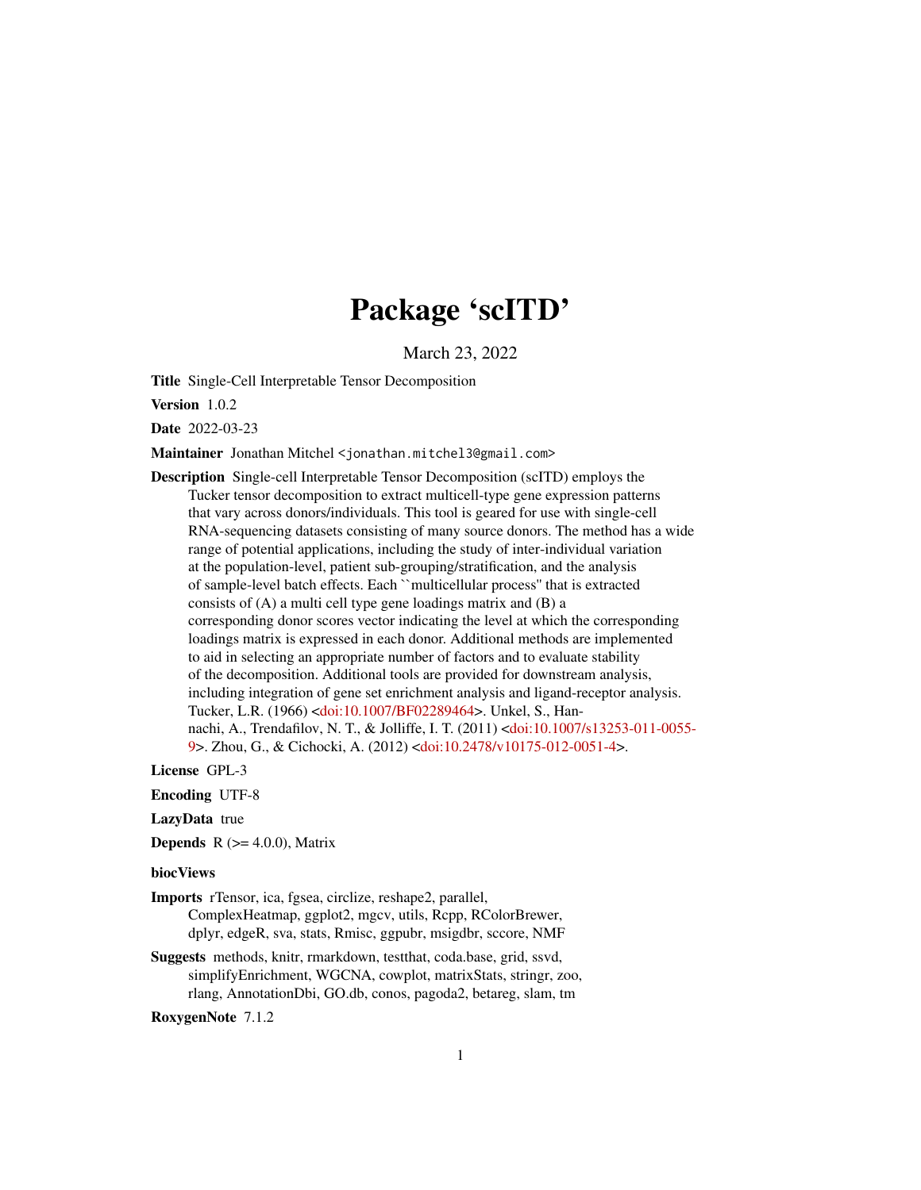# Package 'scITD'

March 23, 2022

**Title** Single-Cell Interpretable Tensor Decomposition

**Version** 1.0.2

**Date** 2022-03-23

**Maintainer** Jonathan Mitchel <jonathan.mitchel3@gmail.com>

**Description** Single-cell Interpretable Tensor Decomposition (scITD) employs the Tucker tensor decomposition to extract multicell-type gene expression patterns that vary across donors/individuals. This tool is geared for use with single-cell RNA-sequencing datasets consisting of many source donors. The method has a wide range of potential applications, including the study of inter-individual variation at the population-level, patient sub-grouping/stratification, and the analysis of sample-level batch effects. Each ``multicellular process'' that is extracted consists of (A) a multi cell type gene loadings matrix and (B) a corresponding donor scores vector indicating the level at which the corresponding loadings matrix is expressed in each donor. Additional methods are implemented to aid in selecting an appropriate number of factors and to evaluate stability of the decomposition. Additional tools are provided for downstream analysis, including integration of gene set enrichment analysis and ligand-receptor analysis. Tucker, L.R. (1966) <doi:10.1007/BF02289464>. Unkel, S., Hannachi, A., Trendafilov, N. T., & Jolliffe, I. T. (2011) <doi:10.1007/s13253-011-0055-9>. Zhou, G., & Cichocki, A. (2012) <doi:10.2478/v10175-012-0051-4>.

**License** GPL-3

**Encoding** UTF-8

**LazyData** true

**Depends** R (>= 4.0.0), Matrix

**biocViews**

**Imports** rTensor, ica, fgsea, circlize, reshape2, parallel, ComplexHeatmap, ggplot2, mgcv, utils, Rcpp, RColorBrewer, dplyr, edgeR, sva, stats, Rmisc, ggpubr, msigdbr, sccore, NMF

**Suggests** methods, knitr, rmarkdown, testthat, coda.base, grid, ssvd, simplifyEnrichment, WGCNA, cowplot, matrixStats, stringr, zoo, rlang, AnnotationDbi, GO.db, conos, pagoda2, betareg, slam, tm

**RoxygenNote** 7.1.2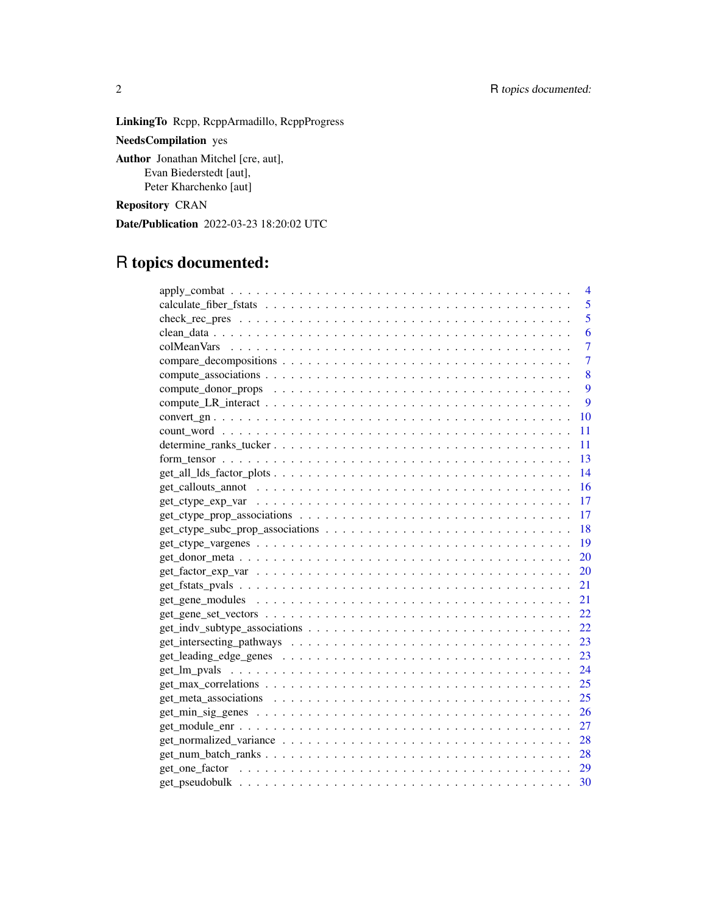**LinkingTo** Rcpp, RcppArmadillo, RcppProgress

**NeedsCompilation** yes

**Author** Jonathan Mitchel [cre, aut],
Evan Biederstedt [aut],
Peter Kharchenko [aut]

**Repository** CRAN

**Date/Publication** 2022-03-23 18:20:02 UTC

# R topics documented:

| | |
|---|---|
| apply_combat | 4 |
| calculate_fiber_fstats | 5 |
| check_rec_pres | 5 |
| clean_data | 6 |
| colMeanVars | 7 |
| compare_decompositions | 7 |
| compute_associations | 8 |
| compute_donor_props | 9 |
| compute_LR_interact | 9 |
| convert_gn | 10 |
| count_word | 11 |
| determine_ranks_tucker | 11 |
| form_tensor | 13 |
| get_all_lds_factor_plots | 14 |
| get_callouts_annot | 16 |
| get_ctype_exp_var | 17 |
| get_ctype_prop_associations | 17 |
| get_ctype_subc_prop_associations | 18 |
| get_ctype_vargenes | 19 |
| get_donor_meta | 20 |
| get_factor_exp_var | 20 |
| get_fstats_pvals | 21 |
| get_gene_modules | 21 |
| get_gene_set_vectors | 22 |
| get_indv_subtype_associations | 22 |
| get_intersecting_pathways | 23 |
| get_leading_edge_genes | 23 |
| get_lm_pvals | 24 |
| get_max_correlations | 25 |
| get_meta_associations | 25 |
| get_min_sig_genes | 26 |
| get_module_enr | 27 |
| get_normalized_variance | 28 |
| get_num_batch_ranks | 28 |
| get_one_factor | 29 |
| get_pseudobulk | 30 |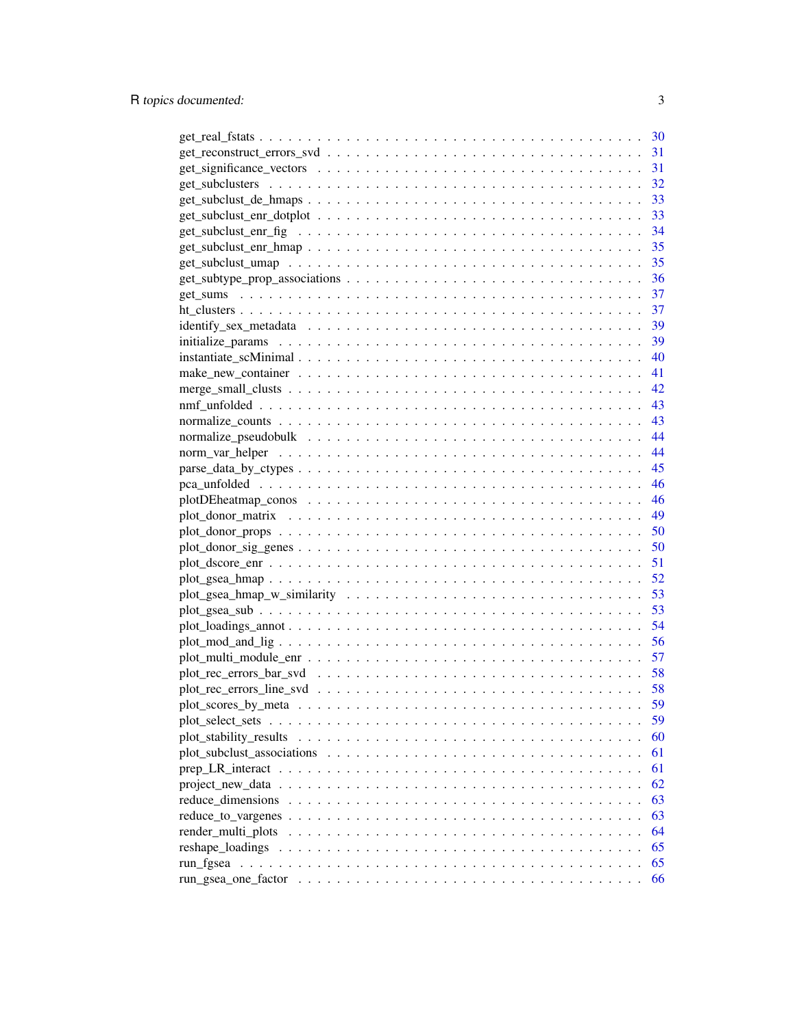get_real_fstats . . . . . . . . . . . . . . . . . . . . . . . . . . . . . . . . . . . . . . . . 30
get_reconstruct_errors_svd . . . . . . . . . . . . . . . . . . . . . . . . . . . . . . . . . . 31
get_significance_vectors . . . . . . . . . . . . . . . . . . . . . . . . . . . . . . . . . . . . 31
get_subclusters . . . . . . . . . . . . . . . . . . . . . . . . . . . . . . . . . . . . . . . . 32
get_subclust_de_hmaps . . . . . . . . . . . . . . . . . . . . . . . . . . . . . . . . . . . . . 33
get_subclust_enr_dotplot . . . . . . . . . . . . . . . . . . . . . . . . . . . . . . . . . . . 33
get_subclust_enr_fig . . . . . . . . . . . . . . . . . . . . . . . . . . . . . . . . . . . . . 34
get_subclust_enr_hmap . . . . . . . . . . . . . . . . . . . . . . . . . . . . . . . . . . . . . 35
get_subclust_umap . . . . . . . . . . . . . . . . . . . . . . . . . . . . . . . . . . . . . . . 35
get_subtype_prop_associations . . . . . . . . . . . . . . . . . . . . . . . . . . . . . . . . 36
get_sums . . . . . . . . . . . . . . . . . . . . . . . . . . . . . . . . . . . . . . . . . . . 37
ht_clusters . . . . . . . . . . . . . . . . . . . . . . . . . . . . . . . . . . . . . . . . . . 37
identify_sex_metadata . . . . . . . . . . . . . . . . . . . . . . . . . . . . . . . . . . . . . 39
initialize_params . . . . . . . . . . . . . . . . . . . . . . . . . . . . . . . . . . . . . . . 39
instantiate_scMinimal . . . . . . . . . . . . . . . . . . . . . . . . . . . . . . . . . . . . . 40
make_new_container . . . . . . . . . . . . . . . . . . . . . . . . . . . . . . . . . . . . . . 41
merge_small_clusts . . . . . . . . . . . . . . . . . . . . . . . . . . . . . . . . . . . . . . . 42
nmf_unfolded . . . . . . . . . . . . . . . . . . . . . . . . . . . . . . . . . . . . . . . . . . 43
normalize_counts . . . . . . . . . . . . . . . . . . . . . . . . . . . . . . . . . . . . . . . . 43
normalize_pseudobulk . . . . . . . . . . . . . . . . . . . . . . . . . . . . . . . . . . . . . 44
norm_var_helper . . . . . . . . . . . . . . . . . . . . . . . . . . . . . . . . . . . . . . . . 44
parse_data_by_ctypes . . . . . . . . . . . . . . . . . . . . . . . . . . . . . . . . . . . . . 45
pca_unfolded . . . . . . . . . . . . . . . . . . . . . . . . . . . . . . . . . . . . . . . . . . 46
plotDEheatmap_conos . . . . . . . . . . . . . . . . . . . . . . . . . . . . . . . . . . . . . . 46
plot_donor_matrix . . . . . . . . . . . . . . . . . . . . . . . . . . . . . . . . . . . . . . . 49
plot_donor_props . . . . . . . . . . . . . . . . . . . . . . . . . . . . . . . . . . . . . . . . 50
plot_donor_sig_genes . . . . . . . . . . . . . . . . . . . . . . . . . . . . . . . . . . . . . . 50
plot_dscore_enr . . . . . . . . . . . . . . . . . . . . . . . . . . . . . . . . . . . . . . . . 51
plot_gsea_hmap . . . . . . . . . . . . . . . . . . . . . . . . . . . . . . . . . . . . . . . . . 52
plot_gsea_hmap_w_similarity . . . . . . . . . . . . . . . . . . . . . . . . . . . . . . . . . 53
plot_gsea_sub . . . . . . . . . . . . . . . . . . . . . . . . . . . . . . . . . . . . . . . . . 53
plot_loadings_annot . . . . . . . . . . . . . . . . . . . . . . . . . . . . . . . . . . . . . . 54
plot_mod_and_lig . . . . . . . . . . . . . . . . . . . . . . . . . . . . . . . . . . . . . . . . 56
plot_multi_module_enr . . . . . . . . . . . . . . . . . . . . . . . . . . . . . . . . . . . . . 57
plot_rec_errors_bar_svd . . . . . . . . . . . . . . . . . . . . . . . . . . . . . . . . . . . . 58
plot_rec_errors_line_svd . . . . . . . . . . . . . . . . . . . . . . . . . . . . . . . . . . . . 58
plot_scores_by_meta . . . . . . . . . . . . . . . . . . . . . . . . . . . . . . . . . . . . . . 59
plot_select_sets . . . . . . . . . . . . . . . . . . . . . . . . . . . . . . . . . . . . . . . . 59
plot_stability_results . . . . . . . . . . . . . . . . . . . . . . . . . . . . . . . . . . . . . 60
plot_subclust_associations . . . . . . . . . . . . . . . . . . . . . . . . . . . . . . . . . . 61
prep_LR_interact . . . . . . . . . . . . . . . . . . . . . . . . . . . . . . . . . . . . . . . . 61
project_new_data . . . . . . . . . . . . . . . . . . . . . . . . . . . . . . . . . . . . . . . . 62
reduce_dimensions . . . . . . . . . . . . . . . . . . . . . . . . . . . . . . . . . . . . . . . 63
reduce_to_vargenes . . . . . . . . . . . . . . . . . . . . . . . . . . . . . . . . . . . . . . . 63
render_multi_plots . . . . . . . . . . . . . . . . . . . . . . . . . . . . . . . . . . . . . . . 64
reshape_loadings . . . . . . . . . . . . . . . . . . . . . . . . . . . . . . . . . . . . . . . . 65
run_fgsea . . . . . . . . . . . . . . . . . . . . . . . . . . . . . . . . . . . . . . . . . . . . 65
run_gsea_one_factor . . . . . . . . . . . . . . . . . . . . . . . . . . . . . . . . . . . . . . 66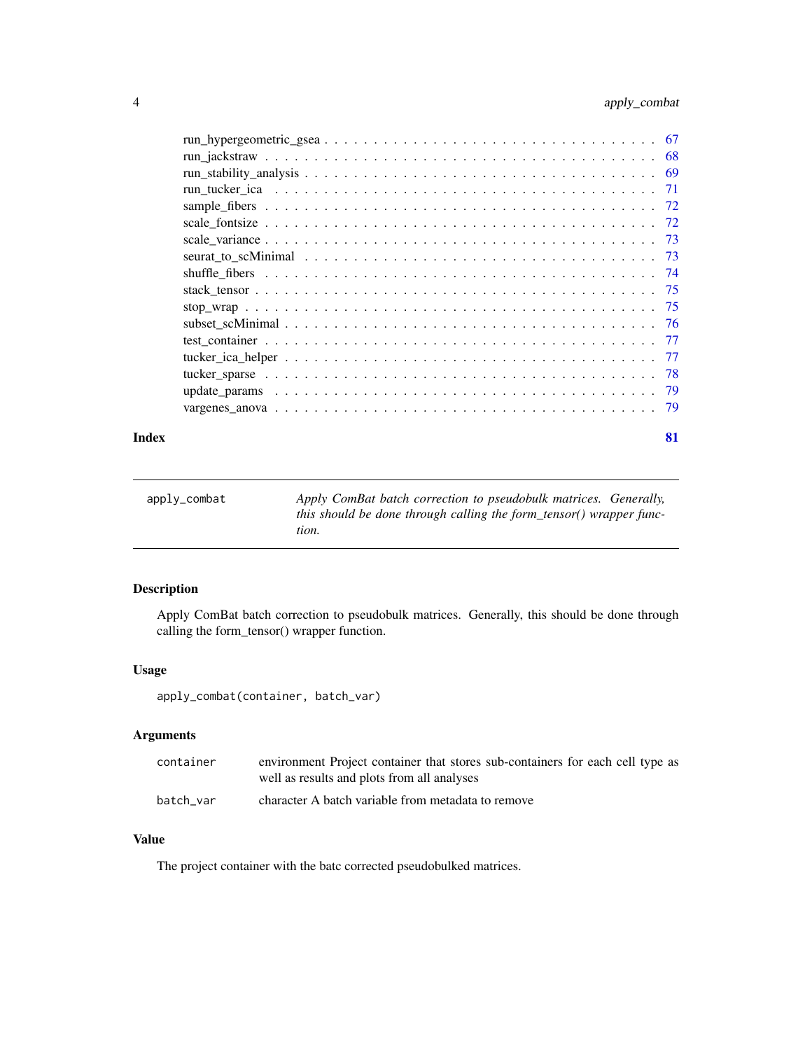run_hypergeometric_gsea . . . . . . . . . . . . . . . . . . . . . . . . . . . . . . . . 67
run_jackstraw . . . . . . . . . . . . . . . . . . . . . . . . . . . . . . . . . . . . . 68
run_stability_analysis . . . . . . . . . . . . . . . . . . . . . . . . . . . . . . . . . 69
run_tucker_ica . . . . . . . . . . . . . . . . . . . . . . . . . . . . . . . . . . . . . 71
sample_fibers . . . . . . . . . . . . . . . . . . . . . . . . . . . . . . . . . . . . . 72
scale_fontsize . . . . . . . . . . . . . . . . . . . . . . . . . . . . . . . . . . . . . 72
scale_variance . . . . . . . . . . . . . . . . . . . . . . . . . . . . . . . . . . . . . 73
seurat_to_scMinimal . . . . . . . . . . . . . . . . . . . . . . . . . . . . . . . . . . 73
shuffle_fibers . . . . . . . . . . . . . . . . . . . . . . . . . . . . . . . . . . . . . 74
stack_tensor . . . . . . . . . . . . . . . . . . . . . . . . . . . . . . . . . . . . . . 75
stop_wrap . . . . . . . . . . . . . . . . . . . . . . . . . . . . . . . . . . . . . . . 75
subset_scMinimal . . . . . . . . . . . . . . . . . . . . . . . . . . . . . . . . . . . . 76
test_container . . . . . . . . . . . . . . . . . . . . . . . . . . . . . . . . . . . . . 77
tucker_ica_helper . . . . . . . . . . . . . . . . . . . . . . . . . . . . . . . . . . . . 77
tucker_sparse . . . . . . . . . . . . . . . . . . . . . . . . . . . . . . . . . . . . . . 78
update_params . . . . . . . . . . . . . . . . . . . . . . . . . . . . . . . . . . . . . 79
vargenes_anova . . . . . . . . . . . . . . . . . . . . . . . . . . . . . . . . . . . . . 79

**Index** **81**

---

`apply_combat` *Apply ComBat batch correction to pseudobulk matrices. Generally, this should be done through calling the form_tensor() wrapper function.*

---

### Description

Apply ComBat batch correction to pseudobulk matrices. Generally, this should be done through calling the form_tensor() wrapper function.

### Usage

```
apply_combat(container, batch_var)
```

### Arguments

| | |
|---|---|
| `container` | environment Project container that stores sub-containers for each cell type as well as results and plots from all analyses |
| `batch_var` | character A batch variable from metadata to remove |

### Value

The project container with the batc corrected pseudobulked matrices.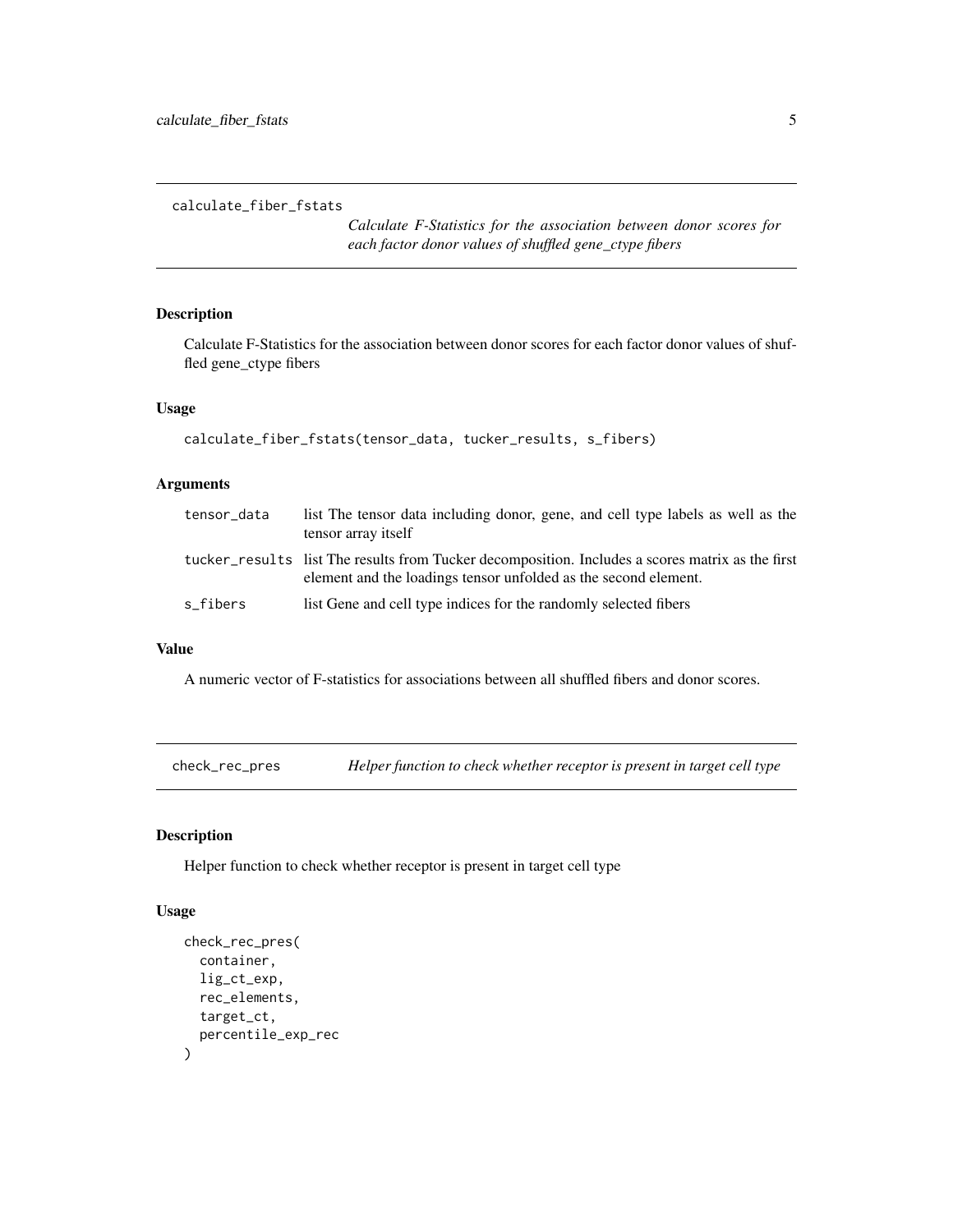## calculate_fiber_fstats

*Calculate F-Statistics for the association between donor scores for each factor donor values of shuffled gene_ctype fibers*

### Description

Calculate F-Statistics for the association between donor scores for each factor donor values of shuffled gene_ctype fibers

### Usage

```
calculate_fiber_fstats(tensor_data, tucker_results, s_fibers)
```

### Arguments

| | |
|---|---|
| tensor_data | list The tensor data including donor, gene, and cell type labels as well as the tensor array itself |
| tucker_results | list The results from Tucker decomposition. Includes a scores matrix as the first element and the loadings tensor unfolded as the second element. |
| s_fibers | list Gene and cell type indices for the randomly selected fibers |

### Value

A numeric vector of F-statistics for associations between all shuffled fibers and donor scores.

## check_rec_pres

*Helper function to check whether receptor is present in target cell type*

### Description

Helper function to check whether receptor is present in target cell type

### Usage

```
check_rec_pres(
  container,
  lig_ct_exp,
  rec_elements,
  target_ct,
  percentile_exp_rec
)
```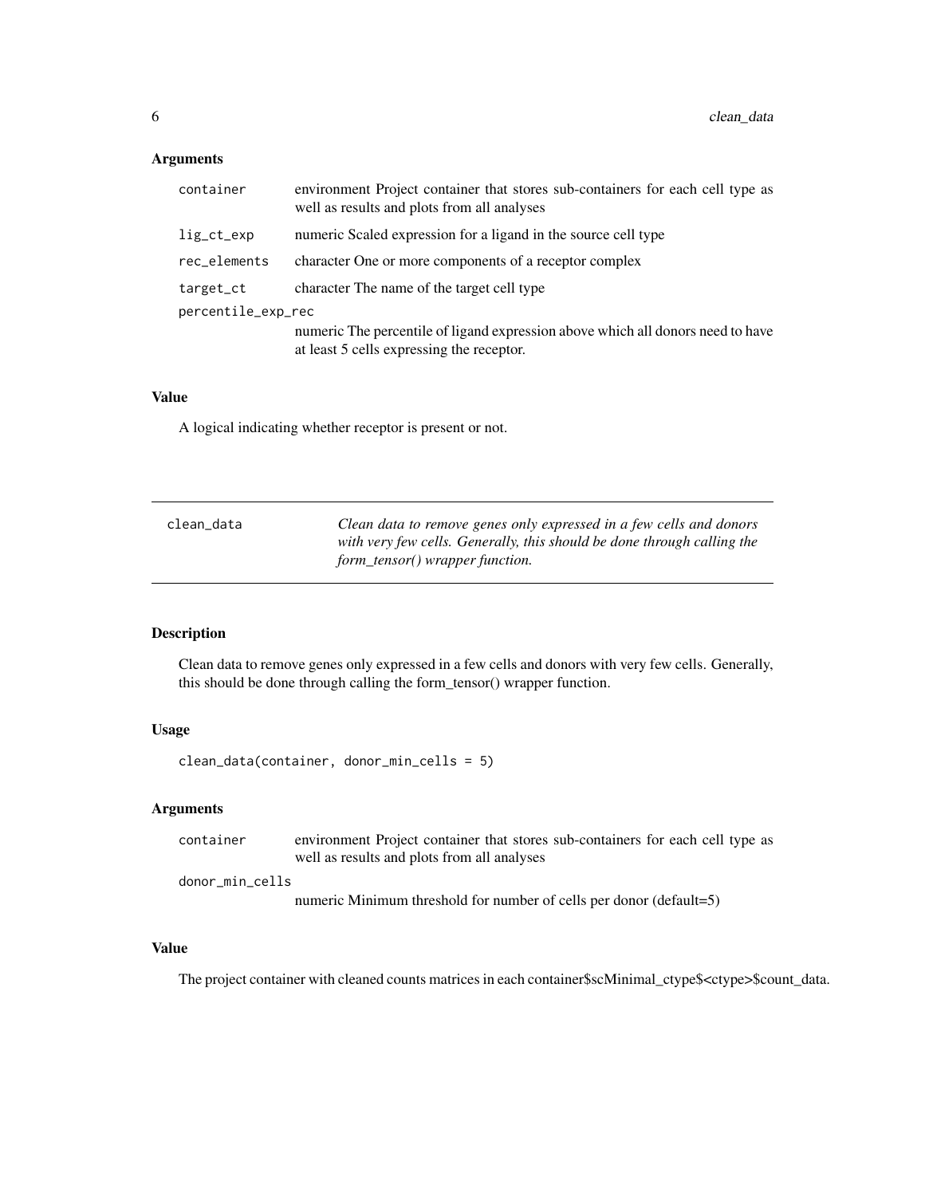### Arguments

| | |
|---|---|
| `container` | environment Project container that stores sub-containers for each cell type as well as results and plots from all analyses |
| `lig_ct_exp` | numeric Scaled expression for a ligand in the source cell type |
| `rec_elements` | character One or more components of a receptor complex |
| `target_ct` | character The name of the target cell type |
| `percentile_exp_rec` | numeric The percentile of ligand expression above which all donors need to have at least 5 cells expressing the receptor. |

### Value

A logical indicating whether receptor is present or not.

---

## clean_data — *Clean data to remove genes only expressed in a few cells and donors with very few cells. Generally, this should be done through calling the form_tensor() wrapper function.*

---

### Description

Clean data to remove genes only expressed in a few cells and donors with very few cells. Generally, this should be done through calling the form_tensor() wrapper function.

### Usage

```
clean_data(container, donor_min_cells = 5)
```

### Arguments

| | |
|---|---|
| `container` | environment Project container that stores sub-containers for each cell type as well as results and plots from all analyses |
| `donor_min_cells` | numeric Minimum threshold for number of cells per donor (default=5) |

### Value

The project container with cleaned counts matrices in each container$scMinimal_ctype$<ctype>$count_data.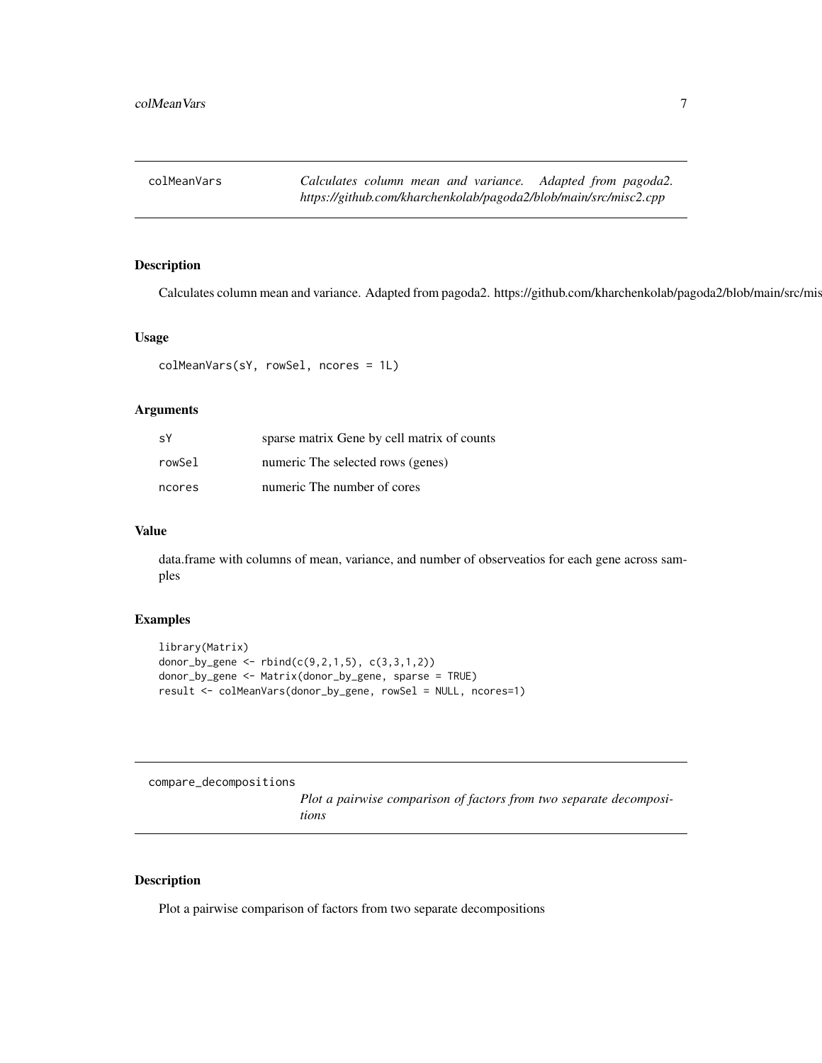## colMeanVars

*Calculates column mean and variance. Adapted from pagoda2. https://github.com/kharchenkolab/pagoda2/blob/main/src/misc2.cpp*

### Description

Calculates column mean and variance. Adapted from pagoda2. https://github.com/kharchenkolab/pagoda2/blob/main/src/mis

### Usage

```
colMeanVars(sY, rowSel, ncores = 1L)
```

### Arguments

| | |
|---|---|
| sY | sparse matrix Gene by cell matrix of counts |
| rowSel | numeric The selected rows (genes) |
| ncores | numeric The number of cores |

### Value

data.frame with columns of mean, variance, and number of observeatios for each gene across samples

### Examples

```
library(Matrix)
donor_by_gene <- rbind(c(9,2,1,5), c(3,3,1,2))
donor_by_gene <- Matrix(donor_by_gene, sparse = TRUE)
result <- colMeanVars(donor_by_gene, rowSel = NULL, ncores=1)
```

## compare_decompositions

*Plot a pairwise comparison of factors from two separate decompositions*

### Description

Plot a pairwise comparison of factors from two separate decompositions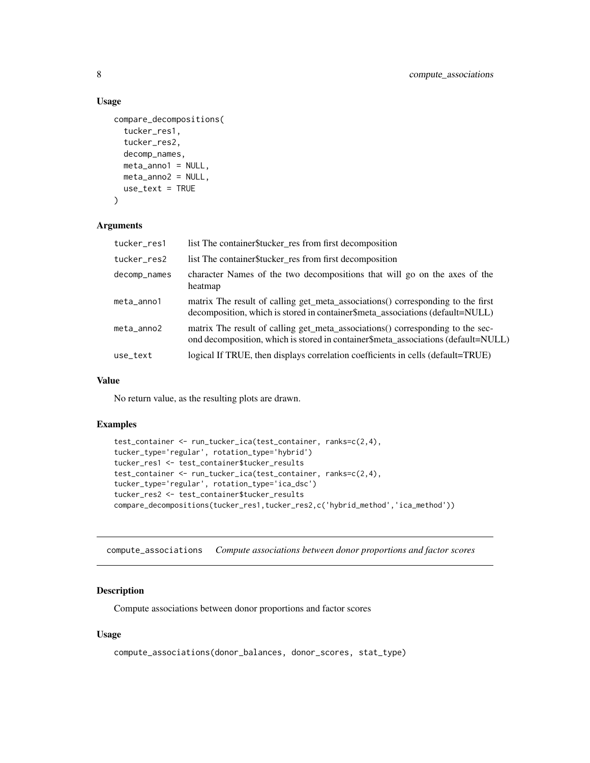### Usage

```
compare_decompositions(
  tucker_res1,
  tucker_res2,
  decomp_names,
  meta_anno1 = NULL,
  meta_anno2 = NULL,
  use_text = TRUE
)
```

### Arguments

| | |
|---|---|
| tucker_res1 | list The container$tucker_res from first decomposition |
| tucker_res2 | list The container$tucker_res from first decomposition |
| decomp_names | character Names of the two decompositions that will go on the axes of the heatmap |
| meta_anno1 | matrix The result of calling get_meta_associations() corresponding to the first decomposition, which is stored in container$meta_associations (default=NULL) |
| meta_anno2 | matrix The result of calling get_meta_associations() corresponding to the second decomposition, which is stored in container$meta_associations (default=NULL) |
| use_text | logical If TRUE, then displays correlation coefficients in cells (default=TRUE) |

### Value

No return value, as the resulting plots are drawn.

### Examples

```
test_container <- run_tucker_ica(test_container, ranks=c(2,4),
tucker_type='regular', rotation_type='hybrid')
tucker_res1 <- test_container$tucker_results
test_container <- run_tucker_ica(test_container, ranks=c(2,4),
tucker_type='regular', rotation_type='ica_dsc')
tucker_res2 <- test_container$tucker_results
compare_decompositions(tucker_res1,tucker_res2,c('hybrid_method','ica_method'))
```

---

## compute_associations *Compute associations between donor proportions and factor scores*

### Description

Compute associations between donor proportions and factor scores

### Usage

```
compute_associations(donor_balances, donor_scores, stat_type)
```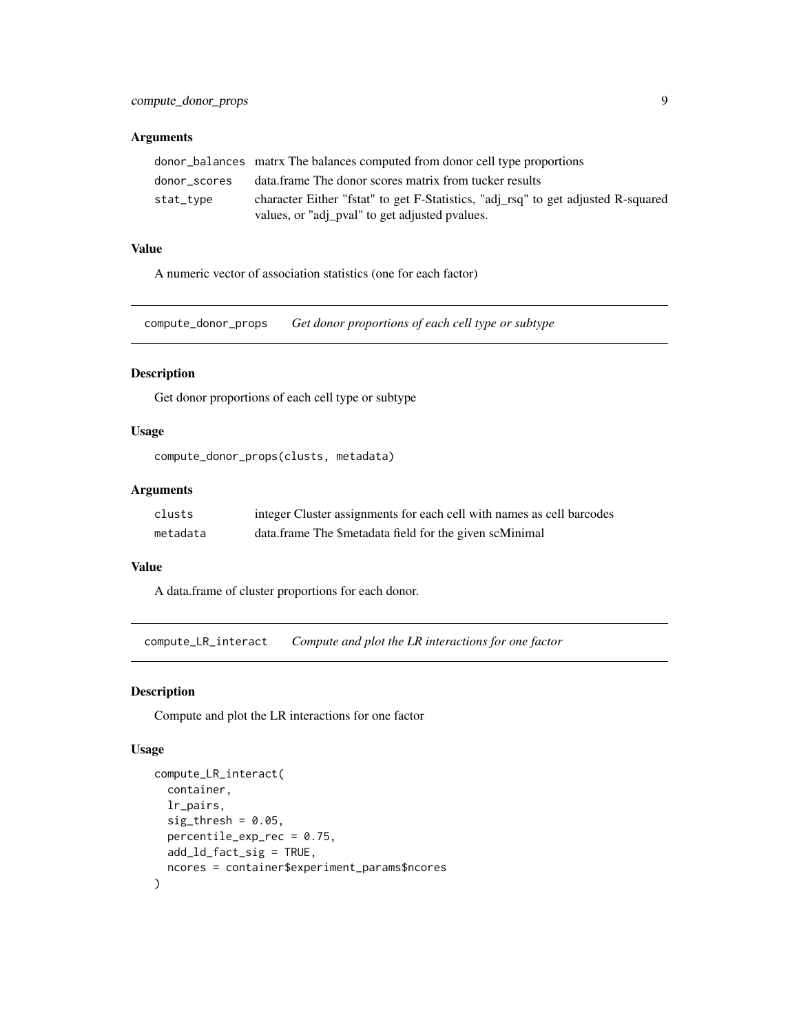### Arguments

| | |
|---|---|
| donor_balances | matrx The balances computed from donor cell type proportions |
| donor_scores | data.frame The donor scores matrix from tucker results |
| stat_type | character Either "fstat" to get F-Statistics, "adj_rsq" to get adjusted R-squared values, or "adj_pval" to get adjusted pvalues. |

### Value

A numeric vector of association statistics (one for each factor)

---

## compute_donor_props    *Get donor proportions of each cell type or subtype*

### Description

Get donor proportions of each cell type or subtype

### Usage

```
compute_donor_props(clusts, metadata)
```

### Arguments

| | |
|---|---|
| clusts | integer Cluster assignments for each cell with names as cell barcodes |
| metadata | data.frame The $metadata field for the given scMinimal |

### Value

A data.frame of cluster proportions for each donor.

---

## compute_LR_interact    *Compute and plot the LR interactions for one factor*

### Description

Compute and plot the LR interactions for one factor

### Usage

```
compute_LR_interact(
  container,
  lr_pairs,
  sig_thresh = 0.05,
  percentile_exp_rec = 0.75,
  add_ld_fact_sig = TRUE,
  ncores = container$experiment_params$ncores
)
```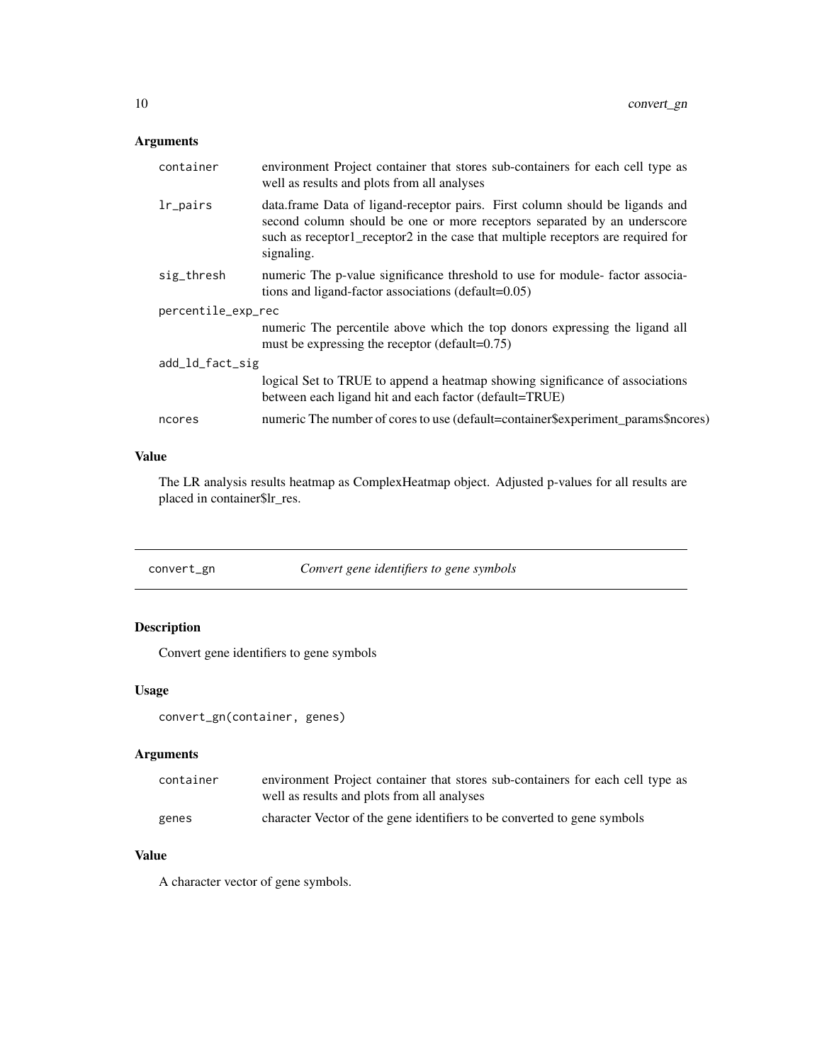## Arguments

| | |
|---|---|
| `container` | environment Project container that stores sub-containers for each cell type as well as results and plots from all analyses |
| `lr_pairs` | data.frame Data of ligand-receptor pairs. First column should be ligands and second column should be one or more receptors separated by an underscore such as receptor1_receptor2 in the case that multiple receptors are required for signaling. |
| `sig_thresh` | numeric The p-value significance threshold to use for module- factor associations and ligand-factor associations (default=0.05) |
| `percentile_exp_rec` | numeric The percentile above which the top donors expressing the ligand all must be expressing the receptor (default=0.75) |
| `add_ld_fact_sig` | logical Set to TRUE to append a heatmap showing significance of associations between each ligand hit and each factor (default=TRUE) |
| `ncores` | numeric The number of cores to use (default=container$experiment_params$ncores) |

## Value

The LR analysis results heatmap as ComplexHeatmap object. Adjusted p-values for all results are placed in container$lr_res.

---

# convert_gn — *Convert gene identifiers to gene symbols*

## Description

Convert gene identifiers to gene symbols

## Usage

```
convert_gn(container, genes)
```

## Arguments

| | |
|---|---|
| `container` | environment Project container that stores sub-containers for each cell type as well as results and plots from all analyses |
| `genes` | character Vector of the gene identifiers to be converted to gene symbols |

## Value

A character vector of gene symbols.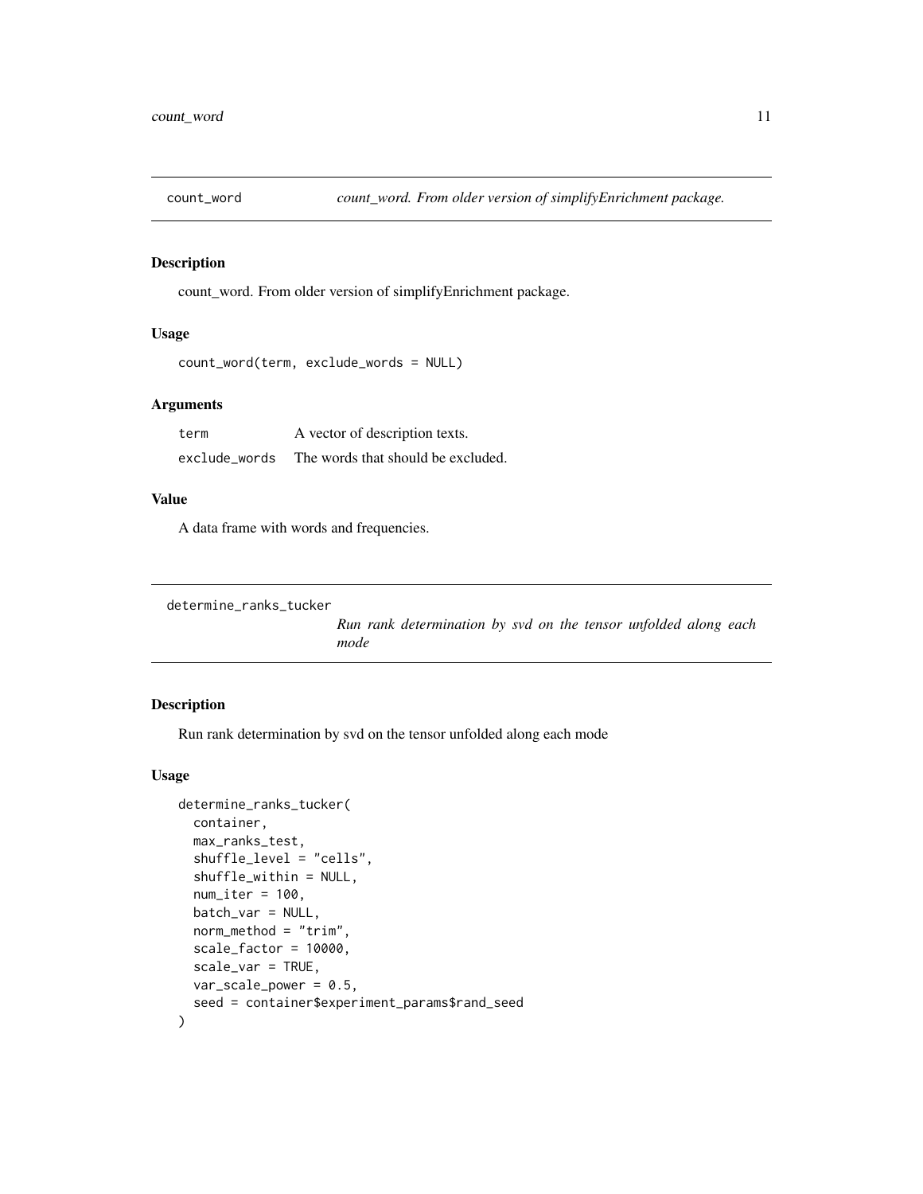## count_word

*count_word. From older version of simplifyEnrichment package.*

### Description

count_word. From older version of simplifyEnrichment package.

### Usage

```
count_word(term, exclude_words = NULL)
```

### Arguments

| | |
|---|---|
| term | A vector of description texts. |
| exclude_words | The words that should be excluded. |

### Value

A data frame with words and frequencies.

## determine_ranks_tucker

*Run rank determination by svd on the tensor unfolded along each mode*

### Description

Run rank determination by svd on the tensor unfolded along each mode

### Usage

```
determine_ranks_tucker(
  container,
  max_ranks_test,
  shuffle_level = "cells",
  shuffle_within = NULL,
  num_iter = 100,
  batch_var = NULL,
  norm_method = "trim",
  scale_factor = 10000,
  scale_var = TRUE,
  var_scale_power = 0.5,
  seed = container$experiment_params$rand_seed
)
```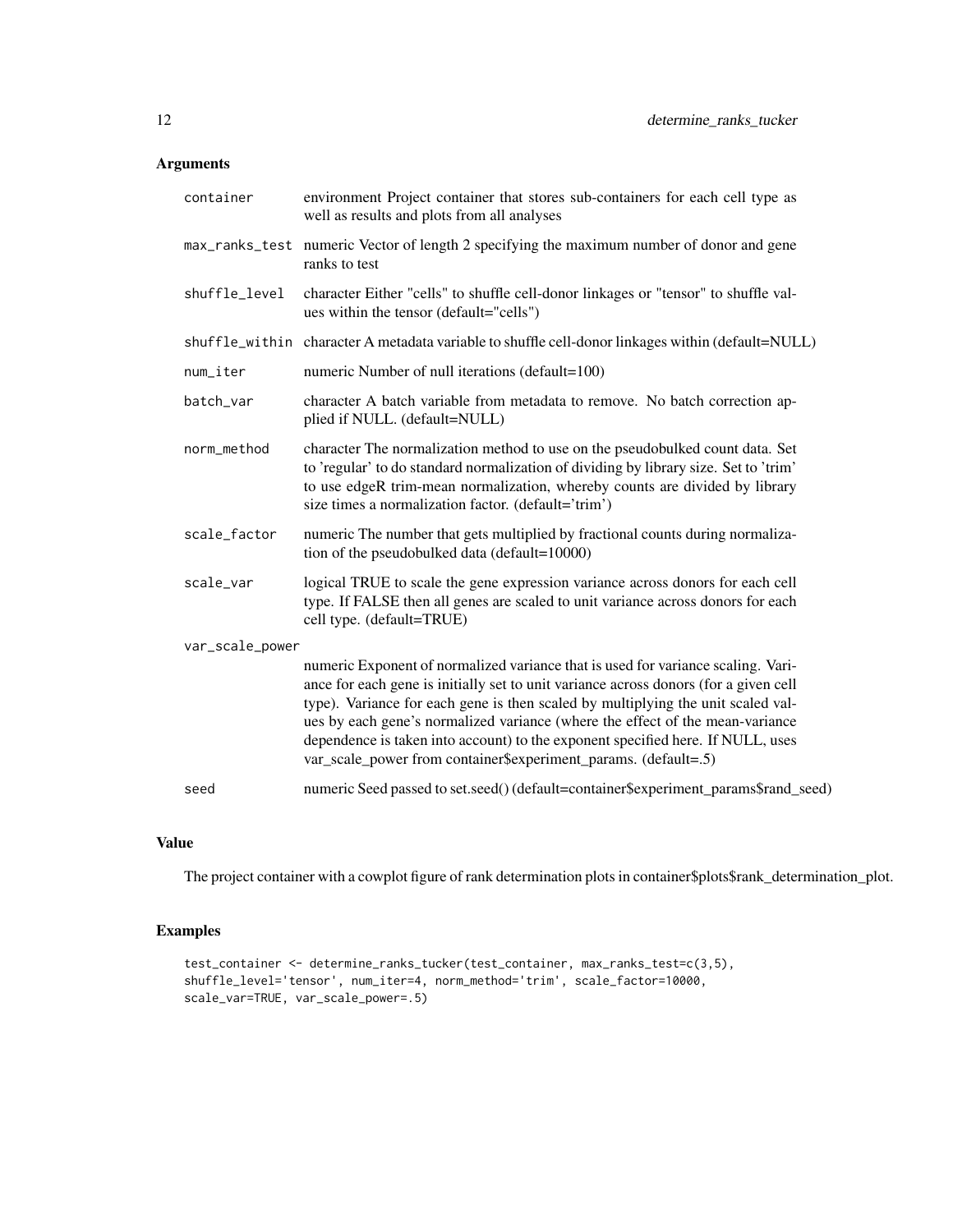## Arguments

| | |
|---|---|
| `container` | environment Project container that stores sub-containers for each cell type as well as results and plots from all analyses |
| `max_ranks_test` | numeric Vector of length 2 specifying the maximum number of donor and gene ranks to test |
| `shuffle_level` | character Either "cells" to shuffle cell-donor linkages or "tensor" to shuffle values within the tensor (default="cells") |
| `shuffle_within` | character A metadata variable to shuffle cell-donor linkages within (default=NULL) |
| `num_iter` | numeric Number of null iterations (default=100) |
| `batch_var` | character A batch variable from metadata to remove. No batch correction applied if NULL. (default=NULL) |
| `norm_method` | character The normalization method to use on the pseudobulked count data. Set to 'regular' to do standard normalization of dividing by library size. Set to 'trim' to use edgeR trim-mean normalization, whereby counts are divided by library size times a normalization factor. (default='trim') |
| `scale_factor` | numeric The number that gets multiplied by fractional counts during normalization of the pseudobulked data (default=10000) |
| `scale_var` | logical TRUE to scale the gene expression variance across donors for each cell type. If FALSE then all genes are scaled to unit variance across donors for each cell type. (default=TRUE) |
| `var_scale_power` | numeric Exponent of normalized variance that is used for variance scaling. Variance for each gene is initially set to unit variance across donors (for a given cell type). Variance for each gene is then scaled by multiplying the unit scaled values by each gene's normalized variance (where the effect of the mean-variance dependence is taken into account) to the exponent specified here. If NULL, uses var_scale_power from container$experiment_params. (default=.5) |
| `seed` | numeric Seed passed to set.seed() (default=container$experiment_params$rand_seed) |

## Value

The project container with a cowplot figure of rank determination plots in container$plots$rank_determination_plot.

## Examples

```
test_container <- determine_ranks_tucker(test_container, max_ranks_test=c(3,5),
shuffle_level='tensor', num_iter=4, norm_method='trim', scale_factor=10000,
scale_var=TRUE, var_scale_power=.5)
```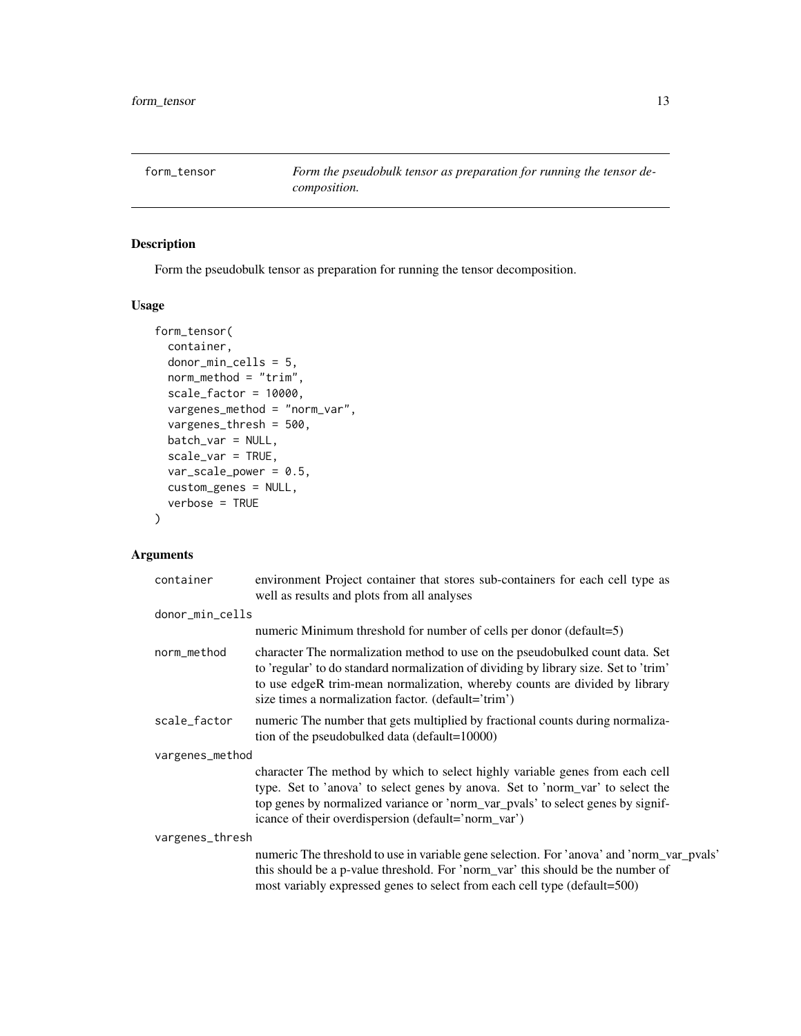## form_tensor

*Form the pseudobulk tensor as preparation for running the tensor decomposition.*

### Description

Form the pseudobulk tensor as preparation for running the tensor decomposition.

### Usage

```
form_tensor(
  container,
  donor_min_cells = 5,
  norm_method = "trim",
  scale_factor = 10000,
  vargenes_method = "norm_var",
  vargenes_thresh = 500,
  batch_var = NULL,
  scale_var = TRUE,
  var_scale_power = 0.5,
  custom_genes = NULL,
  verbose = TRUE
)
```

### Arguments

| Argument | Description |
| --- | --- |
| `container` | environment Project container that stores sub-containers for each cell type as well as results and plots from all analyses |
| `donor_min_cells` | numeric Minimum threshold for number of cells per donor (default=5) |
| `norm_method` | character The normalization method to use on the pseudobulked count data. Set to 'regular' to do standard normalization of dividing by library size. Set to 'trim' to use edgeR trim-mean normalization, whereby counts are divided by library size times a normalization factor. (default='trim') |
| `scale_factor` | numeric The number that gets multiplied by fractional counts during normalization of the pseudobulked data (default=10000) |
| `vargenes_method` | character The method by which to select highly variable genes from each cell type. Set to 'anova' to select genes by anova. Set to 'norm_var' to select the top genes by normalized variance or 'norm_var_pvals' to select genes by significance of their overdispersion (default='norm_var') |
| `vargenes_thresh` | numeric The threshold to use in variable gene selection. For 'anova' and 'norm_var_pvals' this should be a p-value threshold. For 'norm_var' this should be the number of most variably expressed genes to select from each cell type (default=500) |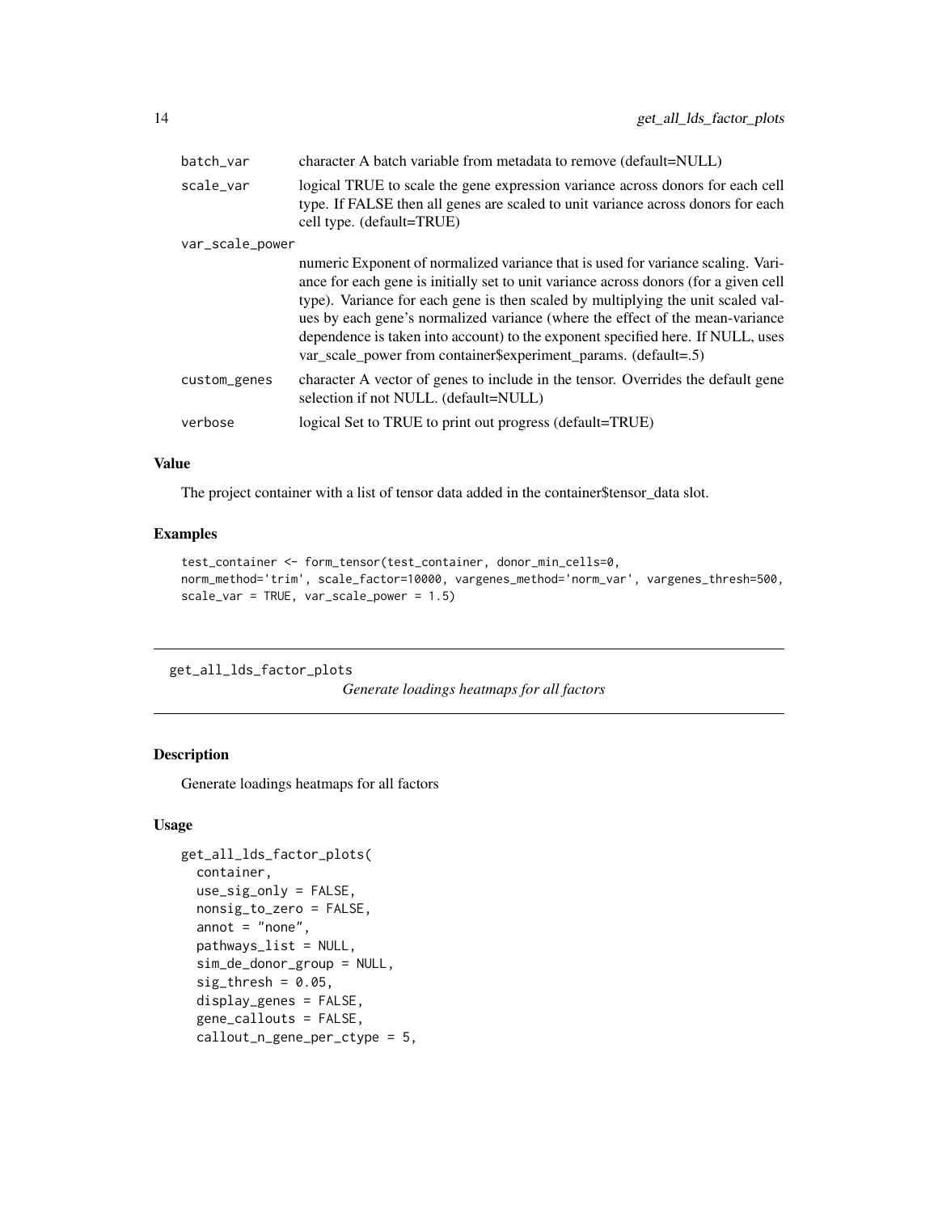| | |
|---|---|
| `batch_var` | character A batch variable from metadata to remove (default=NULL) |
| `scale_var` | logical TRUE to scale the gene expression variance across donors for each cell type. If FALSE then all genes are scaled to unit variance across donors for each cell type. (default=TRUE) |
| `var_scale_power` | numeric Exponent of normalized variance that is used for variance scaling. Variance for each gene is initially set to unit variance across donors (for a given cell type). Variance for each gene is then scaled by multiplying the unit scaled values by each gene's normalized variance (where the effect of the mean-variance dependence is taken into account) to the exponent specified here. If NULL, uses var_scale_power from container$experiment_params. (default=.5) |
| `custom_genes` | character A vector of genes to include in the tensor. Overrides the default gene selection if not NULL. (default=NULL) |
| `verbose` | logical Set to TRUE to print out progress (default=TRUE) |

### Value

The project container with a list of tensor data added in the container$tensor_data slot.

### Examples

```
test_container <- form_tensor(test_container, donor_min_cells=0,
norm_method='trim', scale_factor=10000, vargenes_method='norm_var', vargenes_thresh=500,
scale_var = TRUE, var_scale_power = 1.5)
```

---

## get_all_lds_factor_plots

*Generate loadings heatmaps for all factors*

### Description

Generate loadings heatmaps for all factors

### Usage

```
get_all_lds_factor_plots(
  container,
  use_sig_only = FALSE,
  nonsig_to_zero = FALSE,
  annot = "none",
  pathways_list = NULL,
  sim_de_donor_group = NULL,
  sig_thresh = 0.05,
  display_genes = FALSE,
  gene_callouts = FALSE,
  callout_n_gene_per_ctype = 5,
```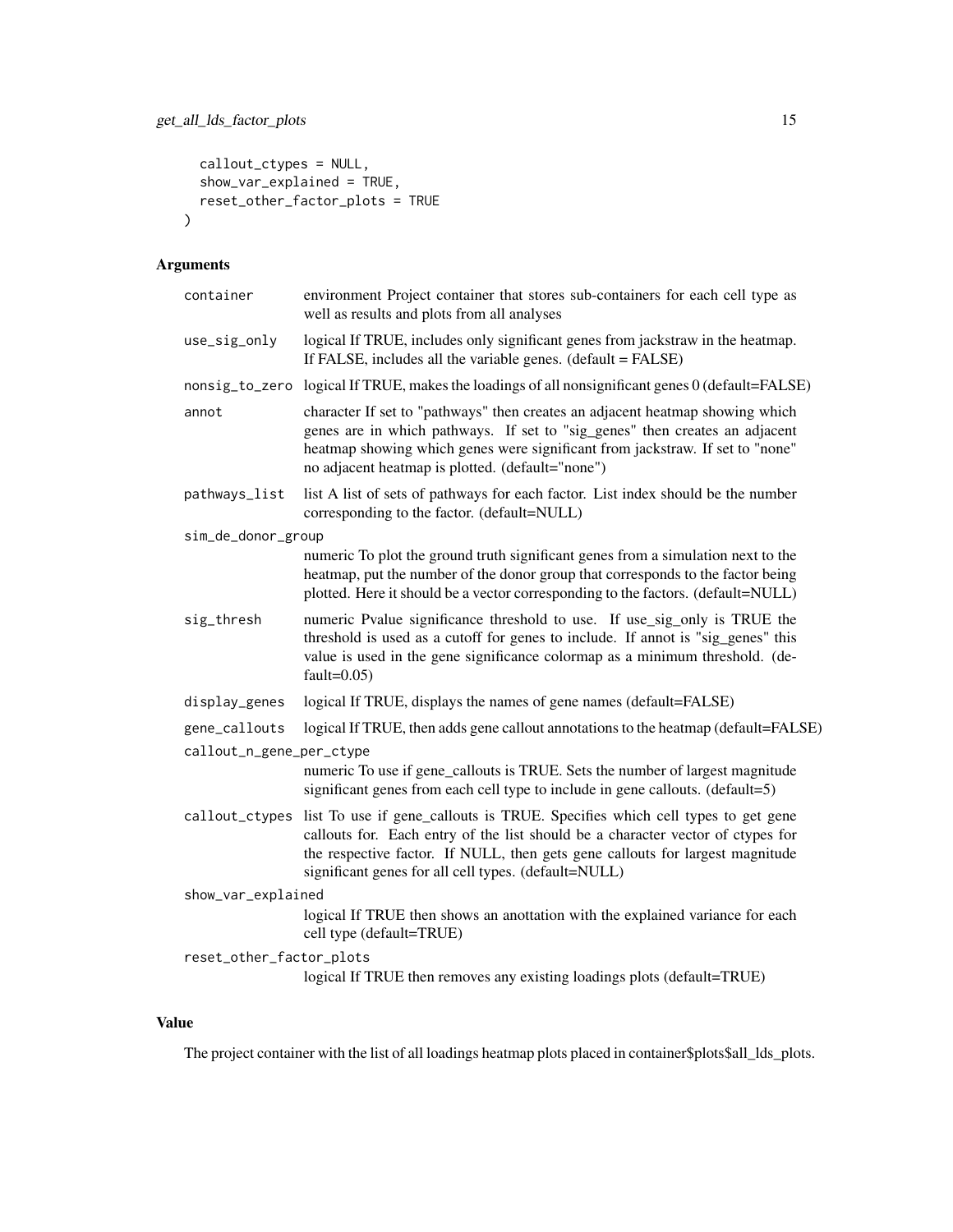```
  callout_ctypes = NULL,
  show_var_explained = TRUE,
  reset_other_factor_plots = TRUE
)
```

### Arguments

| | |
|---|---|
| container | environment Project container that stores sub-containers for each cell type as well as results and plots from all analyses |
| use_sig_only | logical If TRUE, includes only significant genes from jackstraw in the heatmap. If FALSE, includes all the variable genes. (default = FALSE) |
| nonsig_to_zero | logical If TRUE, makes the loadings of all nonsignificant genes 0 (default=FALSE) |
| annot | character If set to "pathways" then creates an adjacent heatmap showing which genes are in which pathways. If set to "sig_genes" then creates an adjacent heatmap showing which genes were significant from jackstraw. If set to "none" no adjacent heatmap is plotted. (default="none") |
| pathways_list | list A list of sets of pathways for each factor. List index should be the number corresponding to the factor. (default=NULL) |
| sim_de_donor_group | numeric To plot the ground truth significant genes from a simulation next to the heatmap, put the number of the donor group that corresponds to the factor being plotted. Here it should be a vector corresponding to the factors. (default=NULL) |
| sig_thresh | numeric Pvalue significance threshold to use. If use_sig_only is TRUE the threshold is used as a cutoff for genes to include. If annot is "sig_genes" this value is used in the gene significance colormap as a minimum threshold. (default=0.05) |
| display_genes | logical If TRUE, displays the names of gene names (default=FALSE) |
| gene_callouts | logical If TRUE, then adds gene callout annotations to the heatmap (default=FALSE) |
| callout_n_gene_per_ctype | numeric To use if gene_callouts is TRUE. Sets the number of largest magnitude significant genes from each cell type to include in gene callouts. (default=5) |
| callout_ctypes | list To use if gene_callouts is TRUE. Specifies which cell types to get gene callouts for. Each entry of the list should be a character vector of ctypes for the respective factor. If NULL, then gets gene callouts for largest magnitude significant genes for all cell types. (default=NULL) |
| show_var_explained | logical If TRUE then shows an anottation with the explained variance for each cell type (default=TRUE) |
| reset_other_factor_plots | logical If TRUE then removes any existing loadings plots (default=TRUE) |

### Value

The project container with the list of all loadings heatmap plots placed in container$plots$all_lds_plots.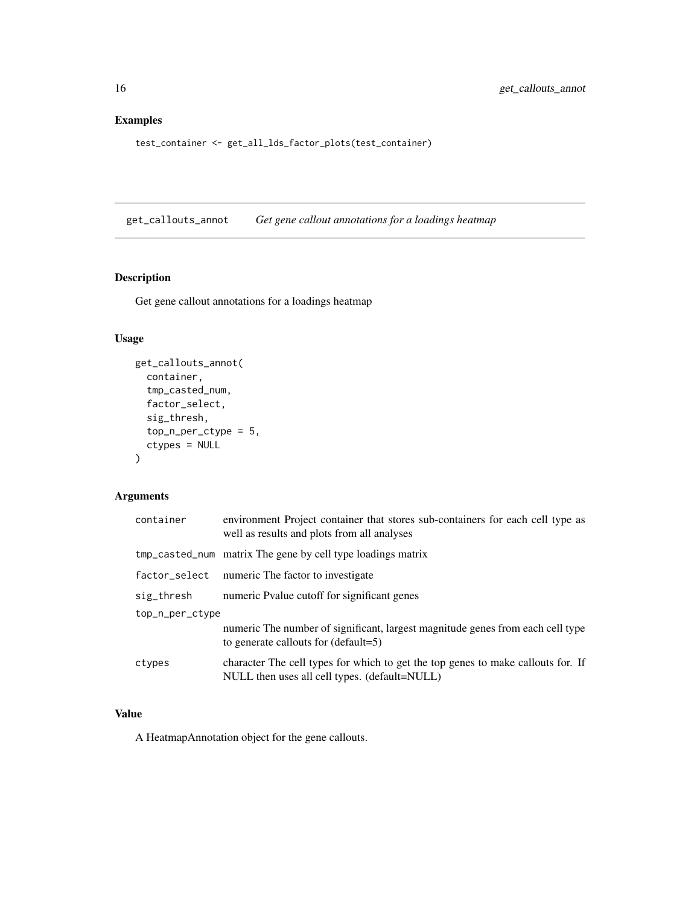## Examples

```
test_container <- get_all_lds_factor_plots(test_container)
```

---

## get_callouts_annot &nbsp;&nbsp;&nbsp; *Get gene callout annotations for a loadings heatmap*

### Description

Get gene callout annotations for a loadings heatmap

### Usage

```
get_callouts_annot(
  container,
  tmp_casted_num,
  factor_select,
  sig_thresh,
  top_n_per_ctype = 5,
  ctypes = NULL
)
```

### Arguments

| | |
|---|---|
| `container` | environment Project container that stores sub-containers for each cell type as well as results and plots from all analyses |
| `tmp_casted_num` | matrix The gene by cell type loadings matrix |
| `factor_select` | numeric The factor to investigate |
| `sig_thresh` | numeric Pvalue cutoff for significant genes |
| `top_n_per_ctype` | numeric The number of significant, largest magnitude genes from each cell type to generate callouts for (default=5) |
| `ctypes` | character The cell types for which to get the top genes to make callouts for. If NULL then uses all cell types. (default=NULL) |

### Value

A HeatmapAnnotation object for the gene callouts.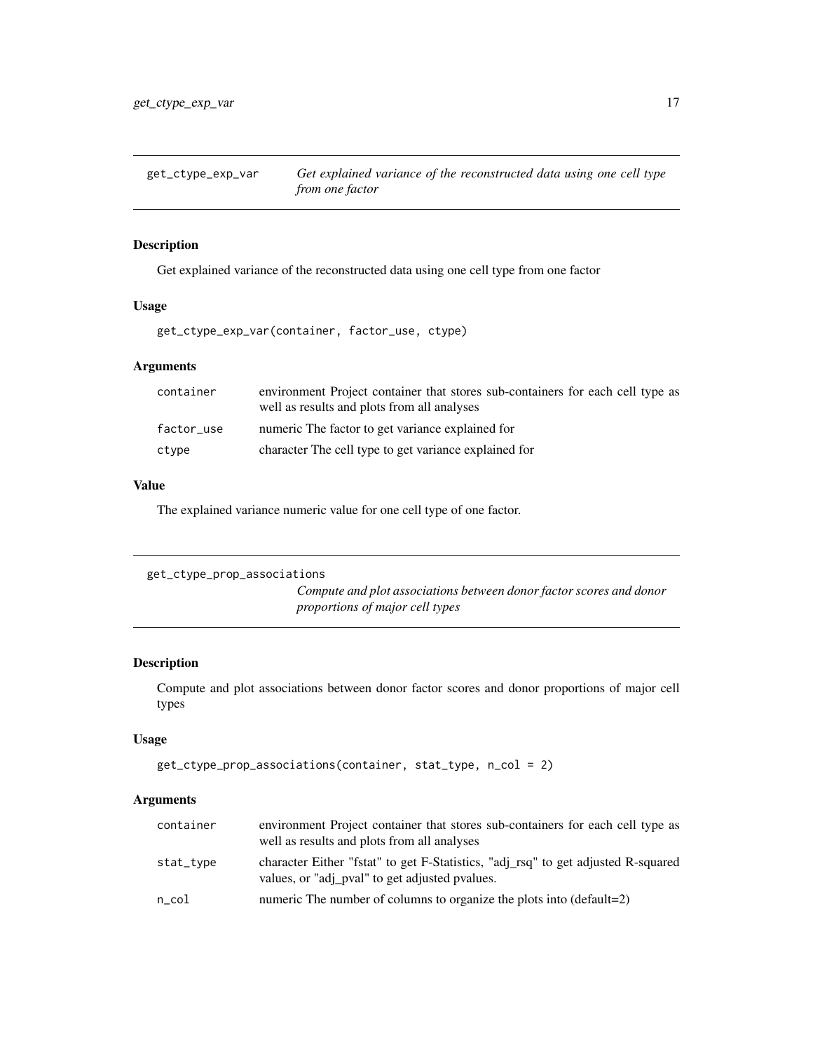## get_ctype_exp_var

*Get explained variance of the reconstructed data using one cell type from one factor*

### Description

Get explained variance of the reconstructed data using one cell type from one factor

### Usage

```
get_ctype_exp_var(container, factor_use, ctype)
```

### Arguments

| | |
|---|---|
| container | environment Project container that stores sub-containers for each cell type as well as results and plots from all analyses |
| factor_use | numeric The factor to get variance explained for |
| ctype | character The cell type to get variance explained for |

### Value

The explained variance numeric value for one cell type of one factor.

## get_ctype_prop_associations

*Compute and plot associations between donor factor scores and donor proportions of major cell types*

### Description

Compute and plot associations between donor factor scores and donor proportions of major cell types

### Usage

```
get_ctype_prop_associations(container, stat_type, n_col = 2)
```

### Arguments

| | |
|---|---|
| container | environment Project container that stores sub-containers for each cell type as well as results and plots from all analyses |
| stat_type | character Either "fstat" to get F-Statistics, "adj_rsq" to get adjusted R-squared values, or "adj_pval" to get adjusted pvalues. |
| n_col | numeric The number of columns to organize the plots into (default=2) |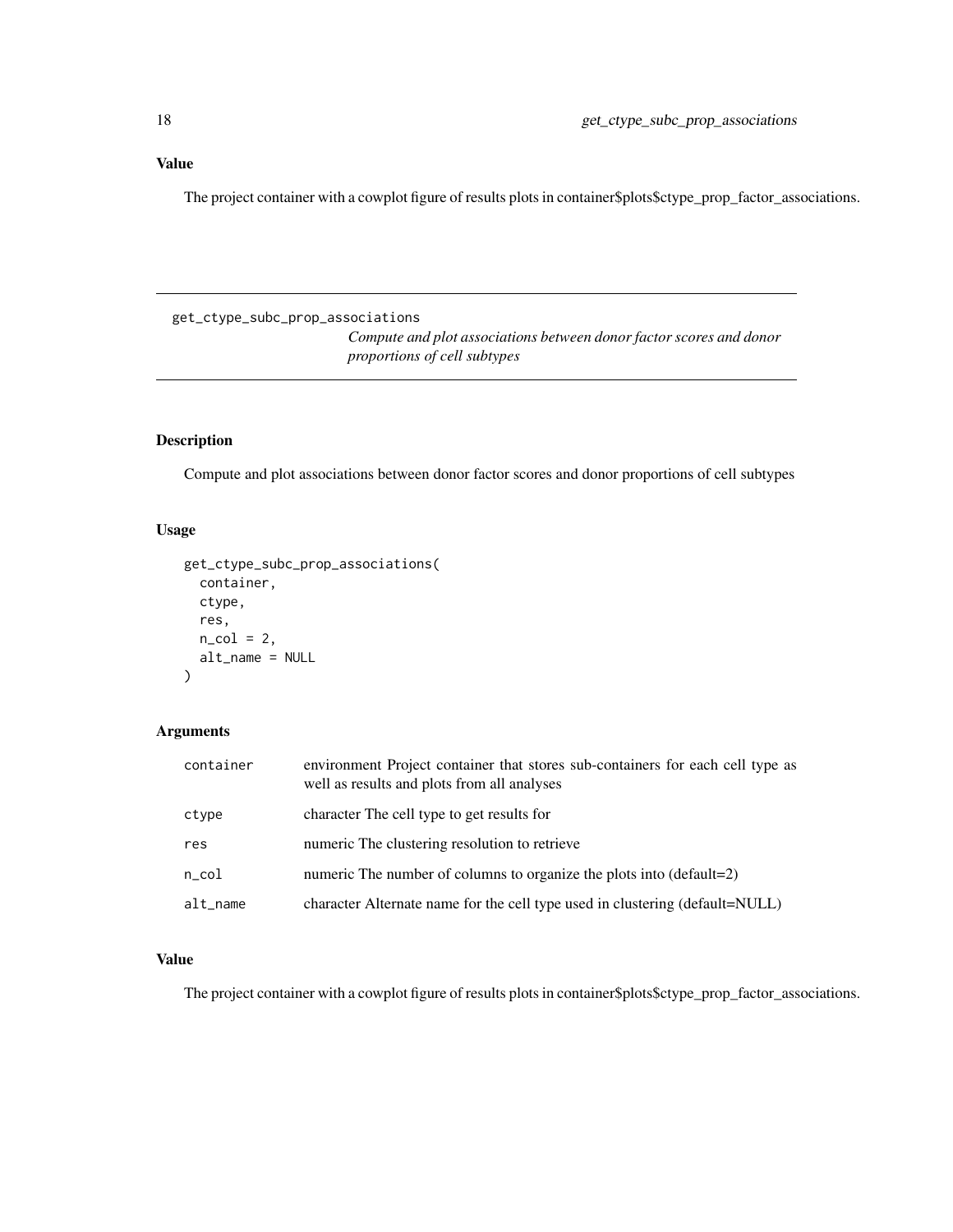## Value

The project container with a cowplot figure of results plots in container$plots$ctype_prop_factor_associations.

---

get_ctype_subc_prop_associations
*Compute and plot associations between donor factor scores and donor proportions of cell subtypes*

---

## Description

Compute and plot associations between donor factor scores and donor proportions of cell subtypes

## Usage

```
get_ctype_subc_prop_associations(
  container,
  ctype,
  res,
  n_col = 2,
  alt_name = NULL
)
```

## Arguments

| | |
|---|---|
| container | environment Project container that stores sub-containers for each cell type as well as results and plots from all analyses |
| ctype | character The cell type to get results for |
| res | numeric The clustering resolution to retrieve |
| n_col | numeric The number of columns to organize the plots into (default=2) |
| alt_name | character Alternate name for the cell type used in clustering (default=NULL) |

## Value

The project container with a cowplot figure of results plots in container$plots$ctype_prop_factor_associations.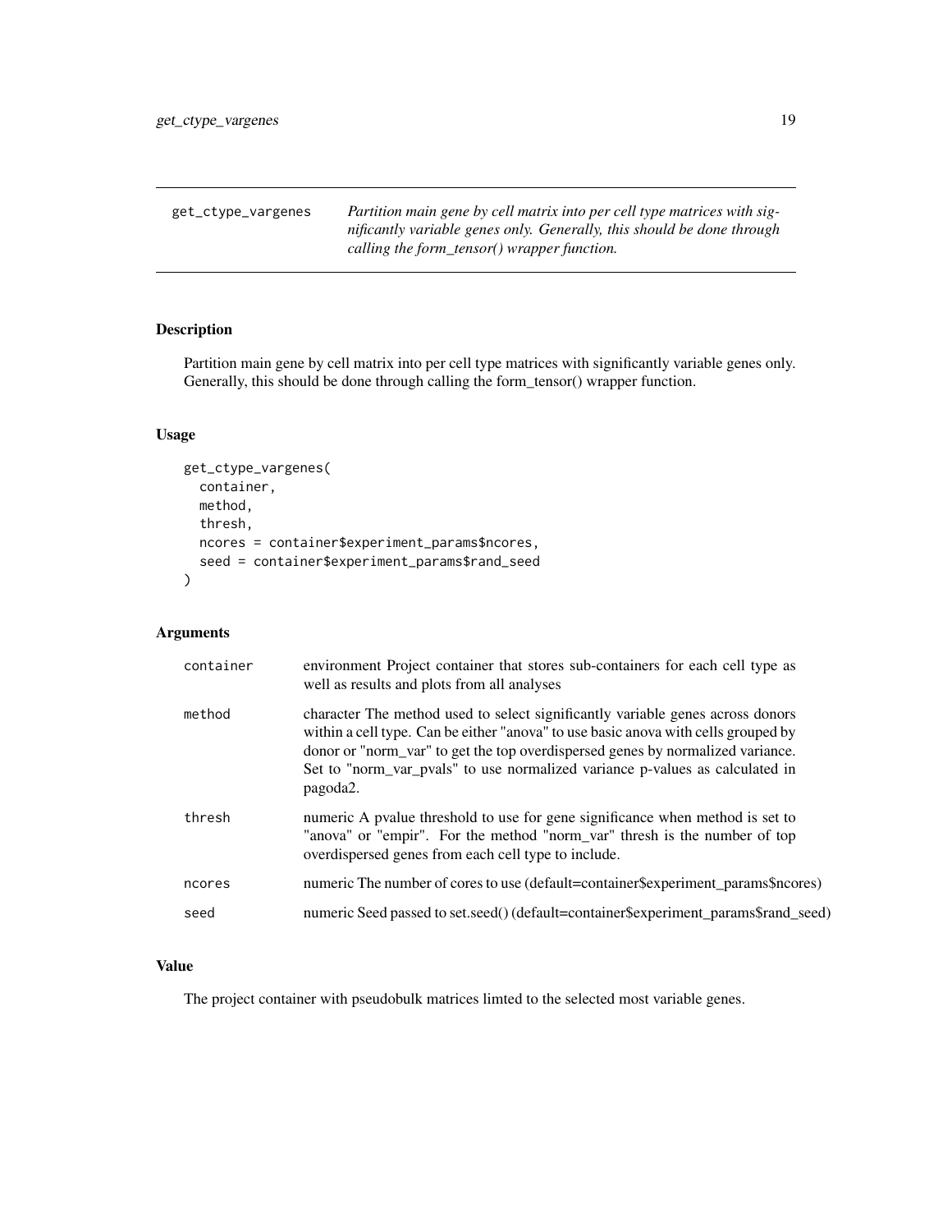get_ctype_vargenes *Partition main gene by cell matrix into per cell type matrices with significantly variable genes only. Generally, this should be done through calling the form_tensor() wrapper function.*

## Description

Partition main gene by cell matrix into per cell type matrices with significantly variable genes only. Generally, this should be done through calling the form_tensor() wrapper function.

## Usage

```
get_ctype_vargenes(
  container,
  method,
  thresh,
  ncores = container$experiment_params$ncores,
  seed = container$experiment_params$rand_seed
)
```

## Arguments

| | |
|---|---|
| container | environment Project container that stores sub-containers for each cell type as well as results and plots from all analyses |
| method | character The method used to select significantly variable genes across donors within a cell type. Can be either "anova" to use basic anova with cells grouped by donor or "norm_var" to get the top overdispersed genes by normalized variance. Set to "norm_var_pvals" to use normalized variance p-values as calculated in pagoda2. |
| thresh | numeric A pvalue threshold to use for gene significance when method is set to "anova" or "empir". For the method "norm_var" thresh is the number of top overdispersed genes from each cell type to include. |
| ncores | numeric The number of cores to use (default=container$experiment_params$ncores) |
| seed | numeric Seed passed to set.seed() (default=container$experiment_params$rand_seed) |

## Value

The project container with pseudobulk matrices limted to the selected most variable genes.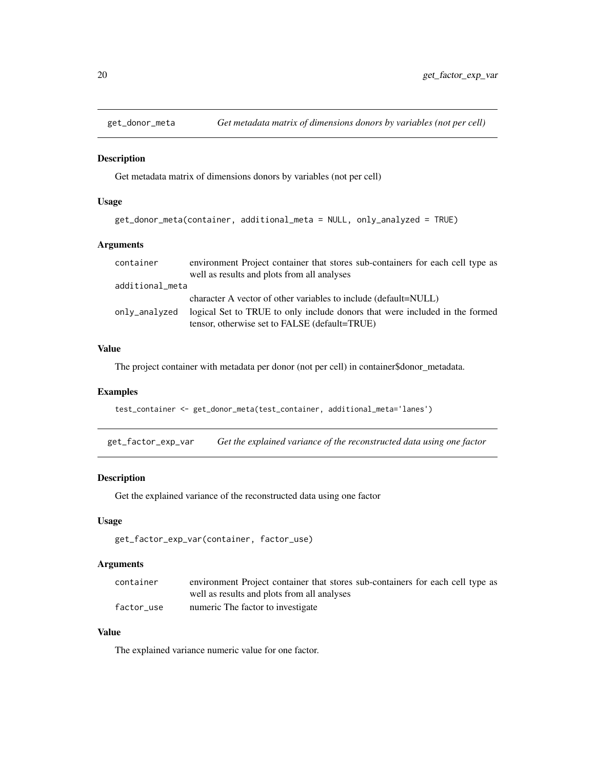## get_donor_meta — *Get metadata matrix of dimensions donors by variables (not per cell)*

### Description

Get metadata matrix of dimensions donors by variables (not per cell)

### Usage

```
get_donor_meta(container, additional_meta = NULL, only_analyzed = TRUE)
```

### Arguments

| | |
|---|---|
| container | environment Project container that stores sub-containers for each cell type as well as results and plots from all analyses |
| additional_meta | character A vector of other variables to include (default=NULL) |
| only_analyzed | logical Set to TRUE to only include donors that were included in the formed tensor, otherwise set to FALSE (default=TRUE) |

### Value

The project container with metadata per donor (not per cell) in container$donor_metadata.

### Examples

```
test_container <- get_donor_meta(test_container, additional_meta='lanes')
```

## get_factor_exp_var — *Get the explained variance of the reconstructed data using one factor*

### Description

Get the explained variance of the reconstructed data using one factor

### Usage

```
get_factor_exp_var(container, factor_use)
```

### Arguments

| | |
|---|---|
| container | environment Project container that stores sub-containers for each cell type as well as results and plots from all analyses |
| factor_use | numeric The factor to investigate |

### Value

The explained variance numeric value for one factor.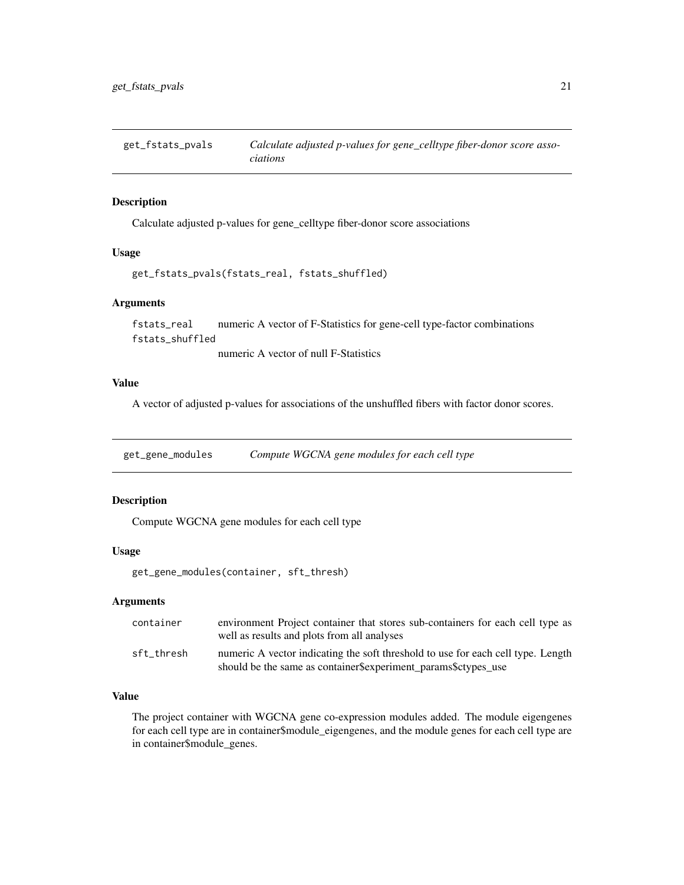## get_fstats_pvals

*Calculate adjusted p-values for gene_celltype fiber-donor score associations*

### Description

Calculate adjusted p-values for gene_celltype fiber-donor score associations

### Usage

```
get_fstats_pvals(fstats_real, fstats_shuffled)
```

### Arguments

| | |
|---|---|
| fstats_real | numeric A vector of F-Statistics for gene-cell type-factor combinations |
| fstats_shuffled | numeric A vector of null F-Statistics |

### Value

A vector of adjusted p-values for associations of the unshuffled fibers with factor donor scores.

## get_gene_modules

*Compute WGCNA gene modules for each cell type*

### Description

Compute WGCNA gene modules for each cell type

### Usage

```
get_gene_modules(container, sft_thresh)
```

### Arguments

| | |
|---|---|
| container | environment Project container that stores sub-containers for each cell type as well as results and plots from all analyses |
| sft_thresh | numeric A vector indicating the soft threshold to use for each cell type. Length should be the same as container$experiment_params$ctypes_use |

### Value

The project container with WGCNA gene co-expression modules added. The module eigengenes for each cell type are in container$module_eigengenes, and the module genes for each cell type are in container$module_genes.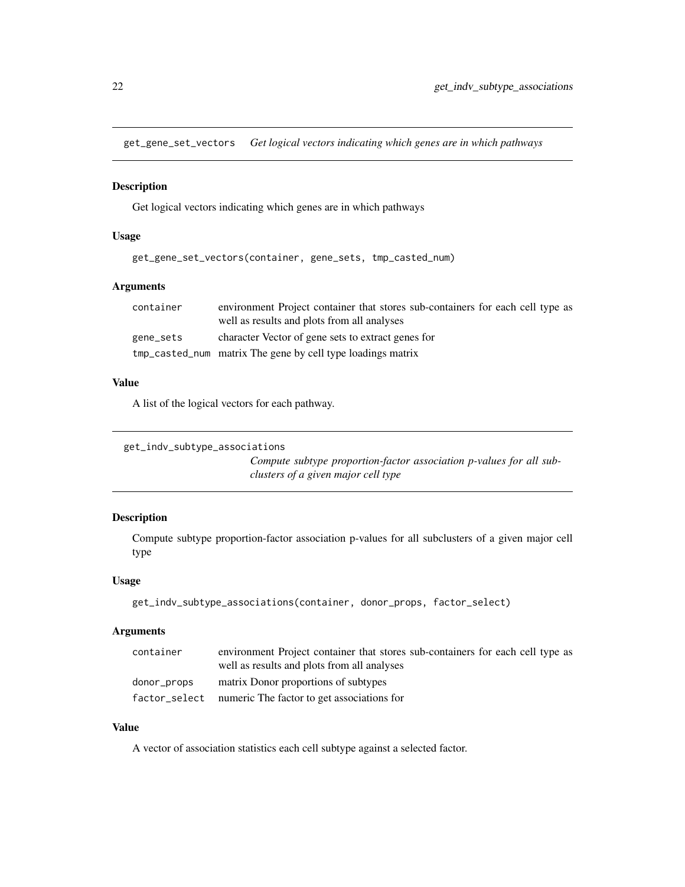## get_gene_set_vectors *Get logical vectors indicating which genes are in which pathways*

### Description

Get logical vectors indicating which genes are in which pathways

### Usage

```
get_gene_set_vectors(container, gene_sets, tmp_casted_num)
```

### Arguments

| | |
|---|---|
| container | environment Project container that stores sub-containers for each cell type as well as results and plots from all analyses |
| gene_sets | character Vector of gene sets to extract genes for |
| tmp_casted_num | matrix The gene by cell type loadings matrix |

### Value

A list of the logical vectors for each pathway.

## get_indv_subtype_associations *Compute subtype proportion-factor association p-values for all subclusters of a given major cell type*

### Description

Compute subtype proportion-factor association p-values for all subclusters of a given major cell type

### Usage

```
get_indv_subtype_associations(container, donor_props, factor_select)
```

### Arguments

| | |
|---|---|
| container | environment Project container that stores sub-containers for each cell type as well as results and plots from all analyses |
| donor_props | matrix Donor proportions of subtypes |
| factor_select | numeric The factor to get associations for |

### Value

A vector of association statistics each cell subtype against a selected factor.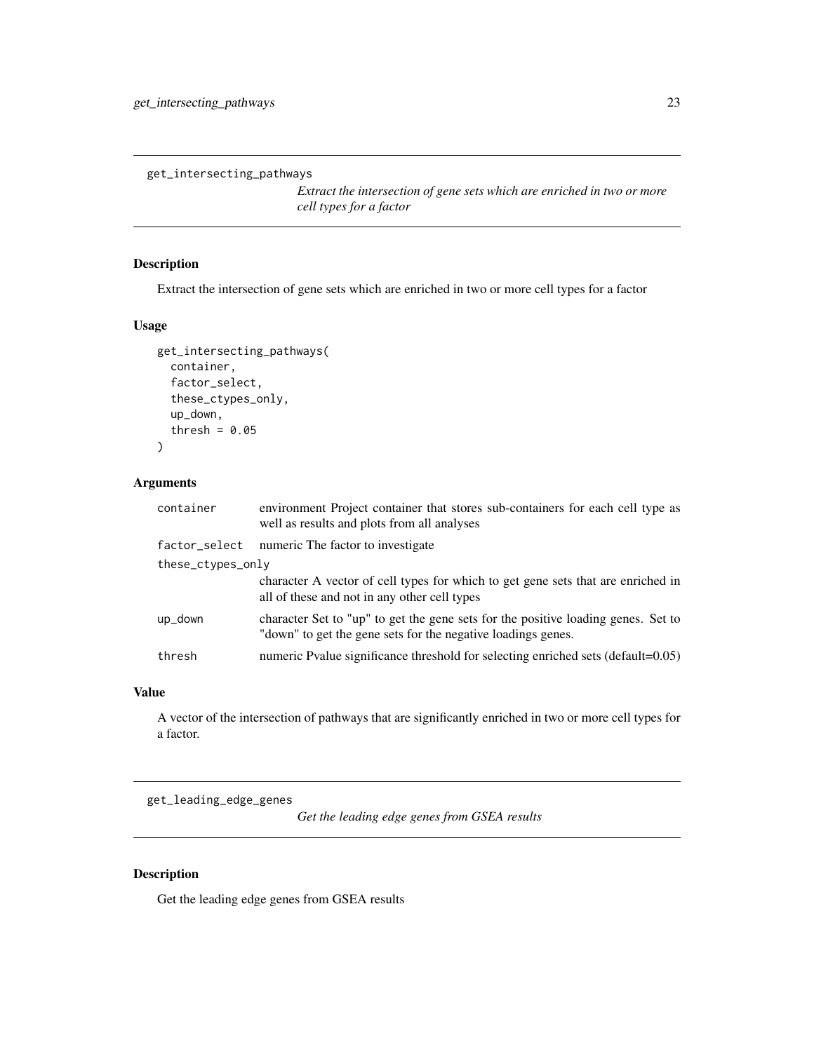## get_intersecting_pathways

*Extract the intersection of gene sets which are enriched in two or more cell types for a factor*

### Description

Extract the intersection of gene sets which are enriched in two or more cell types for a factor

### Usage

```
get_intersecting_pathways(
  container,
  factor_select,
  these_ctypes_only,
  up_down,
  thresh = 0.05
)
```

### Arguments

| Argument | Description |
|---|---|
| container | environment Project container that stores sub-containers for each cell type as well as results and plots from all analyses |
| factor_select | numeric The factor to investigate |
| these_ctypes_only | character A vector of cell types for which to get gene sets that are enriched in all of these and not in any other cell types |
| up_down | character Set to "up" to get the gene sets for the positive loading genes. Set to "down" to get the gene sets for the negative loadings genes. |
| thresh | numeric Pvalue significance threshold for selecting enriched sets (default=0.05) |

### Value

A vector of the intersection of pathways that are significantly enriched in two or more cell types for a factor.

## get_leading_edge_genes

*Get the leading edge genes from GSEA results*

### Description

Get the leading edge genes from GSEA results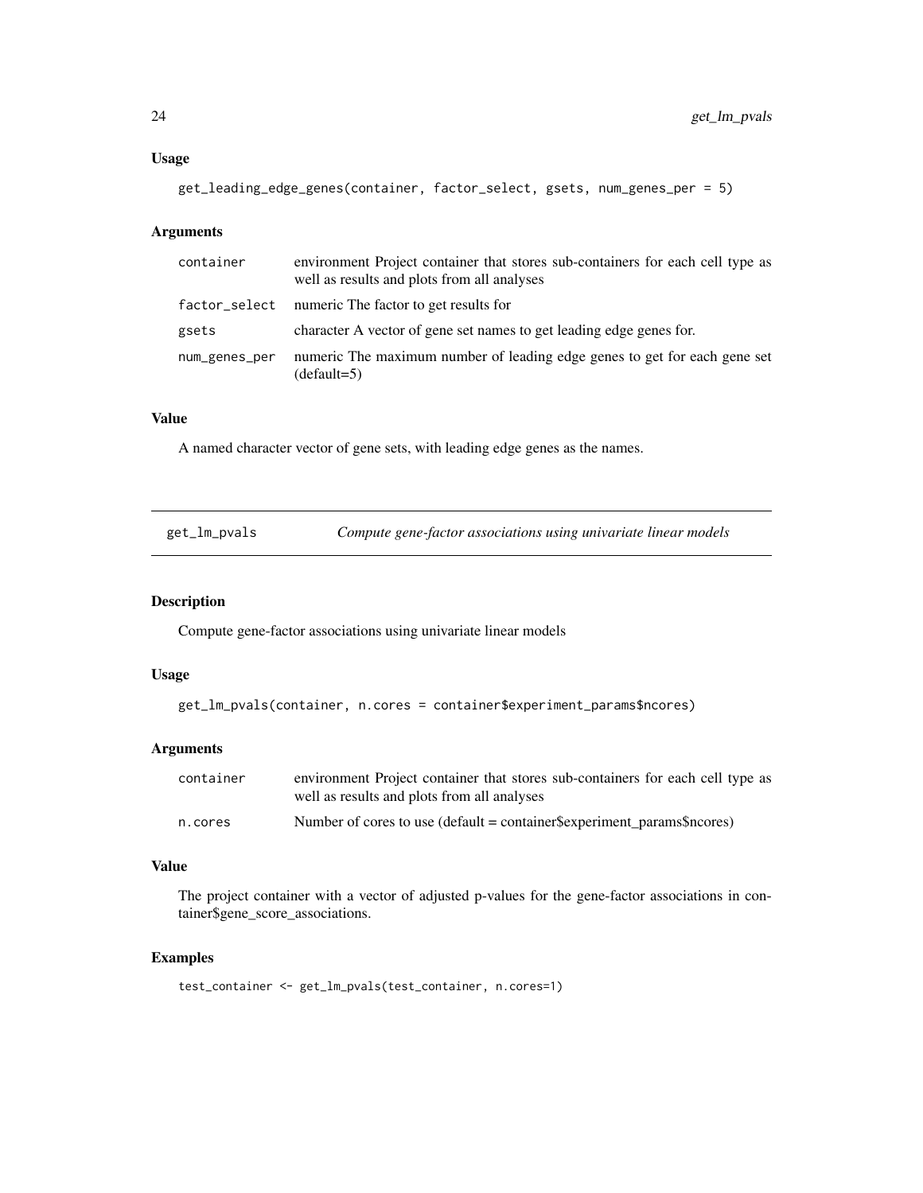### Usage

```
get_leading_edge_genes(container, factor_select, gsets, num_genes_per = 5)
```

### Arguments

| | |
|---|---|
| container | environment Project container that stores sub-containers for each cell type as well as results and plots from all analyses |
| factor_select | numeric The factor to get results for |
| gsets | character A vector of gene set names to get leading edge genes for. |
| num_genes_per | numeric The maximum number of leading edge genes to get for each gene set (default=5) |

### Value

A named character vector of gene sets, with leading edge genes as the names.

---

## get_lm_pvals — *Compute gene-factor associations using univariate linear models*

---

### Description

Compute gene-factor associations using univariate linear models

### Usage

```
get_lm_pvals(container, n.cores = container$experiment_params$ncores)
```

### Arguments

| | |
|---|---|
| container | environment Project container that stores sub-containers for each cell type as well as results and plots from all analyses |
| n.cores | Number of cores to use (default = container$experiment_params$ncores) |

### Value

The project container with a vector of adjusted p-values for the gene-factor associations in container$gene_score_associations.

### Examples

```
test_container <- get_lm_pvals(test_container, n.cores=1)
```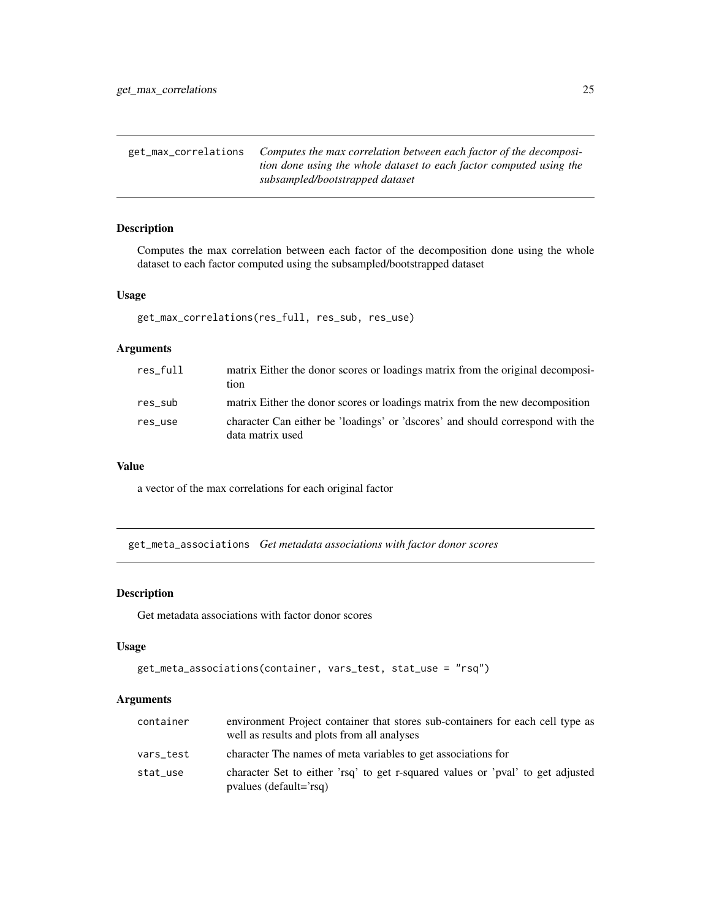## get_max_correlations

*Computes the max correlation between each factor of the decomposition done using the whole dataset to each factor computed using the subsampled/bootstrapped dataset*

### Description

Computes the max correlation between each factor of the decomposition done using the whole dataset to each factor computed using the subsampled/bootstrapped dataset

### Usage

```
get_max_correlations(res_full, res_sub, res_use)
```

### Arguments

| | |
|---|---|
| res_full | matrix Either the donor scores or loadings matrix from the original decomposition |
| res_sub | matrix Either the donor scores or loadings matrix from the new decomposition |
| res_use | character Can either be 'loadings' or 'dscores' and should correspond with the data matrix used |

### Value

a vector of the max correlations for each original factor

## get_meta_associations

*Get metadata associations with factor donor scores*

### Description

Get metadata associations with factor donor scores

### Usage

```
get_meta_associations(container, vars_test, stat_use = "rsq")
```

### Arguments

| | |
|---|---|
| container | environment Project container that stores sub-containers for each cell type as well as results and plots from all analyses |
| vars_test | character The names of meta variables to get associations for |
| stat_use | character Set to either 'rsq' to get r-squared values or 'pval' to get adjusted pvalues (default='rsq) |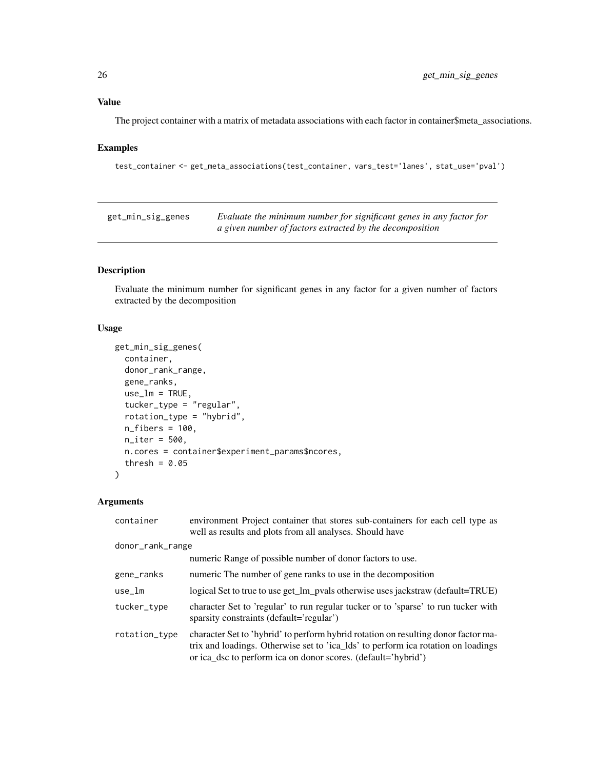### Value

The project container with a matrix of metadata associations with each factor in container$meta_associations.

### Examples

```
test_container <- get_meta_associations(test_container, vars_test='lanes', stat_use='pval')
```

---

## get_min_sig_genes

*Evaluate the minimum number for significant genes in any factor for a given number of factors extracted by the decomposition*

---

### Description

Evaluate the minimum number for significant genes in any factor for a given number of factors extracted by the decomposition

### Usage

```
get_min_sig_genes(
  container,
  donor_rank_range,
  gene_ranks,
  use_lm = TRUE,
  tucker_type = "regular",
  rotation_type = "hybrid",
  n_fibers = 100,
  n_iter = 500,
  n.cores = container$experiment_params$ncores,
  thresh = 0.05
)
```

### Arguments

| | |
|---|---|
| container | environment Project container that stores sub-containers for each cell type as well as results and plots from all analyses. Should have |
| donor_rank_range | numeric Range of possible number of donor factors to use. |
| gene_ranks | numeric The number of gene ranks to use in the decomposition |
| use_lm | logical Set to true to use get_lm_pvals otherwise uses jackstraw (default=TRUE) |
| tucker_type | character Set to 'regular' to run regular tucker or to 'sparse' to run tucker with sparsity constraints (default='regular') |
| rotation_type | character Set to 'hybrid' to perform hybrid rotation on resulting donor factor matrix and loadings. Otherwise set to 'ica_lds' to perform ica rotation on loadings or ica_dsc to perform ica on donor scores. (default='hybrid') |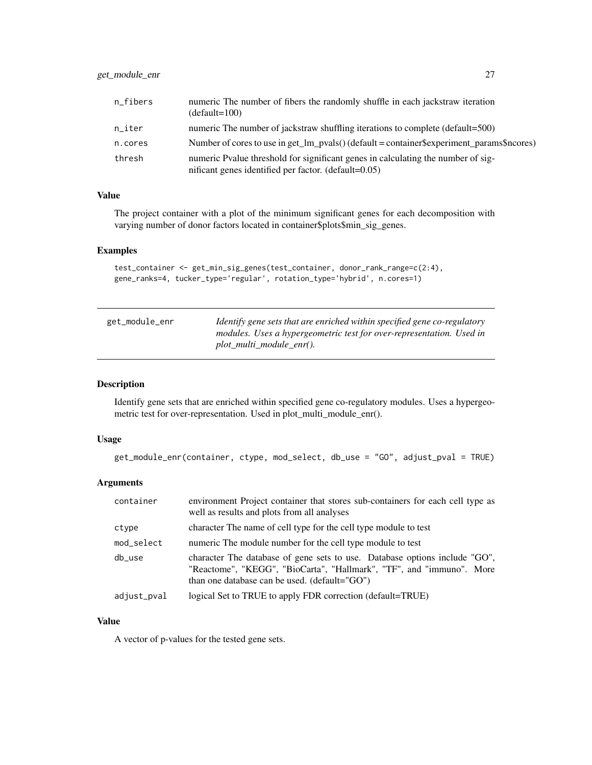| | |
|---|---|
| n_fibers | numeric The number of fibers the randomly shuffle in each jackstraw iteration (default=100) |
| n_iter | numeric The number of jackstraw shuffling iterations to complete (default=500) |
| n.cores | Number of cores to use in get_lm_pvals() (default = container$experiment_params$ncores) |
| thresh | numeric Pvalue threshold for significant genes in calculating the number of significant genes identified per factor. (default=0.05) |

### Value

The project container with a plot of the minimum significant genes for each decomposition with varying number of donor factors located in container$plots$min_sig_genes.

### Examples

```
test_container <- get_min_sig_genes(test_container, donor_rank_range=c(2:4),
gene_ranks=4, tucker_type='regular', rotation_type='hybrid', n.cores=1)
```

---

## get_module_enr

*Identify gene sets that are enriched within specified gene co-regulatory modules. Uses a hypergeometric test for over-representation. Used in plot_multi_module_enr().*

---

### Description

Identify gene sets that are enriched within specified gene co-regulatory modules. Uses a hypergeometric test for over-representation. Used in plot_multi_module_enr().

### Usage

```
get_module_enr(container, ctype, mod_select, db_use = "GO", adjust_pval = TRUE)
```

### Arguments

| | |
|---|---|
| container | environment Project container that stores sub-containers for each cell type as well as results and plots from all analyses |
| ctype | character The name of cell type for the cell type module to test |
| mod_select | numeric The module number for the cell type module to test |
| db_use | character The database of gene sets to use. Database options include "GO", "Reactome", "KEGG", "BioCarta", "Hallmark", "TF", and "immuno". More than one database can be used. (default="GO") |
| adjust_pval | logical Set to TRUE to apply FDR correction (default=TRUE) |

### Value

A vector of p-values for the tested gene sets.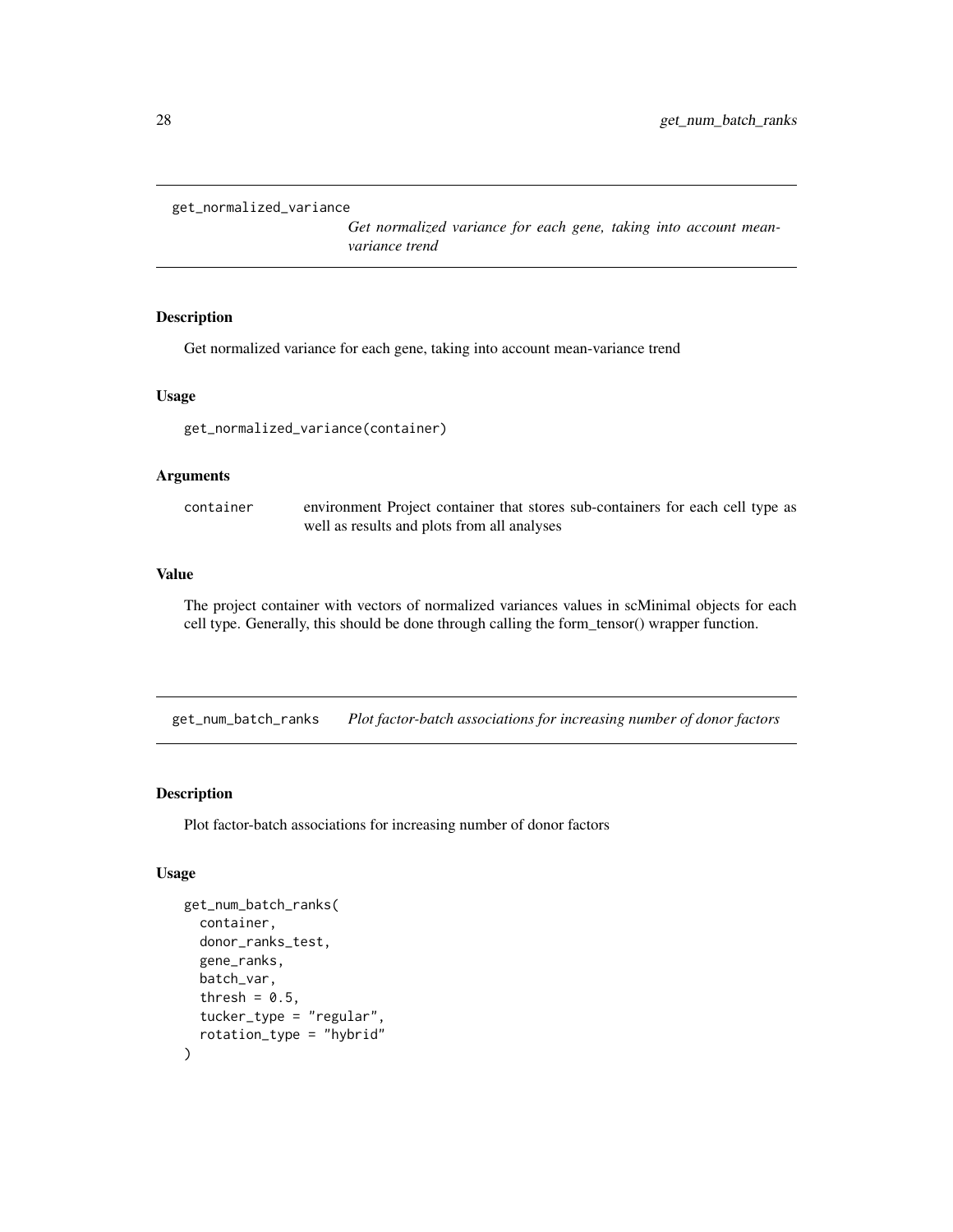## get_normalized_variance

*Get normalized variance for each gene, taking into account mean-variance trend*

### Description

Get normalized variance for each gene, taking into account mean-variance trend

### Usage

```
get_normalized_variance(container)
```

### Arguments

| | |
|---|---|
| container | environment Project container that stores sub-containers for each cell type as well as results and plots from all analyses |

### Value

The project container with vectors of normalized variances values in scMinimal objects for each cell type. Generally, this should be done through calling the form_tensor() wrapper function.

## get_num_batch_ranks

*Plot factor-batch associations for increasing number of donor factors*

### Description

Plot factor-batch associations for increasing number of donor factors

### Usage

```
get_num_batch_ranks(
  container,
  donor_ranks_test,
  gene_ranks,
  batch_var,
  thresh = 0.5,
  tucker_type = "regular",
  rotation_type = "hybrid"
)
```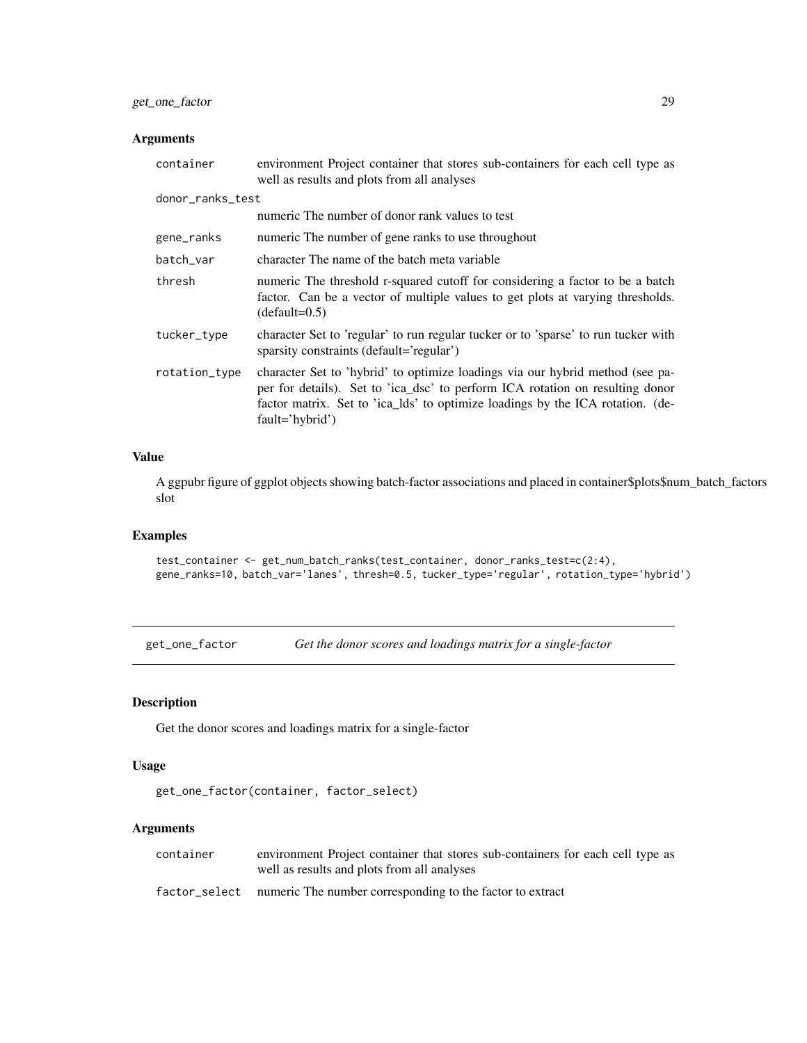### Arguments

| | |
|---|---|
| container | environment Project container that stores sub-containers for each cell type as well as results and plots from all analyses |
| donor_ranks_test | numeric The number of donor rank values to test |
| gene_ranks | numeric The number of gene ranks to use throughout |
| batch_var | character The name of the batch meta variable |
| thresh | numeric The threshold r-squared cutoff for considering a factor to be a batch factor. Can be a vector of multiple values to get plots at varying thresholds. (default=0.5) |
| tucker_type | character Set to 'regular' to run regular tucker or to 'sparse' to run tucker with sparsity constraints (default='regular') |
| rotation_type | character Set to 'hybrid' to optimize loadings via our hybrid method (see paper for details). Set to 'ica_dsc' to perform ICA rotation on resulting donor factor matrix. Set to 'ica_lds' to optimize loadings by the ICA rotation. (default='hybrid') |

### Value

A ggpubr figure of ggplot objects showing batch-factor associations and placed in container$plots$num_batch_factors slot

### Examples

```
test_container <- get_num_batch_ranks(test_container, donor_ranks_test=c(2:4),
gene_ranks=10, batch_var='lanes', thresh=0.5, tucker_type='regular', rotation_type='hybrid')
```

---

## get_one_factor *Get the donor scores and loadings matrix for a single-factor*

### Description

Get the donor scores and loadings matrix for a single-factor

### Usage

```
get_one_factor(container, factor_select)
```

### Arguments

| | |
|---|---|
| container | environment Project container that stores sub-containers for each cell type as well as results and plots from all analyses |
| factor_select | numeric The number corresponding to the factor to extract |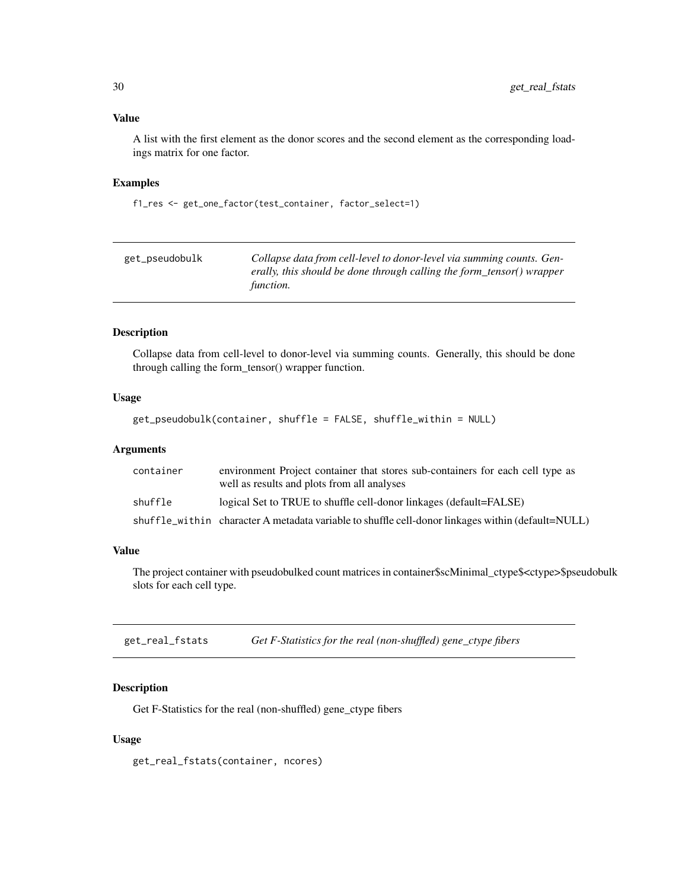### Value

A list with the first element as the donor scores and the second element as the corresponding loadings matrix for one factor.

### Examples

```
f1_res <- get_one_factor(test_container, factor_select=1)
```

---

## get_pseudobulk — *Collapse data from cell-level to donor-level via summing counts. Generally, this should be done through calling the form_tensor() wrapper function.*

### Description

Collapse data from cell-level to donor-level via summing counts. Generally, this should be done through calling the form_tensor() wrapper function.

### Usage

```
get_pseudobulk(container, shuffle = FALSE, shuffle_within = NULL)
```

### Arguments

| | |
|---|---|
| container | environment Project container that stores sub-containers for each cell type as well as results and plots from all analyses |
| shuffle | logical Set to TRUE to shuffle cell-donor linkages (default=FALSE) |
| shuffle_within | character A metadata variable to shuffle cell-donor linkages within (default=NULL) |

### Value

The project container with pseudobulked count matrices in container$scMinimal_ctype$<ctype>$pseudobulk slots for each cell type.

---

## get_real_fstats — *Get F-Statistics for the real (non-shuffled) gene_ctype fibers*

### Description

Get F-Statistics for the real (non-shuffled) gene_ctype fibers

### Usage

```
get_real_fstats(container, ncores)
```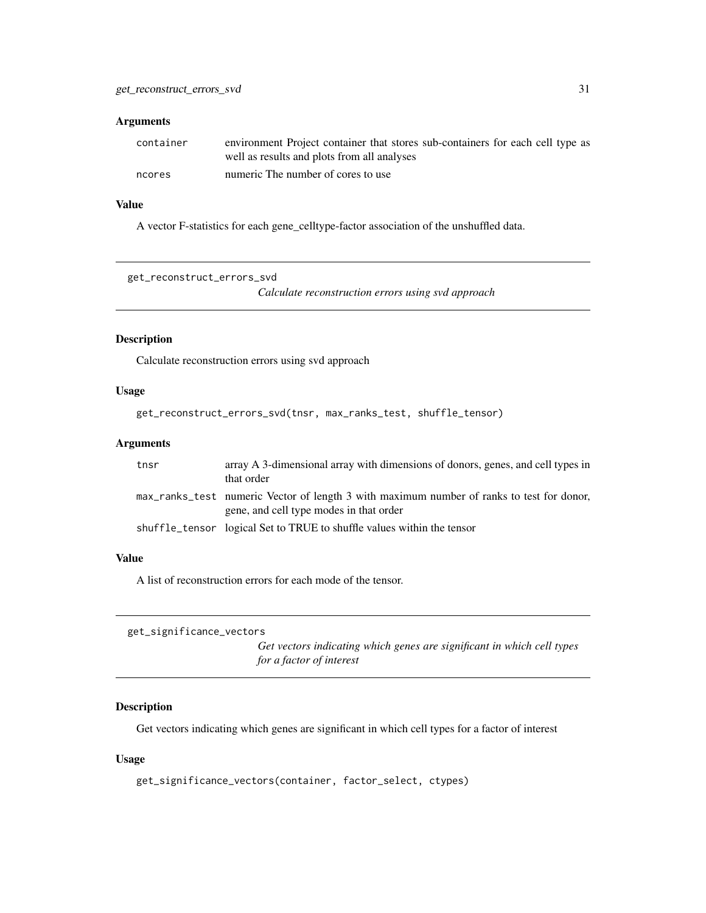### Arguments

| | |
|---|---|
| container | environment Project container that stores sub-containers for each cell type as well as results and plots from all analyses |
| ncores | numeric The number of cores to use |

### Value

A vector F-statistics for each gene_celltype-factor association of the unshuffled data.

---

## get_reconstruct_errors_svd

*Calculate reconstruction errors using svd approach*

### Description

Calculate reconstruction errors using svd approach

### Usage

```
get_reconstruct_errors_svd(tnsr, max_ranks_test, shuffle_tensor)
```

### Arguments

| | |
|---|---|
| tnsr | array A 3-dimensional array with dimensions of donors, genes, and cell types in that order |
| max_ranks_test | numeric Vector of length 3 with maximum number of ranks to test for donor, gene, and cell type modes in that order |
| shuffle_tensor | logical Set to TRUE to shuffle values within the tensor |

### Value

A list of reconstruction errors for each mode of the tensor.

---

## get_significance_vectors

*Get vectors indicating which genes are significant in which cell types for a factor of interest*

### Description

Get vectors indicating which genes are significant in which cell types for a factor of interest

### Usage

```
get_significance_vectors(container, factor_select, ctypes)
```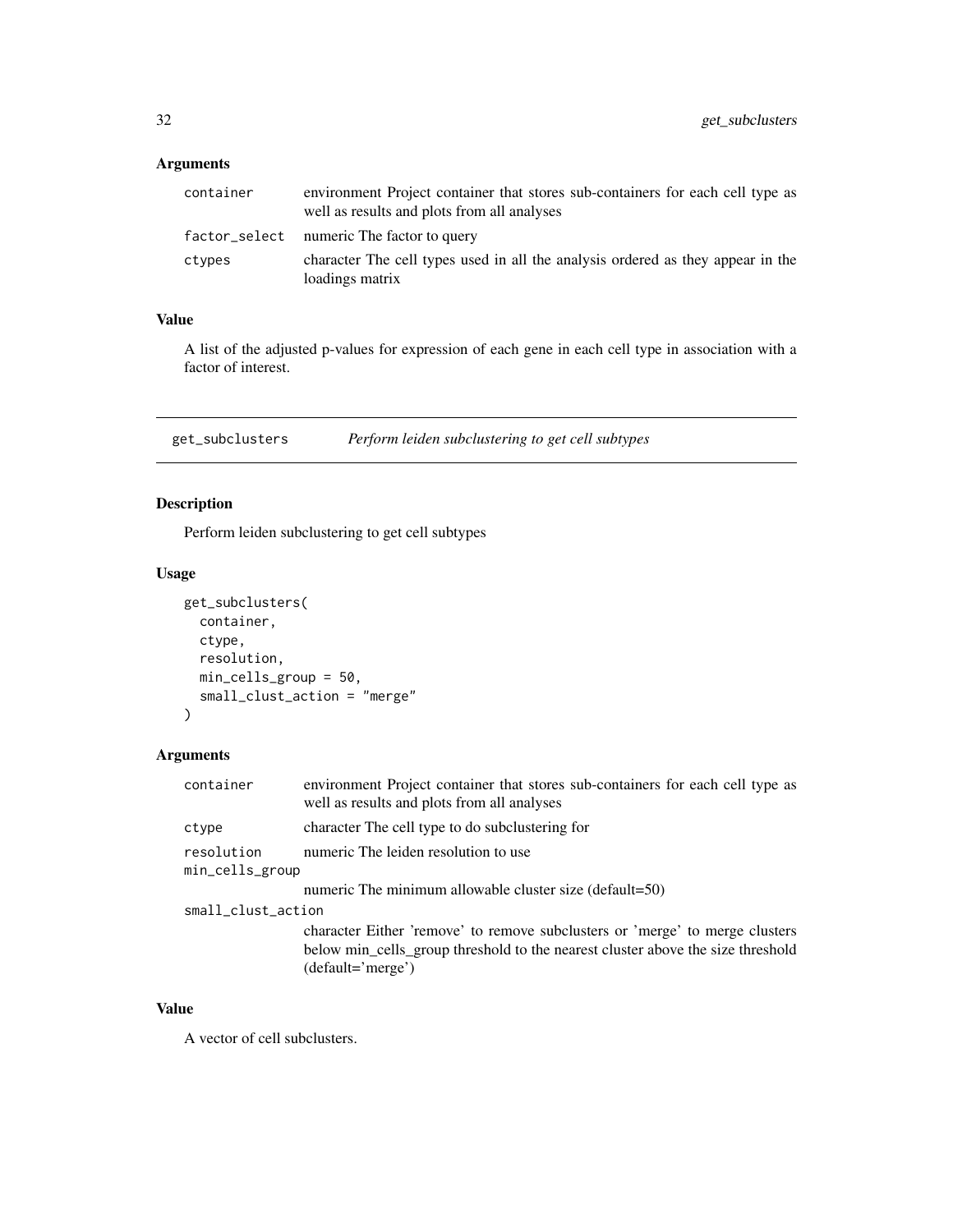### Arguments

| | |
|---|---|
| container | environment Project container that stores sub-containers for each cell type as well as results and plots from all analyses |
| factor_select | numeric The factor to query |
| ctypes | character The cell types used in all the analysis ordered as they appear in the loadings matrix |

### Value

A list of the adjusted p-values for expression of each gene in each cell type in association with a factor of interest.

---

## get_subclusters *Perform leiden subclustering to get cell subtypes*

### Description

Perform leiden subclustering to get cell subtypes

### Usage

```
get_subclusters(
  container,
  ctype,
  resolution,
  min_cells_group = 50,
  small_clust_action = "merge"
)
```

### Arguments

| | |
|---|---|
| container | environment Project container that stores sub-containers for each cell type as well as results and plots from all analyses |
| ctype | character The cell type to do subclustering for |
| resolution | numeric The leiden resolution to use |
| min_cells_group | numeric The minimum allowable cluster size (default=50) |
| small_clust_action | character Either 'remove' to remove subclusters or 'merge' to merge clusters below min_cells_group threshold to the nearest cluster above the size threshold (default='merge') |

### Value

A vector of cell subclusters.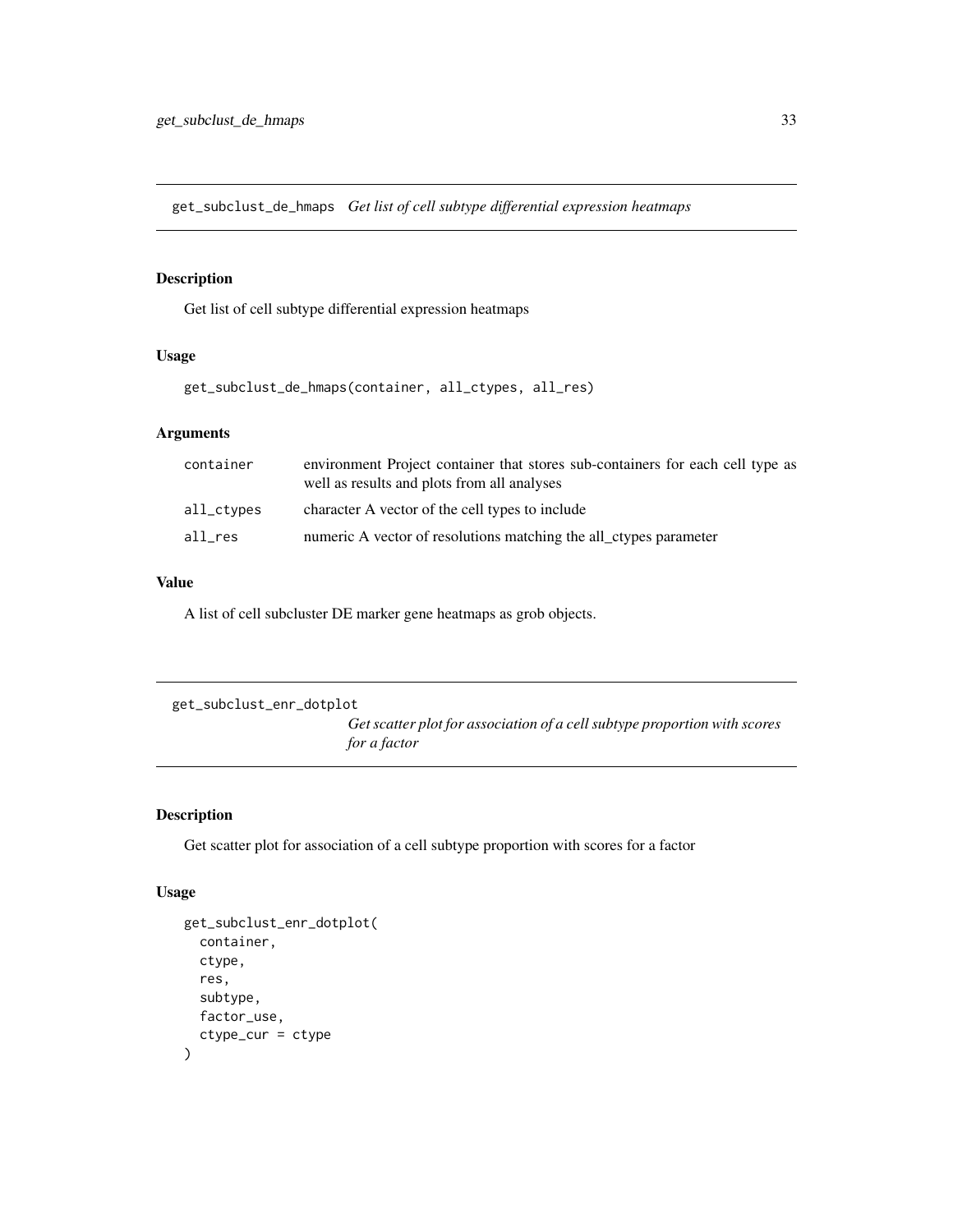## get_subclust_de_hmaps *Get list of cell subtype differential expression heatmaps*

### Description

Get list of cell subtype differential expression heatmaps

### Usage

```
get_subclust_de_hmaps(container, all_ctypes, all_res)
```

### Arguments

| | |
|---|---|
| container | environment Project container that stores sub-containers for each cell type as well as results and plots from all analyses |
| all_ctypes | character A vector of the cell types to include |
| all_res | numeric A vector of resolutions matching the all_ctypes parameter |

### Value

A list of cell subcluster DE marker gene heatmaps as grob objects.

## get_subclust_enr_dotplot *Get scatter plot for association of a cell subtype proportion with scores for a factor*

### Description

Get scatter plot for association of a cell subtype proportion with scores for a factor

### Usage

```
get_subclust_enr_dotplot(
  container,
  ctype,
  res,
  subtype,
  factor_use,
  ctype_cur = ctype
)
```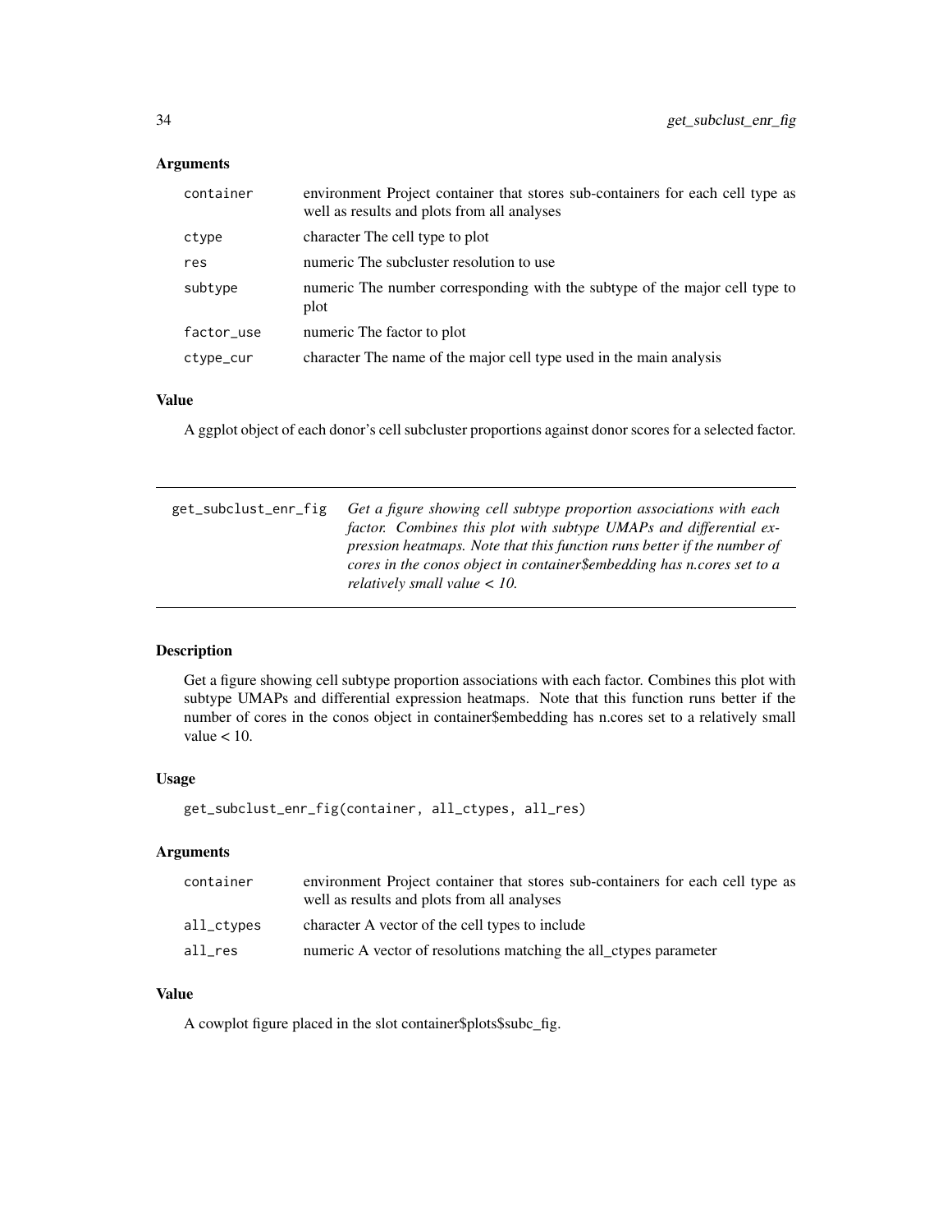### Arguments

| | |
|---|---|
| container | environment Project container that stores sub-containers for each cell type as well as results and plots from all analyses |
| ctype | character The cell type to plot |
| res | numeric The subcluster resolution to use |
| subtype | numeric The number corresponding with the subtype of the major cell type to plot |
| factor_use | numeric The factor to plot |
| ctype_cur | character The name of the major cell type used in the main analysis |

### Value

A ggplot object of each donor's cell subcluster proportions against donor scores for a selected factor.

---

## get_subclust_enr_fig

*Get a figure showing cell subtype proportion associations with each factor. Combines this plot with subtype UMAPs and differential expression heatmaps. Note that this function runs better if the number of cores in the conos object in container$embedding has n.cores set to a relatively small value < 10.*

---

### Description

Get a figure showing cell subtype proportion associations with each factor. Combines this plot with subtype UMAPs and differential expression heatmaps. Note that this function runs better if the number of cores in the conos object in container$embedding has n.cores set to a relatively small value < 10.

### Usage

```
get_subclust_enr_fig(container, all_ctypes, all_res)
```

### Arguments

| | |
|---|---|
| container | environment Project container that stores sub-containers for each cell type as well as results and plots from all analyses |
| all_ctypes | character A vector of the cell types to include |
| all_res | numeric A vector of resolutions matching the all_ctypes parameter |

### Value

A cowplot figure placed in the slot container$plots$subc_fig.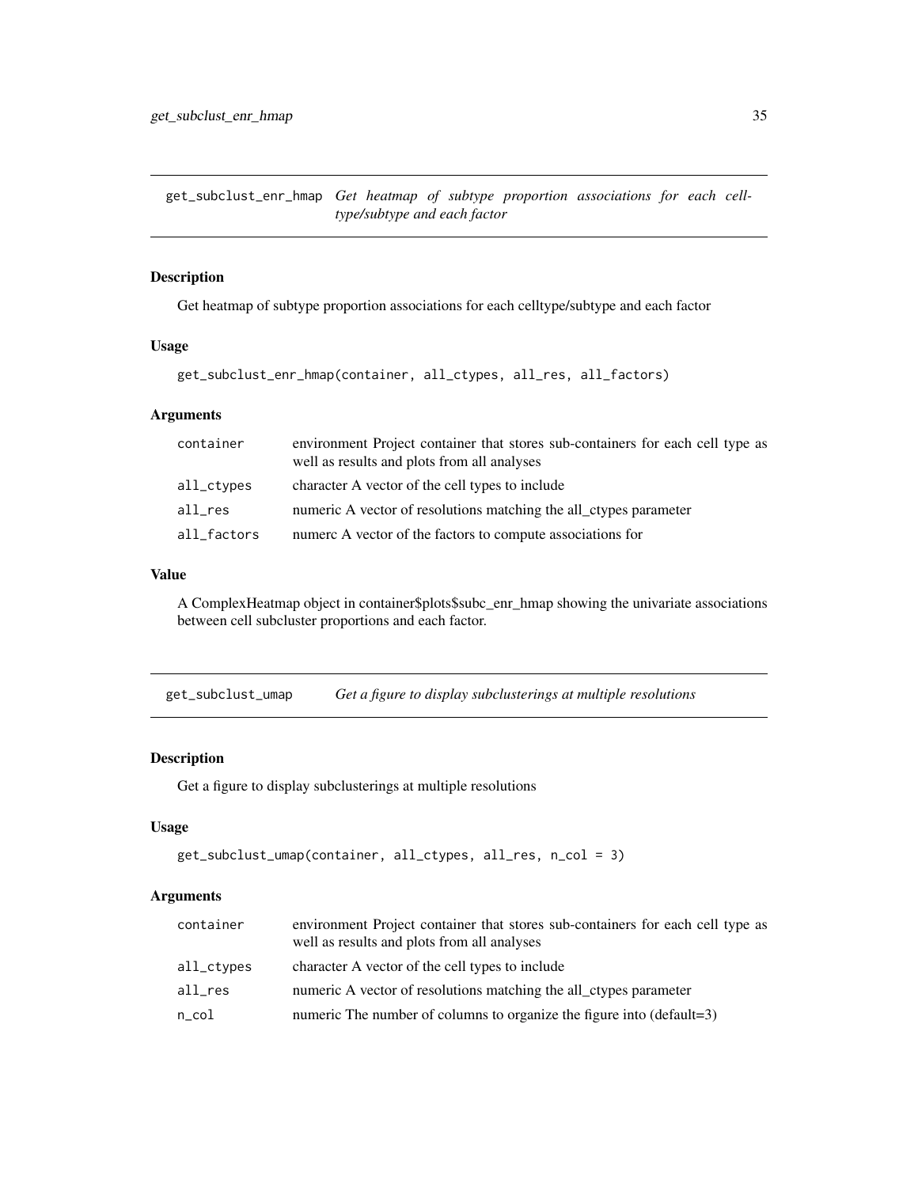## get_subclust_enr_hmap

*Get heatmap of subtype proportion associations for each celltype/subtype and each factor*

### Description

Get heatmap of subtype proportion associations for each celltype/subtype and each factor

### Usage

```
get_subclust_enr_hmap(container, all_ctypes, all_res, all_factors)
```

### Arguments

| | |
|---|---|
| container | environment Project container that stores sub-containers for each cell type as well as results and plots from all analyses |
| all_ctypes | character A vector of the cell types to include |
| all_res | numeric A vector of resolutions matching the all_ctypes parameter |
| all_factors | numerc A vector of the factors to compute associations for |

### Value

A ComplexHeatmap object in container$plots$subc_enr_hmap showing the univariate associations between cell subcluster proportions and each factor.

## get_subclust_umap

*Get a figure to display subclusterings at multiple resolutions*

### Description

Get a figure to display subclusterings at multiple resolutions

### Usage

```
get_subclust_umap(container, all_ctypes, all_res, n_col = 3)
```

### Arguments

| | |
|---|---|
| container | environment Project container that stores sub-containers for each cell type as well as results and plots from all analyses |
| all_ctypes | character A vector of the cell types to include |
| all_res | numeric A vector of resolutions matching the all_ctypes parameter |
| n_col | numeric The number of columns to organize the figure into (default=3) |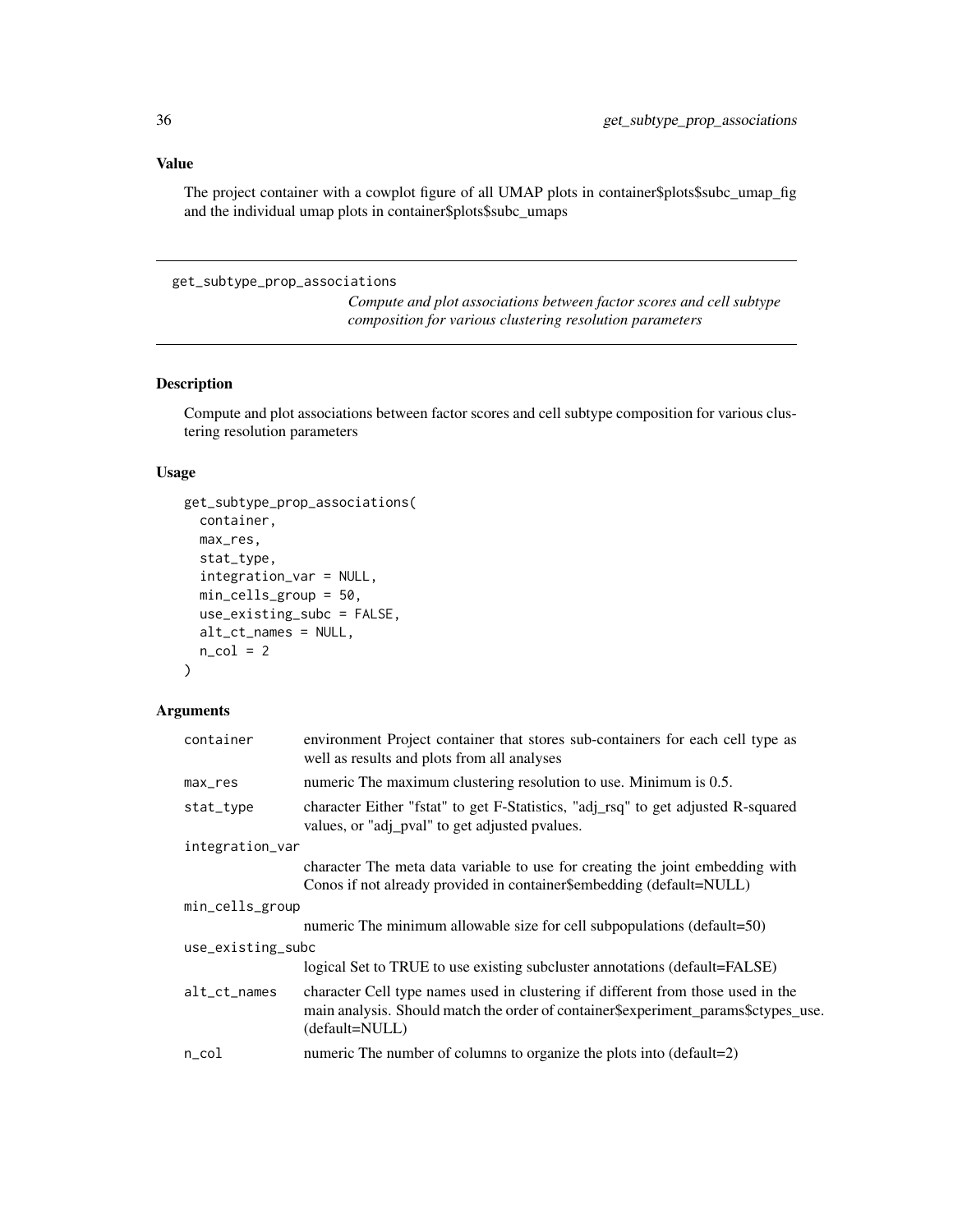## Value

The project container with a cowplot figure of all UMAP plots in container$plots$subc_umap_fig and the individual umap plots in container$plots$subc_umaps

---

## get_subtype_prop_associations

*Compute and plot associations between factor scores and cell subtype composition for various clustering resolution parameters*

---

### Description

Compute and plot associations between factor scores and cell subtype composition for various clustering resolution parameters

### Usage

```
get_subtype_prop_associations(
  container,
  max_res,
  stat_type,
  integration_var = NULL,
  min_cells_group = 50,
  use_existing_subc = FALSE,
  alt_ct_names = NULL,
  n_col = 2
)
```

### Arguments

| Argument | Description |
|---|---|
| container | environment Project container that stores sub-containers for each cell type as well as results and plots from all analyses |
| max_res | numeric The maximum clustering resolution to use. Minimum is 0.5. |
| stat_type | character Either "fstat" to get F-Statistics, "adj_rsq" to get adjusted R-squared values, or "adj_pval" to get adjusted pvalues. |
| integration_var | character The meta data variable to use for creating the joint embedding with Conos if not already provided in container$embedding (default=NULL) |
| min_cells_group | numeric The minimum allowable size for cell subpopulations (default=50) |
| use_existing_subc | logical Set to TRUE to use existing subcluster annotations (default=FALSE) |
| alt_ct_names | character Cell type names used in clustering if different from those used in the main analysis. Should match the order of container$experiment_params$ctypes_use. (default=NULL) |
| n_col | numeric The number of columns to organize the plots into (default=2) |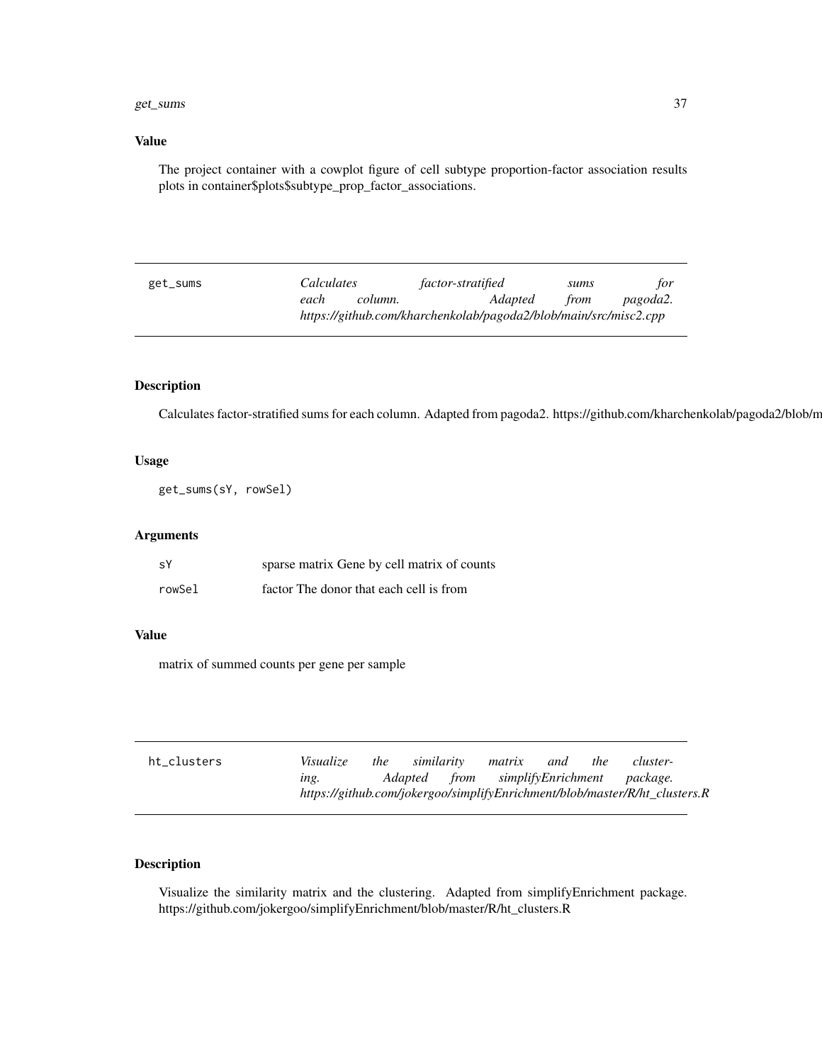## Value

The project container with a cowplot figure of cell subtype proportion-factor association results plots in container$plots$subtype_prop_factor_associations.

---

`get_sums` *Calculates factor-stratified sums for each column. Adapted from pagoda2. https://github.com/kharchenkolab/pagoda2/blob/main/src/misc2.cpp*

---

## Description

Calculates factor-stratified sums for each column. Adapted from pagoda2. https://github.com/kharchenkolab/pagoda2/blob/m

## Usage

```
get_sums(sY, rowSel)
```

## Arguments

| | |
|---|---|
| sY | sparse matrix Gene by cell matrix of counts |
| rowSel | factor The donor that each cell is from |

## Value

matrix of summed counts per gene per sample

---

`ht_clusters` *Visualize the similarity matrix and the clustering. Adapted from simplifyEnrichment package. https://github.com/jokergoo/simplifyEnrichment/blob/master/R/ht_clusters.R*

---

## Description

Visualize the similarity matrix and the clustering. Adapted from simplifyEnrichment package. https://github.com/jokergoo/simplifyEnrichment/blob/master/R/ht_clusters.R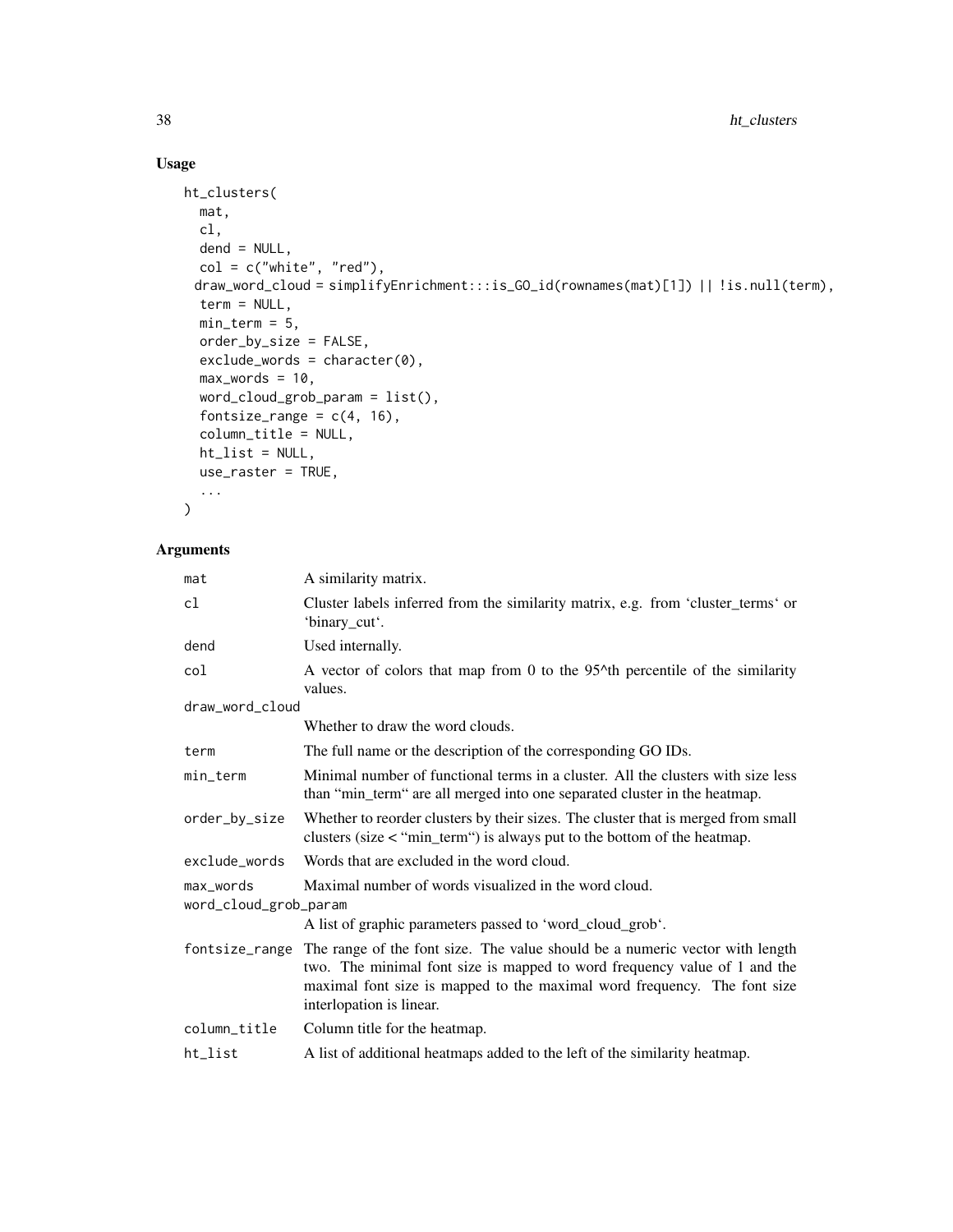## Usage

```
ht_clusters(
  mat,
  cl,
  dend = NULL,
  col = c("white", "red"),
  draw_word_cloud = simplifyEnrichment:::is_GO_id(rownames(mat)[1]) || !is.null(term),
  term = NULL,
  min_term = 5,
  order_by_size = FALSE,
  exclude_words = character(0),
  max_words = 10,
  word_cloud_grob_param = list(),
  fontsize_range = c(4, 16),
  column_title = NULL,
  ht_list = NULL,
  use_raster = TRUE,
  ...
)
```

## Arguments

| | |
|---|---|
| `mat` | A similarity matrix. |
| `cl` | Cluster labels inferred from the similarity matrix, e.g. from 'cluster_terms' or 'binary_cut'. |
| `dend` | Used internally. |
| `col` | A vector of colors that map from 0 to the 95^th percentile of the similarity values. |
| `draw_word_cloud` | Whether to draw the word clouds. |
| `term` | The full name or the description of the corresponding GO IDs. |
| `min_term` | Minimal number of functional terms in a cluster. All the clusters with size less than "min_term" are all merged into one separated cluster in the heatmap. |
| `order_by_size` | Whether to reorder clusters by their sizes. The cluster that is merged from small clusters (size < "min_term") is always put to the bottom of the heatmap. |
| `exclude_words` | Words that are excluded in the word cloud. |
| `max_words` | Maximal number of words visualized in the word cloud. |
| `word_cloud_grob_param` | A list of graphic parameters passed to 'word_cloud_grob'. |
| `fontsize_range` | The range of the font size. The value should be a numeric vector with length two. The minimal font size is mapped to word frequency value of 1 and the maximal font size is mapped to the maximal word frequency. The font size interlopation is linear. |
| `column_title` | Column title for the heatmap. |
| `ht_list` | A list of additional heatmaps added to the left of the similarity heatmap. |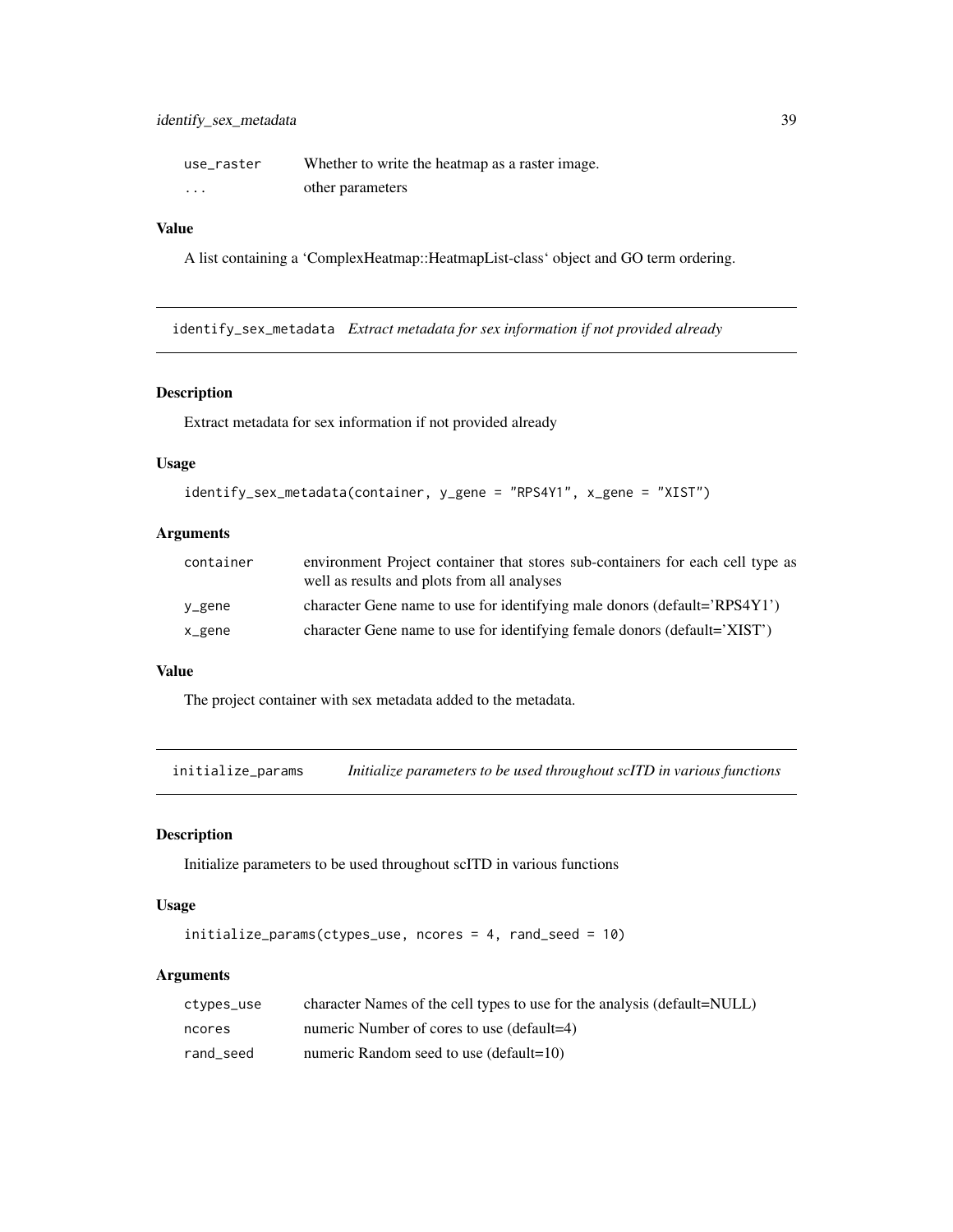| | |
|---|---|
| use_raster | Whether to write the heatmap as a raster image. |
| ... | other parameters |

### Value

A list containing a 'ComplexHeatmap::HeatmapList-class' object and GO term ordering.

---

## identify_sex_metadata *Extract metadata for sex information if not provided already*

### Description

Extract metadata for sex information if not provided already

### Usage

```
identify_sex_metadata(container, y_gene = "RPS4Y1", x_gene = "XIST")
```

### Arguments

| | |
|---|---|
| container | environment Project container that stores sub-containers for each cell type as well as results and plots from all analyses |
| y_gene | character Gene name to use for identifying male donors (default='RPS4Y1') |
| x_gene | character Gene name to use for identifying female donors (default='XIST') |

### Value

The project container with sex metadata added to the metadata.

---

## initialize_params *Initialize parameters to be used throughout scITD in various functions*

### Description

Initialize parameters to be used throughout scITD in various functions

### Usage

```
initialize_params(ctypes_use, ncores = 4, rand_seed = 10)
```

### Arguments

| | |
|---|---|
| ctypes_use | character Names of the cell types to use for the analysis (default=NULL) |
| ncores | numeric Number of cores to use (default=4) |
| rand_seed | numeric Random seed to use (default=10) |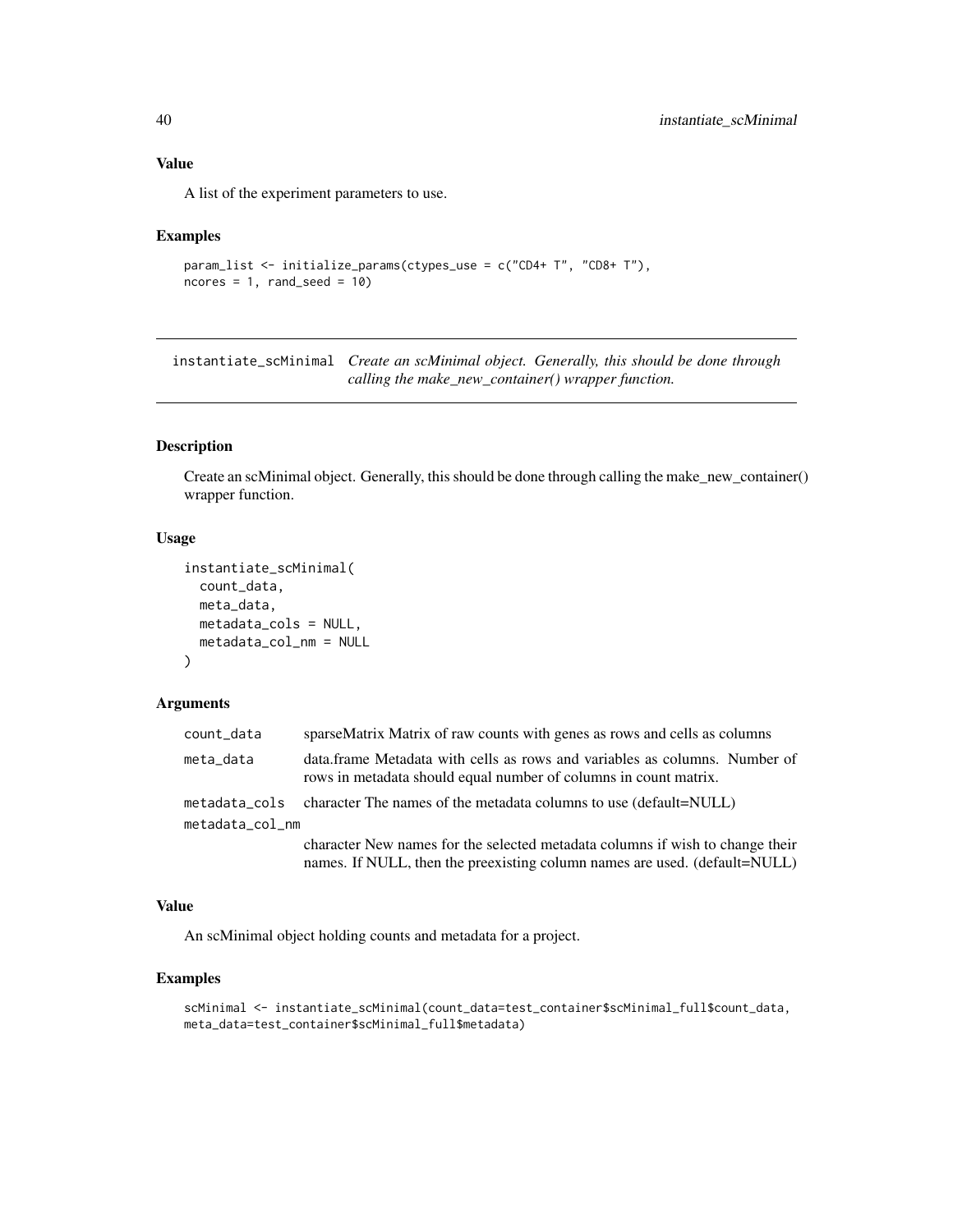### Value

A list of the experiment parameters to use.

### Examples

```
param_list <- initialize_params(ctypes_use = c("CD4+ T", "CD8+ T"),
ncores = 1, rand_seed = 10)
```

---

## instantiate_scMinimal *Create an scMinimal object. Generally, this should be done through calling the make_new_container() wrapper function.*

---

### Description

Create an scMinimal object. Generally, this should be done through calling the make_new_container() wrapper function.

### Usage

```
instantiate_scMinimal(
  count_data,
  meta_data,
  metadata_cols = NULL,
  metadata_col_nm = NULL
)
```

### Arguments

| | |
|---|---|
| count_data | sparseMatrix Matrix of raw counts with genes as rows and cells as columns |
| meta_data | data.frame Metadata with cells as rows and variables as columns. Number of rows in metadata should equal number of columns in count matrix. |
| metadata_cols | character The names of the metadata columns to use (default=NULL) |
| metadata_col_nm | character New names for the selected metadata columns if wish to change their names. If NULL, then the preexisting column names are used. (default=NULL) |

### Value

An scMinimal object holding counts and metadata for a project.

### Examples

```
scMinimal <- instantiate_scMinimal(count_data=test_container$scMinimal_full$count_data,
meta_data=test_container$scMinimal_full$metadata)
```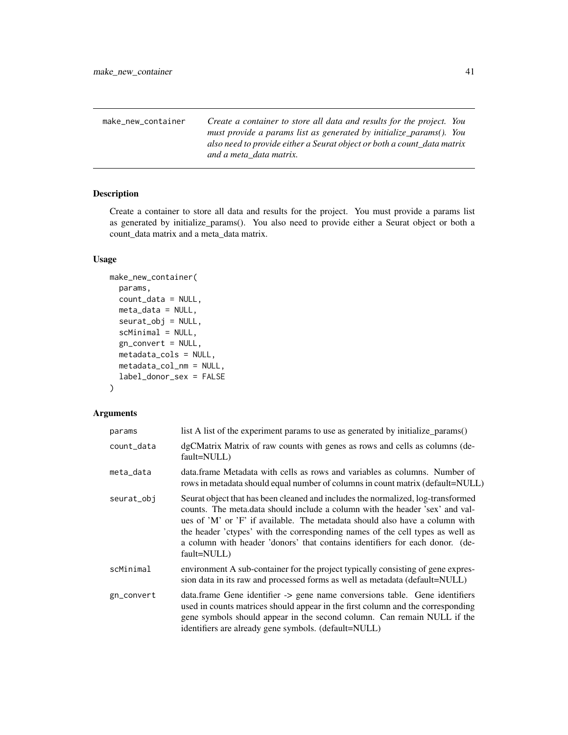make_new_container *Create a container to store all data and results for the project. You must provide a params list as generated by initialize_params(). You also need to provide either a Seurat object or both a count_data matrix and a meta_data matrix.*

## Description

Create a container to store all data and results for the project. You must provide a params list as generated by initialize_params(). You also need to provide either a Seurat object or both a count_data matrix and a meta_data matrix.

## Usage

```
make_new_container(
  params,
  count_data = NULL,
  meta_data = NULL,
  seurat_obj = NULL,
  scMinimal = NULL,
  gn_convert = NULL,
  metadata_cols = NULL,
  metadata_col_nm = NULL,
  label_donor_sex = FALSE
)
```

## Arguments

| | |
|---|---|
| params | list A list of the experiment params to use as generated by initialize_params() |
| count_data | dgCMatrix Matrix of raw counts with genes as rows and cells as columns (default=NULL) |
| meta_data | data.frame Metadata with cells as rows and variables as columns. Number of rows in metadata should equal number of columns in count matrix (default=NULL) |
| seurat_obj | Seurat object that has been cleaned and includes the normalized, log-transformed counts. The meta.data should include a column with the header 'sex' and values of 'M' or 'F' if available. The metadata should also have a column with the header 'ctypes' with the corresponding names of the cell types as well as a column with header 'donors' that contains identifiers for each donor. (default=NULL) |
| scMinimal | environment A sub-container for the project typically consisting of gene expression data in its raw and processed forms as well as metadata (default=NULL) |
| gn_convert | data.frame Gene identifier -> gene name conversions table. Gene identifiers used in counts matrices should appear in the first column and the corresponding gene symbols should appear in the second column. Can remain NULL if the identifiers are already gene symbols. (default=NULL) |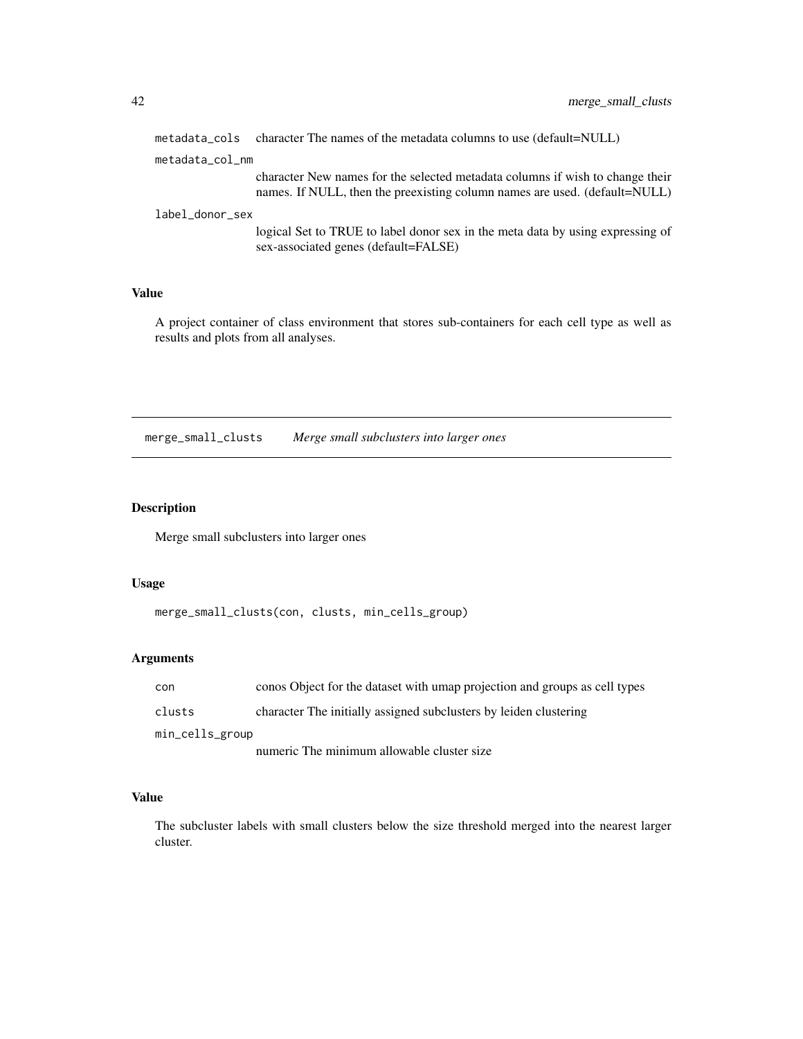metadata_cols character The names of the metadata columns to use (default=NULL)

metadata_col_nm
: character New names for the selected metadata columns if wish to change their names. If NULL, then the preexisting column names are used. (default=NULL)

label_donor_sex
: logical Set to TRUE to label donor sex in the meta data by using expressing of sex-associated genes (default=FALSE)

### Value

A project container of class environment that stores sub-containers for each cell type as well as results and plots from all analyses.

---

## merge_small_clusts *Merge small subclusters into larger ones*

---

### Description

Merge small subclusters into larger ones

### Usage

```
merge_small_clusts(con, clusts, min_cells_group)
```

### Arguments

| | |
|---|---|
| con | conos Object for the dataset with umap projection and groups as cell types |
| clusts | character The initially assigned subclusters by leiden clustering |
| min_cells_group | numeric The minimum allowable cluster size |

### Value

The subcluster labels with small clusters below the size threshold merged into the nearest larger cluster.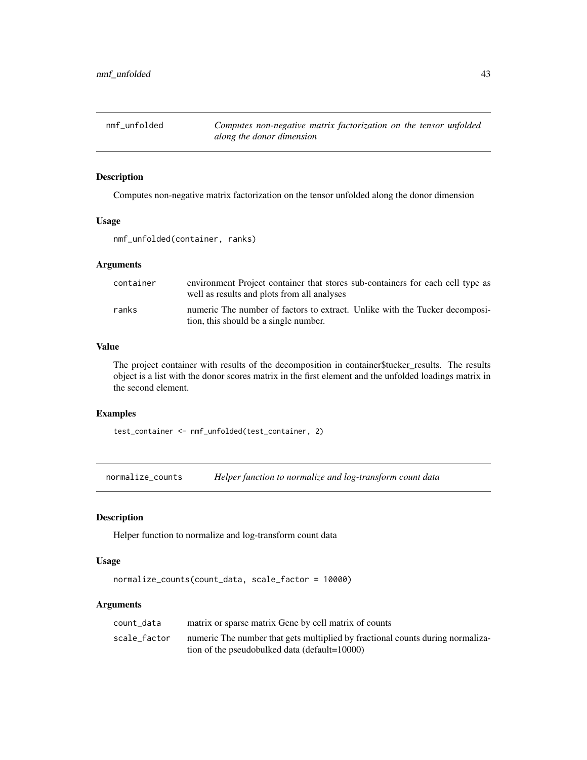## nmf_unfolded — *Computes non-negative matrix factorization on the tensor unfolded along the donor dimension*

### Description

Computes non-negative matrix factorization on the tensor unfolded along the donor dimension

### Usage

```
nmf_unfolded(container, ranks)
```

### Arguments

| | |
|---|---|
| container | environment Project container that stores sub-containers for each cell type as well as results and plots from all analyses |
| ranks | numeric The number of factors to extract. Unlike with the Tucker decomposition, this should be a single number. |

### Value

The project container with results of the decomposition in container$tucker_results. The results object is a list with the donor scores matrix in the first element and the unfolded loadings matrix in the second element.

### Examples

```
test_container <- nmf_unfolded(test_container, 2)
```

## normalize_counts — *Helper function to normalize and log-transform count data*

### Description

Helper function to normalize and log-transform count data

### Usage

```
normalize_counts(count_data, scale_factor = 10000)
```

### Arguments

| | |
|---|---|
| count_data | matrix or sparse matrix Gene by cell matrix of counts |
| scale_factor | numeric The number that gets multiplied by fractional counts during normalization of the pseudobulked data (default=10000) |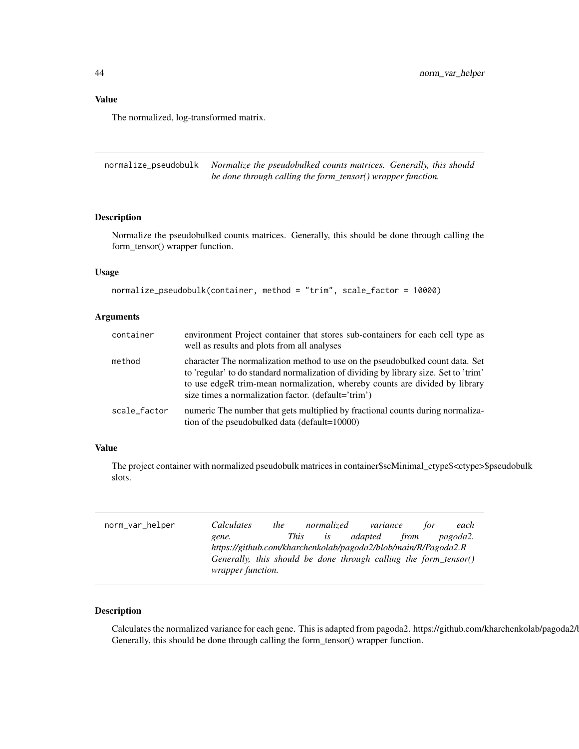### Value

The normalized, log-transformed matrix.

---

## normalize_pseudobulk — *Normalize the pseudobulked counts matrices. Generally, this should be done through calling the form_tensor() wrapper function.*

### Description

Normalize the pseudobulked counts matrices. Generally, this should be done through calling the form_tensor() wrapper function.

### Usage

```
normalize_pseudobulk(container, method = "trim", scale_factor = 10000)
```

### Arguments

| | |
|---|---|
| container | environment Project container that stores sub-containers for each cell type as well as results and plots from all analyses |
| method | character The normalization method to use on the pseudobulked count data. Set to 'regular' to do standard normalization of dividing by library size. Set to 'trim' to use edgeR trim-mean normalization, whereby counts are divided by library size times a normalization factor. (default='trim') |
| scale_factor | numeric The number that gets multiplied by fractional counts during normalization of the pseudobulked data (default=10000) |

### Value

The project container with normalized pseudobulk matrices in container$scMinimal_ctype$<ctype>$pseudobulk slots.

---

## norm_var_helper — *Calculates the normalized variance for each gene. This is adapted from pagoda2. https://github.com/kharchenkolab/pagoda2/blob/main/R/Pagoda2.R Generally, this should be done through calling the form_tensor() wrapper function.*

### Description

Calculates the normalized variance for each gene. This is adapted from pagoda2. https://github.com/kharchenkolab/pagoda2/b
Generally, this should be done through calling the form_tensor() wrapper function.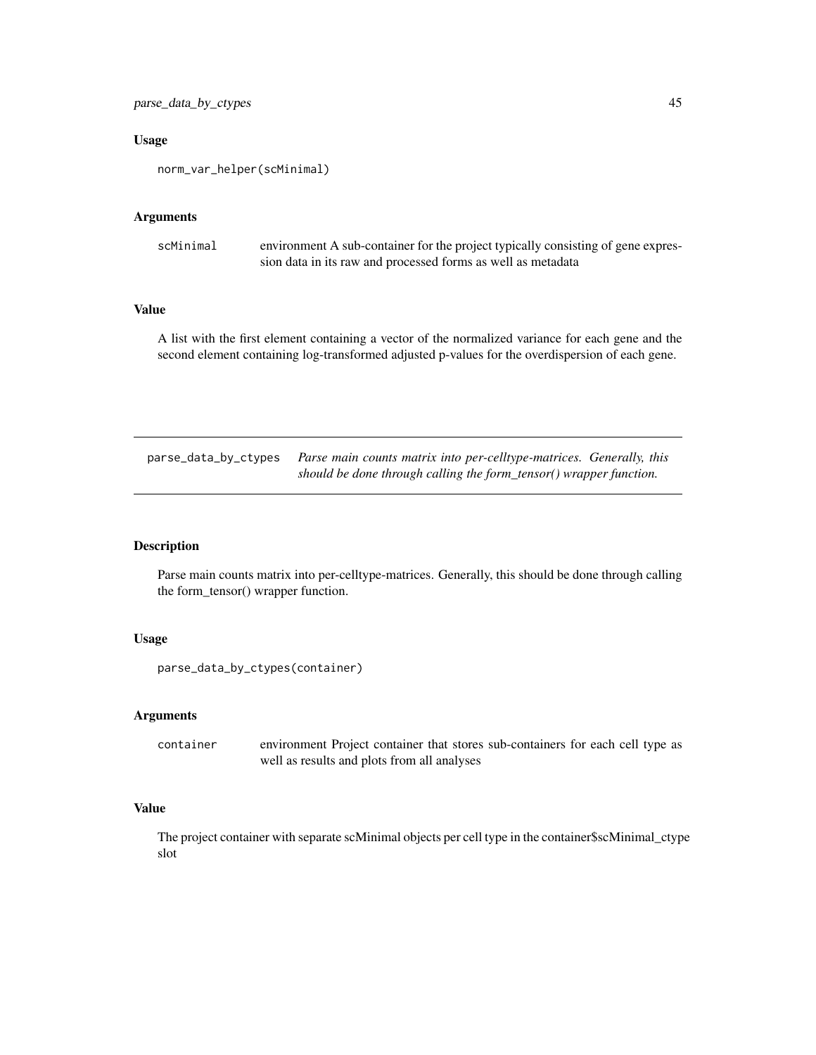## Usage

```
norm_var_helper(scMinimal)
```

## Arguments

| | |
|---|---|
| scMinimal | environment A sub-container for the project typically consisting of gene expression data in its raw and processed forms as well as metadata |

## Value

A list with the first element containing a vector of the normalized variance for each gene and the second element containing log-transformed adjusted p-values for the overdispersion of each gene.

---

# parse_data_by_ctypes *Parse main counts matrix into per-celltype-matrices. Generally, this should be done through calling the form_tensor() wrapper function.*

---

## Description

Parse main counts matrix into per-celltype-matrices. Generally, this should be done through calling the form_tensor() wrapper function.

## Usage

```
parse_data_by_ctypes(container)
```

## Arguments

| | |
|---|---|
| container | environment Project container that stores sub-containers for each cell type as well as results and plots from all analyses |

## Value

The project container with separate scMinimal objects per cell type in the container$scMinimal_ctype slot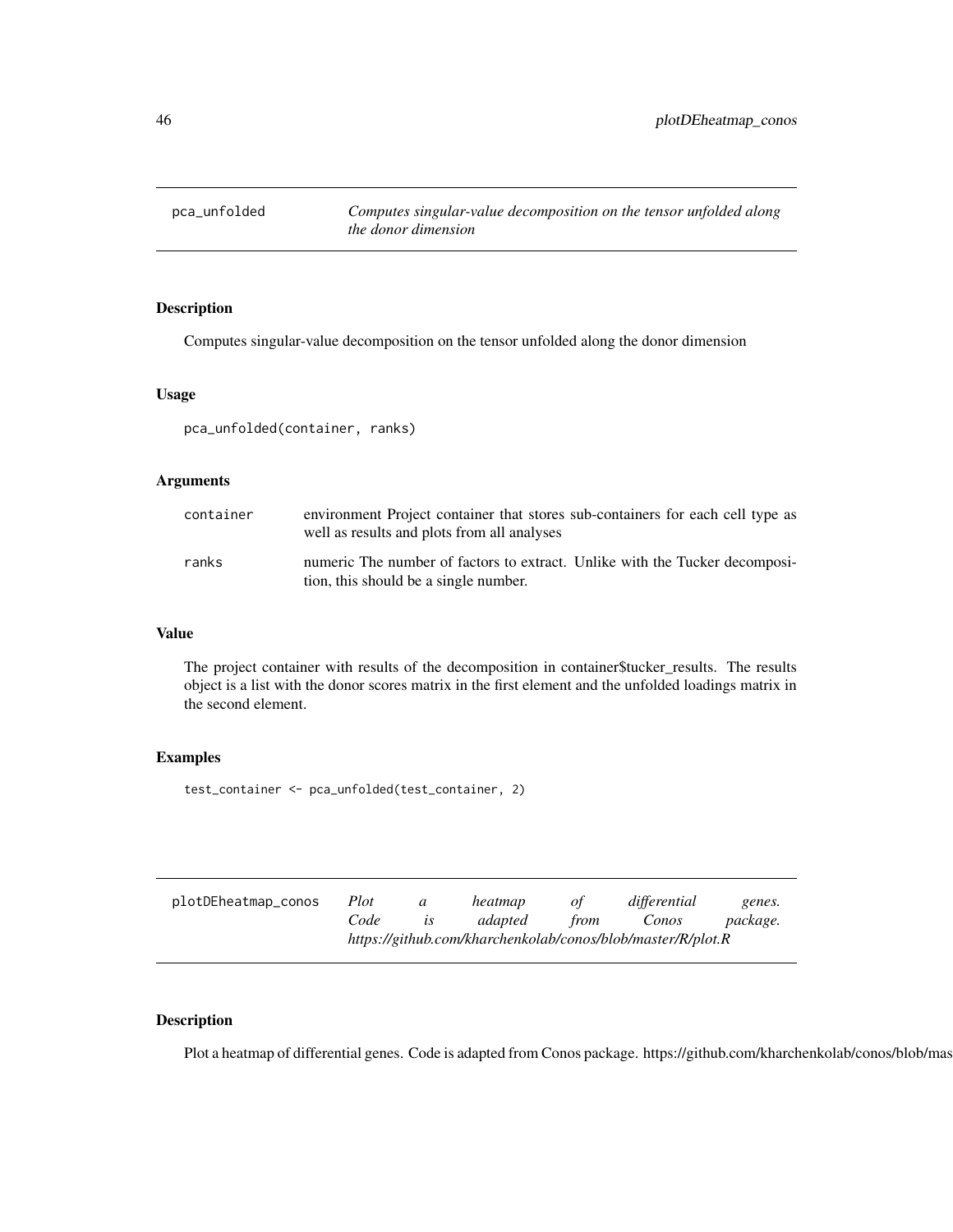## pca_unfolded

*Computes singular-value decomposition on the tensor unfolded along the donor dimension*

### Description

Computes singular-value decomposition on the tensor unfolded along the donor dimension

### Usage

```
pca_unfolded(container, ranks)
```

### Arguments

| | |
|---|---|
| container | environment Project container that stores sub-containers for each cell type as well as results and plots from all analyses |
| ranks | numeric The number of factors to extract. Unlike with the Tucker decomposition, this should be a single number. |

### Value

The project container with results of the decomposition in container$tucker_results. The results object is a list with the donor scores matrix in the first element and the unfolded loadings matrix in the second element.

### Examples

```
test_container <- pca_unfolded(test_container, 2)
```

## plotDEheatmap_conos

*Plot a heatmap of differential genes. Code is adapted from Conos package. https://github.com/kharchenkolab/conos/blob/master/R/plot.R*

### Description

Plot a heatmap of differential genes. Code is adapted from Conos package. https://github.com/kharchenkolab/conos/blob/mas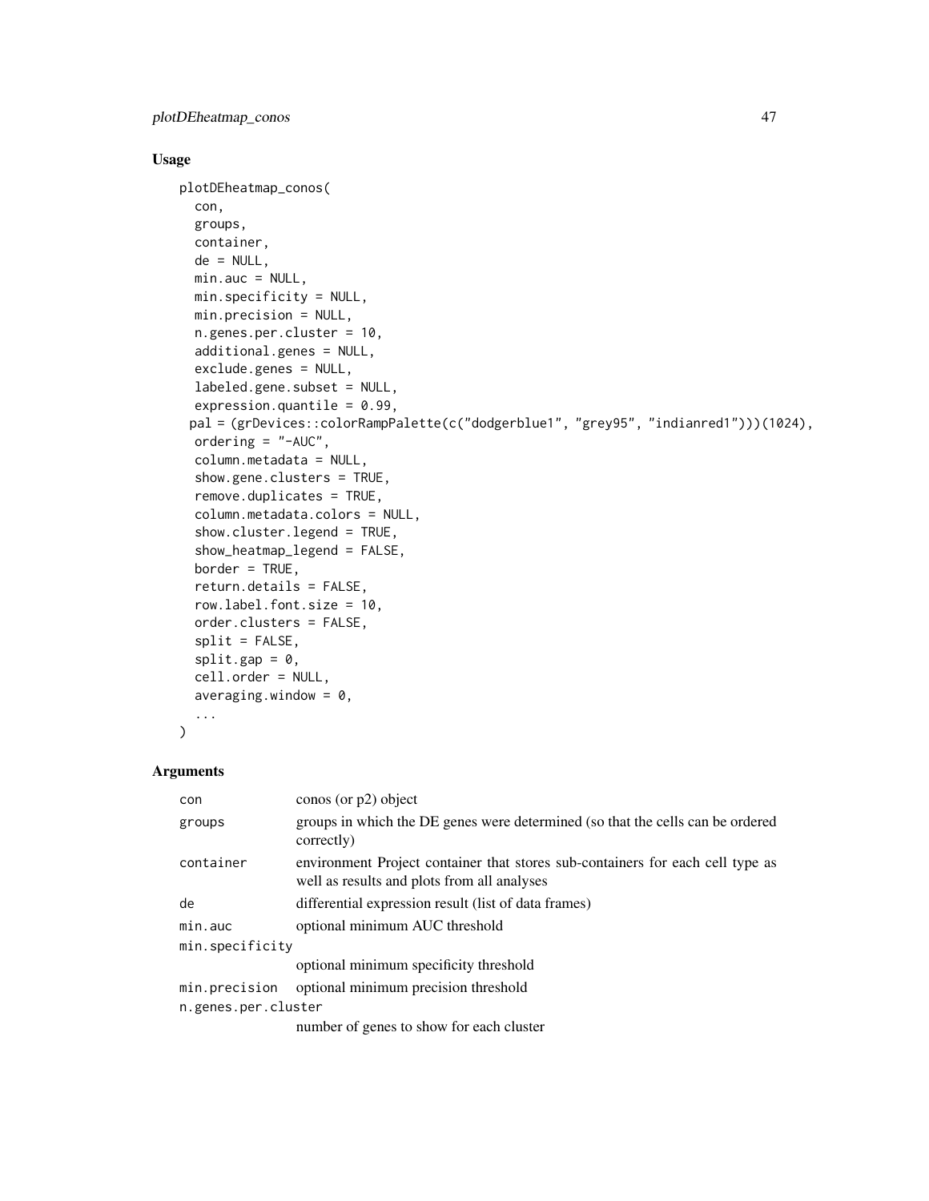## Usage

```
plotDEheatmap_conos(
  con,
  groups,
  container,
  de = NULL,
  min.auc = NULL,
  min.specificity = NULL,
  min.precision = NULL,
  n.genes.per.cluster = 10,
  additional.genes = NULL,
  exclude.genes = NULL,
  labeled.gene.subset = NULL,
  expression.quantile = 0.99,
 pal = (grDevices::colorRampPalette(c("dodgerblue1", "grey95", "indianred1")))(1024),
  ordering = "-AUC",
  column.metadata = NULL,
  show.gene.clusters = TRUE,
  remove.duplicates = TRUE,
  column.metadata.colors = NULL,
  show.cluster.legend = TRUE,
  show_heatmap_legend = FALSE,
  border = TRUE,
  return.details = FALSE,
  row.label.font.size = 10,
  order.clusters = FALSE,
  split = FALSE,
  split.gap = 0,
  cell.order = NULL,
  averaging.window = 0,
  ...
)
```

## Arguments

| | |
|---|---|
| `con` | conos (or p2) object |
| `groups` | groups in which the DE genes were determined (so that the cells can be ordered correctly) |
| `container` | environment Project container that stores sub-containers for each cell type as well as results and plots from all analyses |
| `de` | differential expression result (list of data frames) |
| `min.auc` | optional minimum AUC threshold |
| `min.specificity` | optional minimum specificity threshold |
| `min.precision` | optional minimum precision threshold |
| `n.genes.per.cluster` | number of genes to show for each cluster |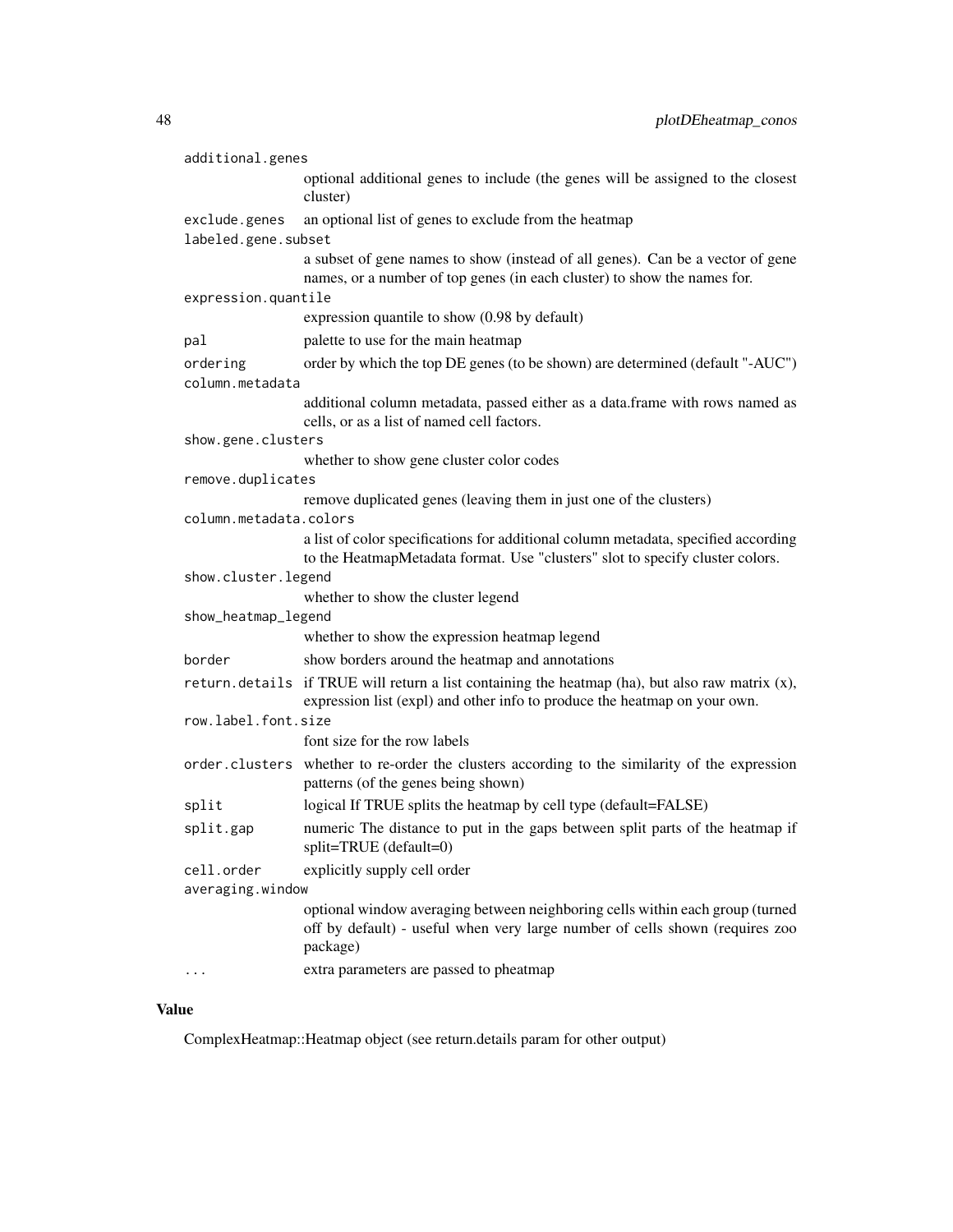| | |
|---|---|
| `additional.genes` | optional additional genes to include (the genes will be assigned to the closest cluster) |
| `exclude.genes` | an optional list of genes to exclude from the heatmap |
| `labeled.gene.subset` | a subset of gene names to show (instead of all genes). Can be a vector of gene names, or a number of top genes (in each cluster) to show the names for. |
| `expression.quantile` | expression quantile to show (0.98 by default) |
| `pal` | palette to use for the main heatmap |
| `ordering` | order by which the top DE genes (to be shown) are determined (default "-AUC") |
| `column.metadata` | additional column metadata, passed either as a data.frame with rows named as cells, or as a list of named cell factors. |
| `show.gene.clusters` | whether to show gene cluster color codes |
| `remove.duplicates` | remove duplicated genes (leaving them in just one of the clusters) |
| `column.metadata.colors` | a list of color specifications for additional column metadata, specified according to the HeatmapMetadata format. Use "clusters" slot to specify cluster colors. |
| `show.cluster.legend` | whether to show the cluster legend |
| `show_heatmap_legend` | whether to show the expression heatmap legend |
| `border` | show borders around the heatmap and annotations |
| `return.details` | if TRUE will return a list containing the heatmap (ha), but also raw matrix (x), expression list (expl) and other info to produce the heatmap on your own. |
| `row.label.font.size` | font size for the row labels |
| `order.clusters` | whether to re-order the clusters according to the similarity of the expression patterns (of the genes being shown) |
| `split` | logical If TRUE splits the heatmap by cell type (default=FALSE) |
| `split.gap` | numeric The distance to put in the gaps between split parts of the heatmap if split=TRUE (default=0) |
| `cell.order` | explicitly supply cell order |
| `averaging.window` | optional window averaging between neighboring cells within each group (turned off by default) - useful when very large number of cells shown (requires zoo package) |
| `...` | extra parameters are passed to pheatmap |

## Value

ComplexHeatmap::Heatmap object (see return.details param for other output)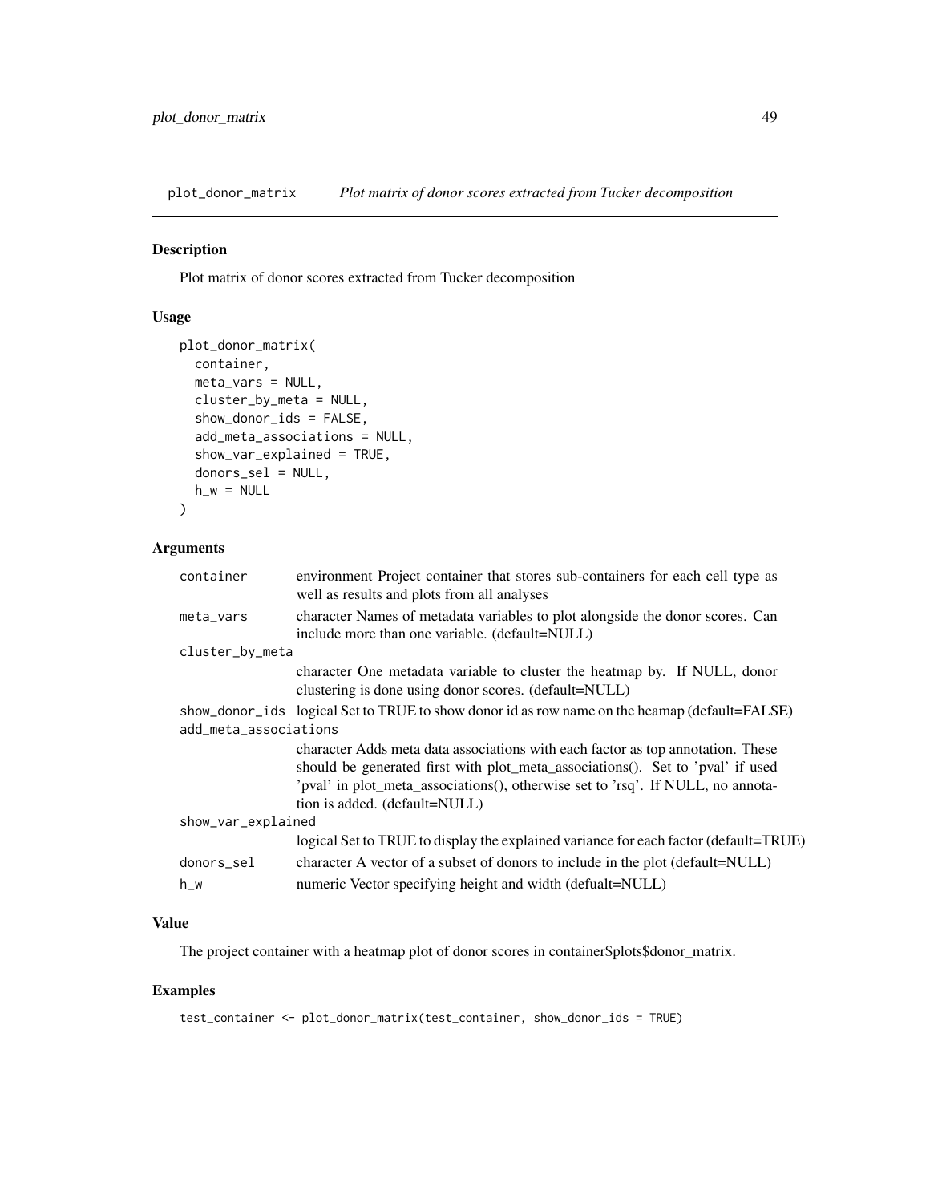## plot_donor_matrix — *Plot matrix of donor scores extracted from Tucker decomposition*

### Description

Plot matrix of donor scores extracted from Tucker decomposition

### Usage

```
plot_donor_matrix(
  container,
  meta_vars = NULL,
  cluster_by_meta = NULL,
  show_donor_ids = FALSE,
  add_meta_associations = NULL,
  show_var_explained = TRUE,
  donors_sel = NULL,
  h_w = NULL
)
```

### Arguments

| Argument | Description |
|---|---|
| `container` | environment Project container that stores sub-containers for each cell type as well as results and plots from all analyses |
| `meta_vars` | character Names of metadata variables to plot alongside the donor scores. Can include more than one variable. (default=NULL) |
| `cluster_by_meta` | character One metadata variable to cluster the heatmap by. If NULL, donor clustering is done using donor scores. (default=NULL) |
| `show_donor_ids` | logical Set to TRUE to show donor id as row name on the heamap (default=FALSE) |
| `add_meta_associations` | character Adds meta data associations with each factor as top annotation. These should be generated first with plot_meta_associations(). Set to 'pval' if used 'pval' in plot_meta_associations(), otherwise set to 'rsq'. If NULL, no annotation is added. (default=NULL) |
| `show_var_explained` | logical Set to TRUE to display the explained variance for each factor (default=TRUE) |
| `donors_sel` | character A vector of a subset of donors to include in the plot (default=NULL) |
| `h_w` | numeric Vector specifying height and width (defualt=NULL) |

### Value

The project container with a heatmap plot of donor scores in container$plots$donor_matrix.

### Examples

```
test_container <- plot_donor_matrix(test_container, show_donor_ids = TRUE)
```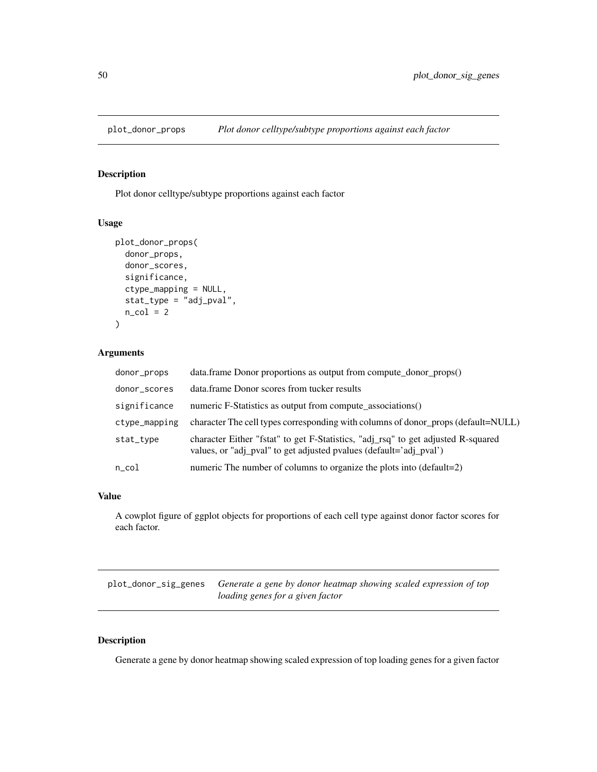## plot_donor_props — *Plot donor celltype/subtype proportions against each factor*

### Description

Plot donor celltype/subtype proportions against each factor

### Usage

```
plot_donor_props(
  donor_props,
  donor_scores,
  significance,
  ctype_mapping = NULL,
  stat_type = "adj_pval",
  n_col = 2
)
```

### Arguments

| Argument | Description |
|---|---|
| donor_props | data.frame Donor proportions as output from compute_donor_props() |
| donor_scores | data.frame Donor scores from tucker results |
| significance | numeric F-Statistics as output from compute_associations() |
| ctype_mapping | character The cell types corresponding with columns of donor_props (default=NULL) |
| stat_type | character Either "fstat" to get F-Statistics, "adj_rsq" to get adjusted R-squared values, or "adj_pval" to get adjusted pvalues (default='adj_pval') |
| n_col | numeric The number of columns to organize the plots into (default=2) |

### Value

A cowplot figure of ggplot objects for proportions of each cell type against donor factor scores for each factor.

## plot_donor_sig_genes — *Generate a gene by donor heatmap showing scaled expression of top loading genes for a given factor*

### Description

Generate a gene by donor heatmap showing scaled expression of top loading genes for a given factor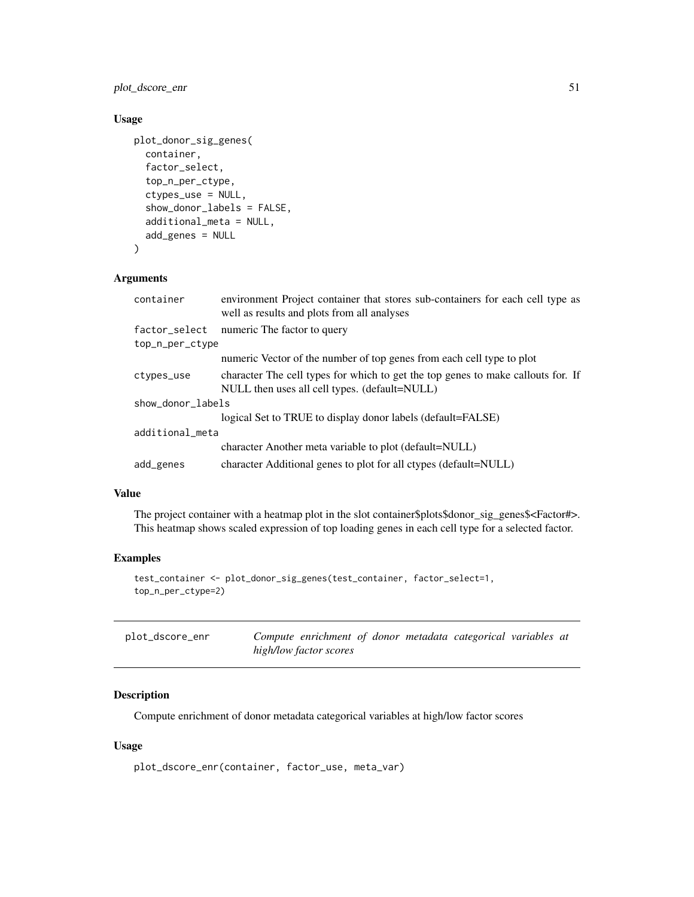### Usage

```
plot_donor_sig_genes(
  container,
  factor_select,
  top_n_per_ctype,
  ctypes_use = NULL,
  show_donor_labels = FALSE,
  additional_meta = NULL,
  add_genes = NULL
)
```

### Arguments

| Argument | Description |
|---|---|
| `container` | environment Project container that stores sub-containers for each cell type as well as results and plots from all analyses |
| `factor_select` | numeric The factor to query |
| `top_n_per_ctype` | numeric Vector of the number of top genes from each cell type to plot |
| `ctypes_use` | character The cell types for which to get the top genes to make callouts for. If NULL then uses all cell types. (default=NULL) |
| `show_donor_labels` | logical Set to TRUE to display donor labels (default=FALSE) |
| `additional_meta` | character Another meta variable to plot (default=NULL) |
| `add_genes` | character Additional genes to plot for all ctypes (default=NULL) |

### Value

The project container with a heatmap plot in the slot container$plots$donor_sig_genes$<Factor#>. This heatmap shows scaled expression of top loading genes in each cell type for a selected factor.

### Examples

```
test_container <- plot_donor_sig_genes(test_container, factor_select=1,
top_n_per_ctype=2)
```

---

## `plot_dscore_enr` — *Compute enrichment of donor metadata categorical variables at high/low factor scores*

### Description

Compute enrichment of donor metadata categorical variables at high/low factor scores

### Usage

```
plot_dscore_enr(container, factor_use, meta_var)
```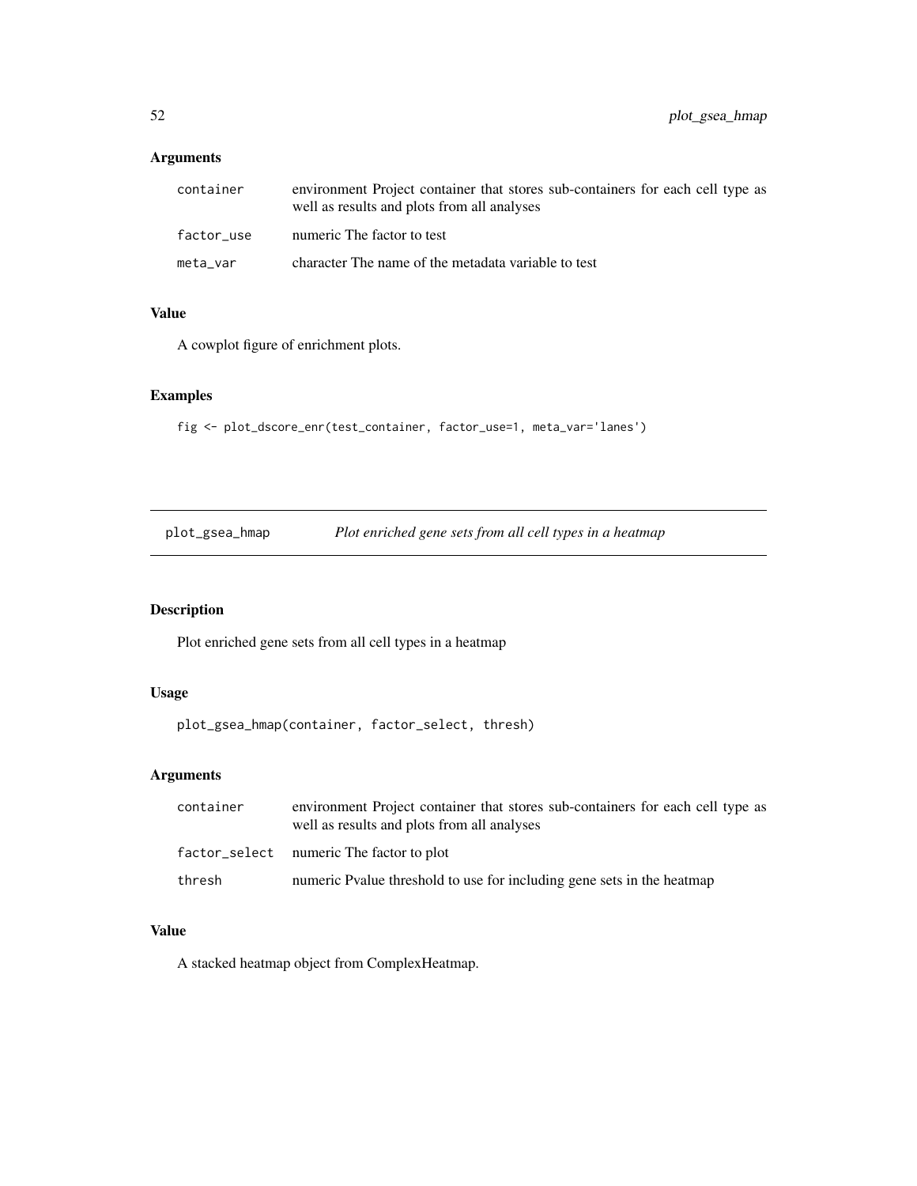## Arguments

| | |
|---|---|
| container | environment Project container that stores sub-containers for each cell type as well as results and plots from all analyses |
| factor_use | numeric The factor to test |
| meta_var | character The name of the metadata variable to test |

## Value

A cowplot figure of enrichment plots.

## Examples

```
fig <- plot_dscore_enr(test_container, factor_use=1, meta_var='lanes')
```

---

# plot_gsea_hmap &nbsp;&nbsp;&nbsp; *Plot enriched gene sets from all cell types in a heatmap*

---

## Description

Plot enriched gene sets from all cell types in a heatmap

## Usage

```
plot_gsea_hmap(container, factor_select, thresh)
```

## Arguments

| | |
|---|---|
| container | environment Project container that stores sub-containers for each cell type as well as results and plots from all analyses |
| factor_select | numeric The factor to plot |
| thresh | numeric Pvalue threshold to use for including gene sets in the heatmap |

## Value

A stacked heatmap object from ComplexHeatmap.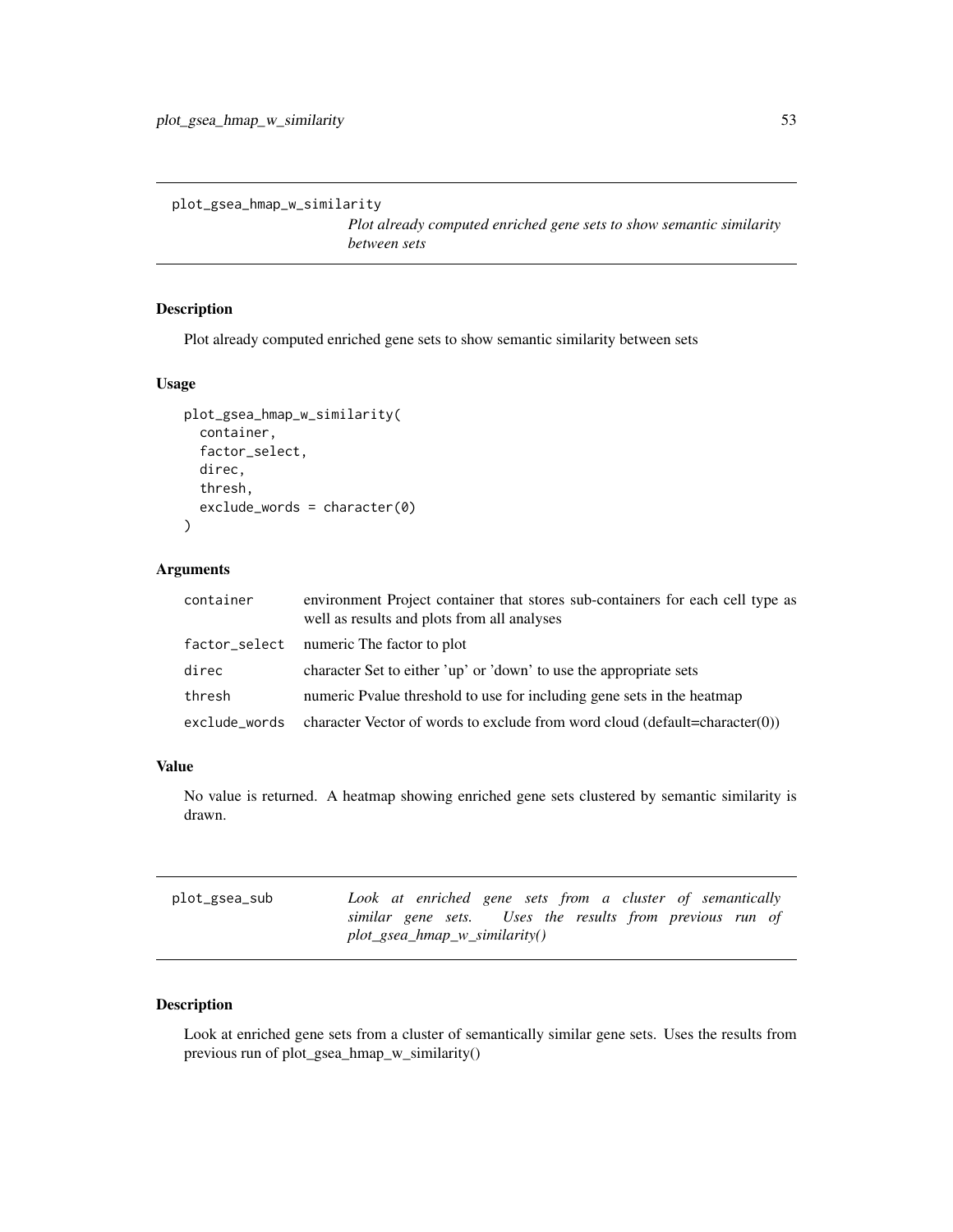## plot_gsea_hmap_w_similarity

*Plot already computed enriched gene sets to show semantic similarity between sets*

### Description

Plot already computed enriched gene sets to show semantic similarity between sets

### Usage

```
plot_gsea_hmap_w_similarity(
  container,
  factor_select,
  direc,
  thresh,
  exclude_words = character(0)
)
```

### Arguments

| | |
|---|---|
| container | environment Project container that stores sub-containers for each cell type as well as results and plots from all analyses |
| factor_select | numeric The factor to plot |
| direc | character Set to either 'up' or 'down' to use the appropriate sets |
| thresh | numeric Pvalue threshold to use for including gene sets in the heatmap |
| exclude_words | character Vector of words to exclude from word cloud (default=character(0)) |

### Value

No value is returned. A heatmap showing enriched gene sets clustered by semantic similarity is drawn.

## plot_gsea_sub

*Look at enriched gene sets from a cluster of semantically similar gene sets. Uses the results from previous run of plot_gsea_hmap_w_similarity()*

### Description

Look at enriched gene sets from a cluster of semantically similar gene sets. Uses the results from previous run of plot_gsea_hmap_w_similarity()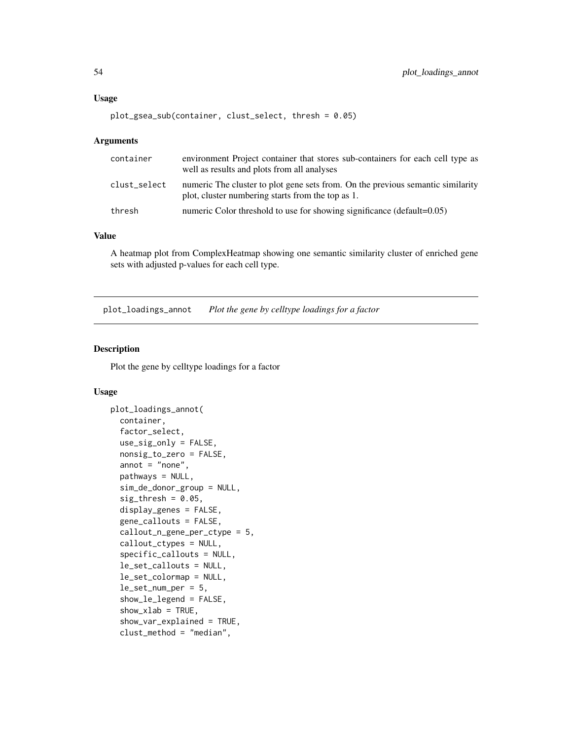### Usage

```
plot_gsea_sub(container, clust_select, thresh = 0.05)
```

### Arguments

| | |
|---|---|
| container | environment Project container that stores sub-containers for each cell type as well as results and plots from all analyses |
| clust_select | numeric The cluster to plot gene sets from. On the previous semantic similarity plot, cluster numbering starts from the top as 1. |
| thresh | numeric Color threshold to use for showing significance (default=0.05) |

### Value

A heatmap plot from ComplexHeatmap showing one semantic similarity cluster of enriched gene sets with adjusted p-values for each cell type.

---

## plot_loadings_annot    *Plot the gene by celltype loadings for a factor*

### Description

Plot the gene by celltype loadings for a factor

### Usage

```
plot_loadings_annot(
  container,
  factor_select,
  use_sig_only = FALSE,
  nonsig_to_zero = FALSE,
  annot = "none",
  pathways = NULL,
  sim_de_donor_group = NULL,
  sig_thresh = 0.05,
  display_genes = FALSE,
  gene_callouts = FALSE,
  callout_n_gene_per_ctype = 5,
  callout_ctypes = NULL,
  specific_callouts = NULL,
  le_set_callouts = NULL,
  le_set_colormap = NULL,
  le_set_num_per = 5,
  show_le_legend = FALSE,
  show_xlab = TRUE,
  show_var_explained = TRUE,
  clust_method = "median",
```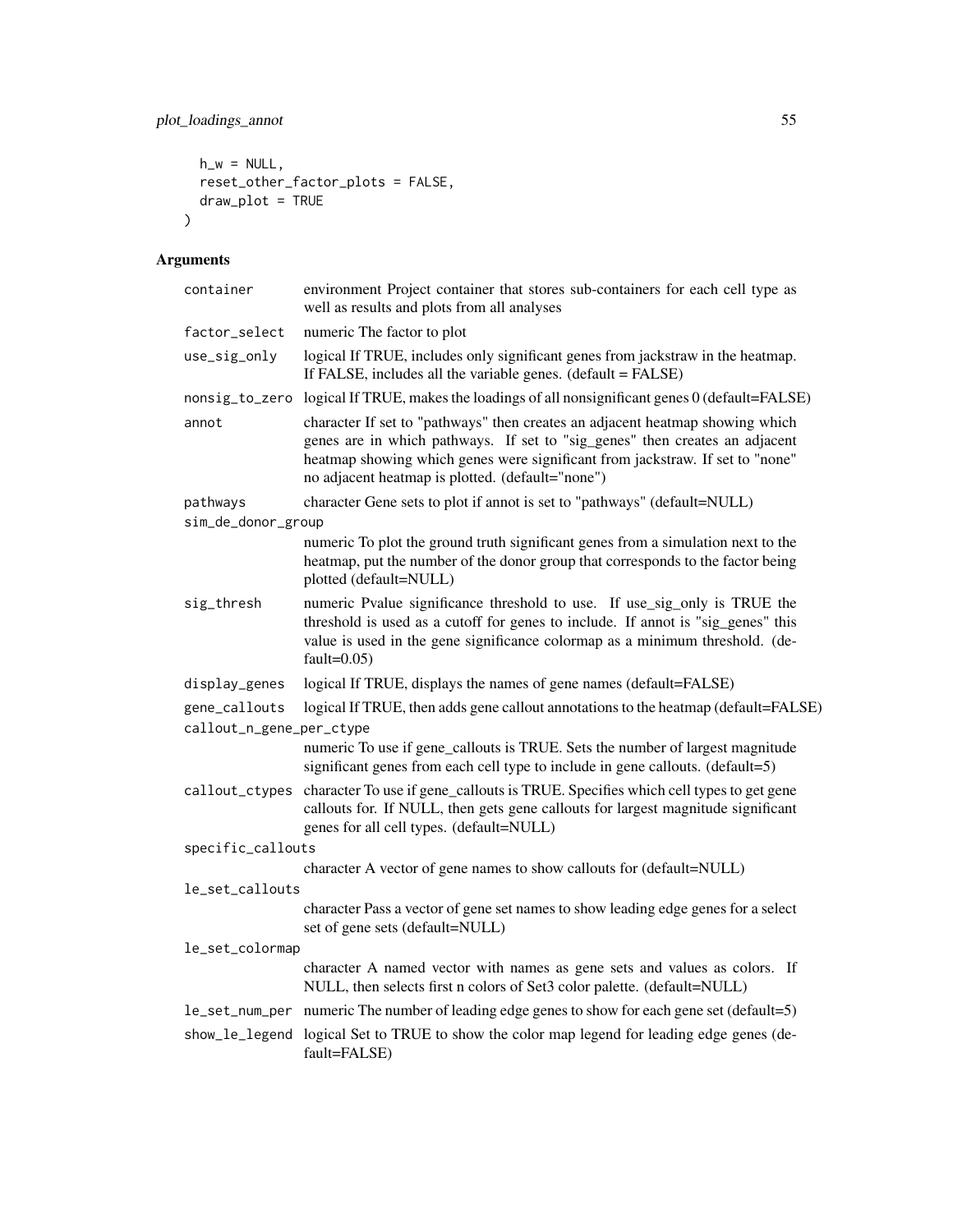```
  h_w = NULL,
  reset_other_factor_plots = FALSE,
  draw_plot = TRUE
)
```

## Arguments

| | |
|---|---|
| container | environment Project container that stores sub-containers for each cell type as well as results and plots from all analyses |
| factor_select | numeric The factor to plot |
| use_sig_only | logical If TRUE, includes only significant genes from jackstraw in the heatmap. If FALSE, includes all the variable genes. (default = FALSE) |
| nonsig_to_zero | logical If TRUE, makes the loadings of all nonsignificant genes 0 (default=FALSE) |
| annot | character If set to "pathways" then creates an adjacent heatmap showing which genes are in which pathways. If set to "sig_genes" then creates an adjacent heatmap showing which genes were significant from jackstraw. If set to "none" no adjacent heatmap is plotted. (default="none") |
| pathways | character Gene sets to plot if annot is set to "pathways" (default=NULL) |
| sim_de_donor_group | numeric To plot the ground truth significant genes from a simulation next to the heatmap, put the number of the donor group that corresponds to the factor being plotted (default=NULL) |
| sig_thresh | numeric Pvalue significance threshold to use. If use_sig_only is TRUE the threshold is used as a cutoff for genes to include. If annot is "sig_genes" this value is used in the gene significance colormap as a minimum threshold. (default=0.05) |
| display_genes | logical If TRUE, displays the names of gene names (default=FALSE) |
| gene_callouts | logical If TRUE, then adds gene callout annotations to the heatmap (default=FALSE) |
| callout_n_gene_per_ctype | numeric To use if gene_callouts is TRUE. Sets the number of largest magnitude significant genes from each cell type to include in gene callouts. (default=5) |
| callout_ctypes | character To use if gene_callouts is TRUE. Specifies which cell types to get gene callouts for. If NULL, then gets gene callouts for largest magnitude significant genes for all cell types. (default=NULL) |
| specific_callouts | character A vector of gene names to show callouts for (default=NULL) |
| le_set_callouts | character Pass a vector of gene set names to show leading edge genes for a select set of gene sets (default=NULL) |
| le_set_colormap | character A named vector with names as gene sets and values as colors. If NULL, then selects first n colors of Set3 color palette. (default=NULL) |
| le_set_num_per | numeric The number of leading edge genes to show for each gene set (default=5) |
| show_le_legend | logical Set to TRUE to show the color map legend for leading edge genes (default=FALSE) |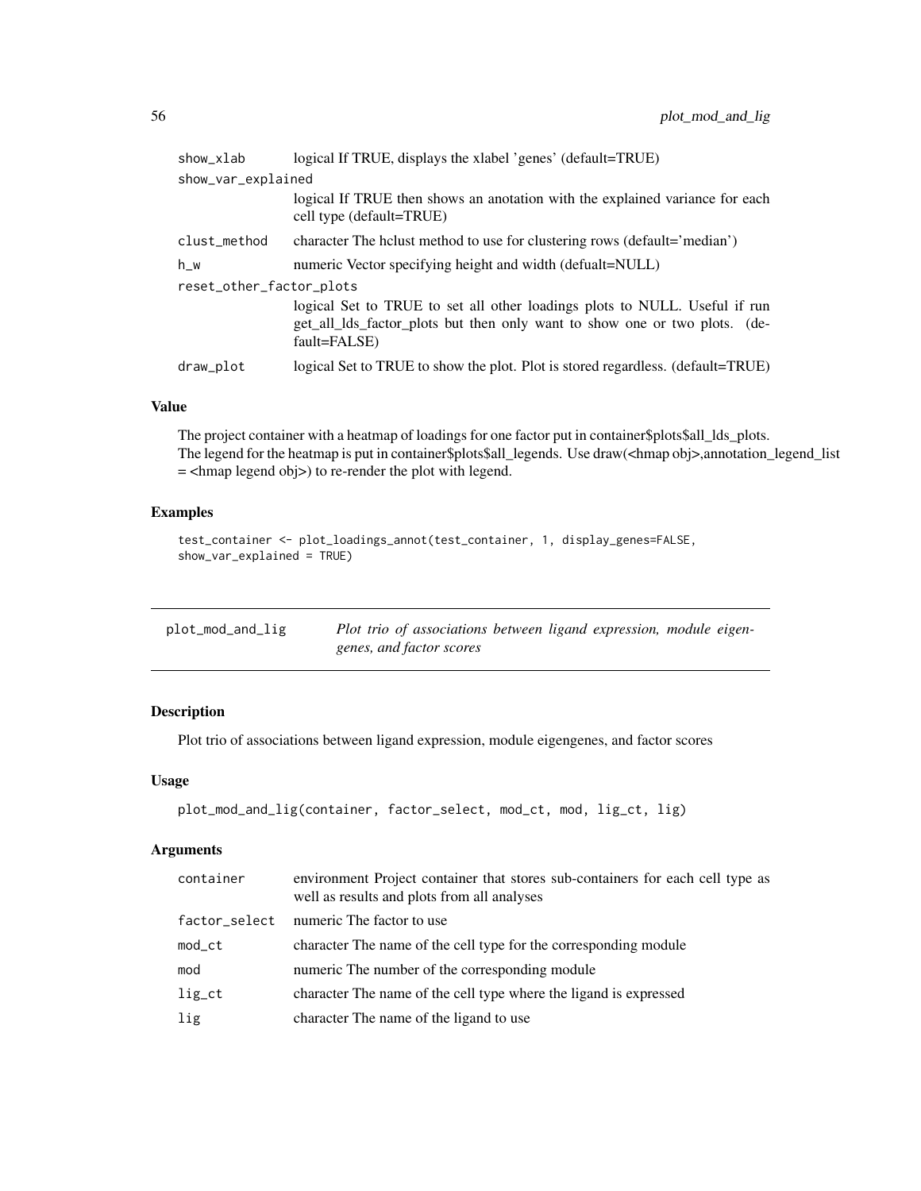| | |
|---|---|
| show_xlab | logical If TRUE, displays the xlabel 'genes' (default=TRUE) |
| show_var_explained | logical If TRUE then shows an anotation with the explained variance for each cell type (default=TRUE) |
| clust_method | character The hclust method to use for clustering rows (default='median') |
| h_w | numeric Vector specifying height and width (defualt=NULL) |
| reset_other_factor_plots | logical Set to TRUE to set all other loadings plots to NULL. Useful if run get_all_lds_factor_plots but then only want to show one or two plots. (default=FALSE) |
| draw_plot | logical Set to TRUE to show the plot. Plot is stored regardless. (default=TRUE) |

### Value

The project container with a heatmap of loadings for one factor put in container$plots$all_lds_plots. The legend for the heatmap is put in container$plots$all_legends. Use draw(<hmap obj>,annotation_legend_list = <hmap legend obj>) to re-render the plot with legend.

### Examples

```
test_container <- plot_loadings_annot(test_container, 1, display_genes=FALSE,
show_var_explained = TRUE)
```

---

## plot_mod_and_lig — *Plot trio of associations between ligand expression, module eigengenes, and factor scores*

### Description

Plot trio of associations between ligand expression, module eigengenes, and factor scores

### Usage

```
plot_mod_and_lig(container, factor_select, mod_ct, mod, lig_ct, lig)
```

### Arguments

| | |
|---|---|
| container | environment Project container that stores sub-containers for each cell type as well as results and plots from all analyses |
| factor_select | numeric The factor to use |
| mod_ct | character The name of the cell type for the corresponding module |
| mod | numeric The number of the corresponding module |
| lig_ct | character The name of the cell type where the ligand is expressed |
| lig | character The name of the ligand to use |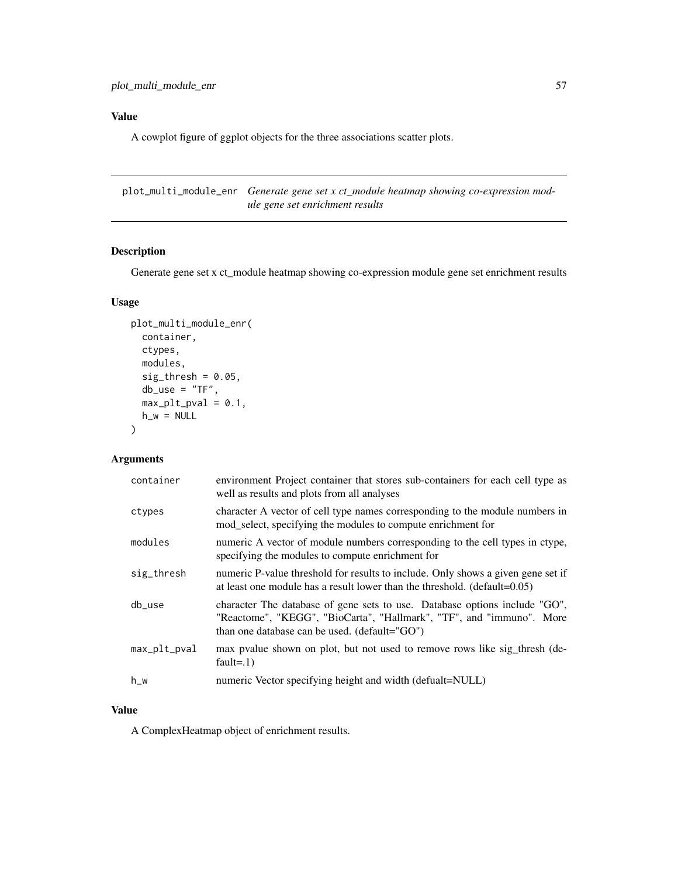## Value

A cowplot figure of ggplot objects for the three associations scatter plots.

---

## plot_multi_module_enr

*Generate gene set x ct_module heatmap showing co-expression module gene set enrichment results*

### Description

Generate gene set x ct_module heatmap showing co-expression module gene set enrichment results

### Usage

```
plot_multi_module_enr(
  container,
  ctypes,
  modules,
  sig_thresh = 0.05,
  db_use = "TF",
  max_plt_pval = 0.1,
  h_w = NULL
)
```

### Arguments

| | |
|---|---|
| container | environment Project container that stores sub-containers for each cell type as well as results and plots from all analyses |
| ctypes | character A vector of cell type names corresponding to the module numbers in mod_select, specifying the modules to compute enrichment for |
| modules | numeric A vector of module numbers corresponding to the cell types in ctype, specifying the modules to compute enrichment for |
| sig_thresh | numeric P-value threshold for results to include. Only shows a given gene set if at least one module has a result lower than the threshold. (default=0.05) |
| db_use | character The database of gene sets to use. Database options include "GO", "Reactome", "KEGG", "BioCarta", "Hallmark", "TF", and "immuno". More than one database can be used. (default="GO") |
| max_plt_pval | max pvalue shown on plot, but not used to remove rows like sig_thresh (default=.1) |
| h_w | numeric Vector specifying height and width (defualt=NULL) |

### Value

A ComplexHeatmap object of enrichment results.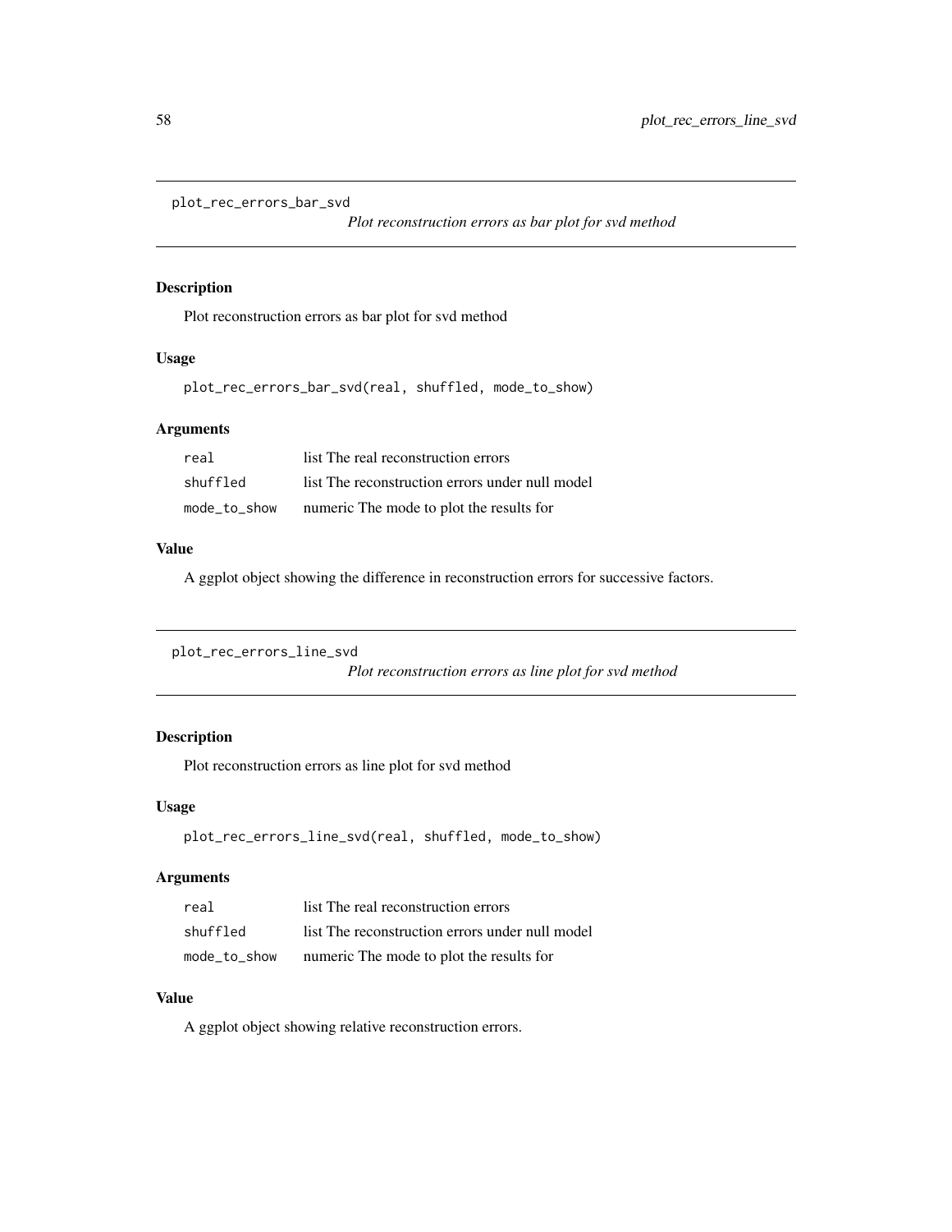## plot_rec_errors_bar_svd

*Plot reconstruction errors as bar plot for svd method*

### Description

Plot reconstruction errors as bar plot for svd method

### Usage

```
plot_rec_errors_bar_svd(real, shuffled, mode_to_show)
```

### Arguments

| | |
|---|---|
| real | list The real reconstruction errors |
| shuffled | list The reconstruction errors under null model |
| mode_to_show | numeric The mode to plot the results for |

### Value

A ggplot object showing the difference in reconstruction errors for successive factors.

## plot_rec_errors_line_svd

*Plot reconstruction errors as line plot for svd method*

### Description

Plot reconstruction errors as line plot for svd method

### Usage

```
plot_rec_errors_line_svd(real, shuffled, mode_to_show)
```

### Arguments

| | |
|---|---|
| real | list The real reconstruction errors |
| shuffled | list The reconstruction errors under null model |
| mode_to_show | numeric The mode to plot the results for |

### Value

A ggplot object showing relative reconstruction errors.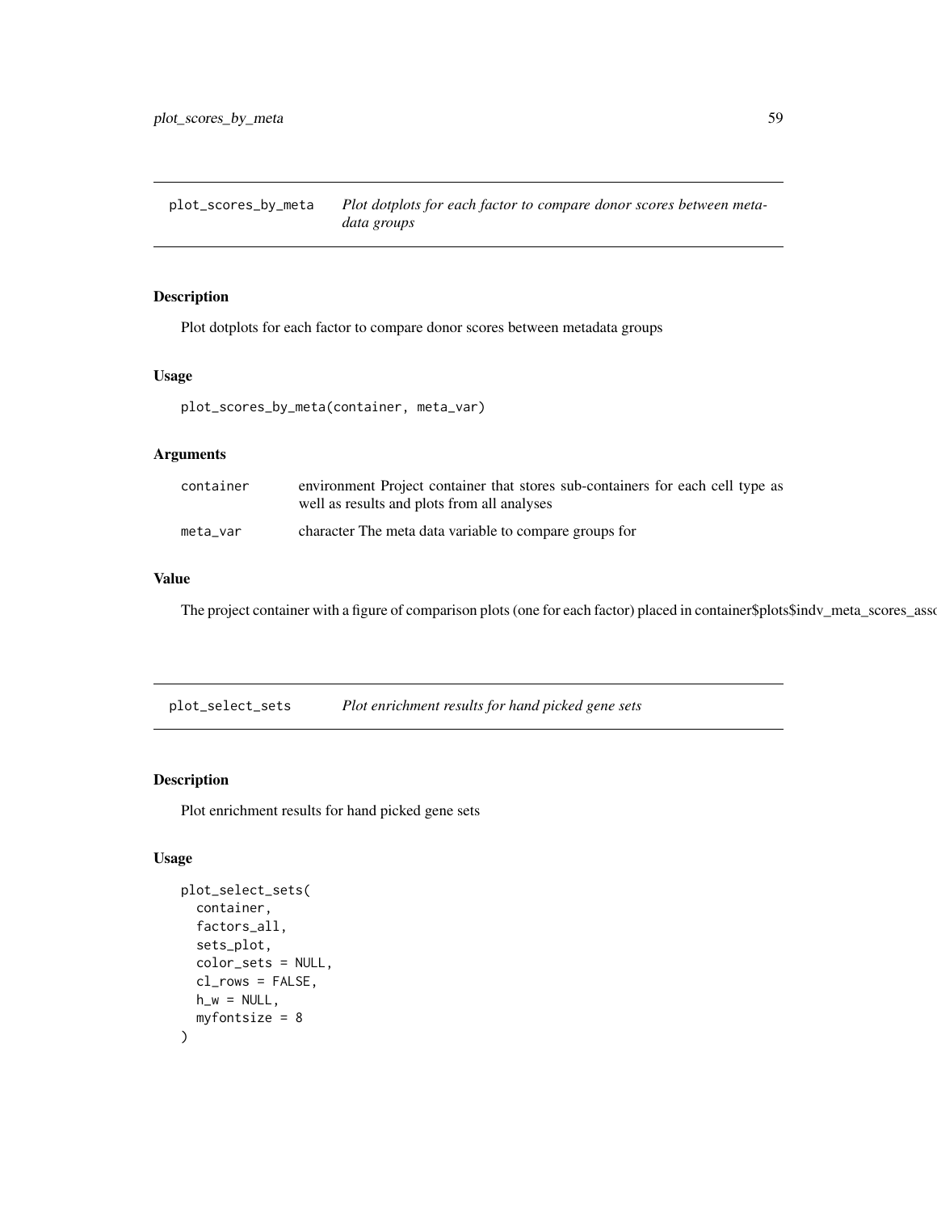## plot_scores_by_meta

*Plot dotplots for each factor to compare donor scores between metadata groups*

### Description

Plot dotplots for each factor to compare donor scores between metadata groups

### Usage

```
plot_scores_by_meta(container, meta_var)
```

### Arguments

| | |
|---|---|
| container | environment Project container that stores sub-containers for each cell type as well as results and plots from all analyses |
| meta_var | character The meta data variable to compare groups for |

### Value

The project container with a figure of comparison plots (one for each factor) placed in container$plots$indv_meta_scores_asso

## plot_select_sets

*Plot enrichment results for hand picked gene sets*

### Description

Plot enrichment results for hand picked gene sets

### Usage

```
plot_select_sets(
  container,
  factors_all,
  sets_plot,
  color_sets = NULL,
  cl_rows = FALSE,
  h_w = NULL,
  myfontsize = 8
)
```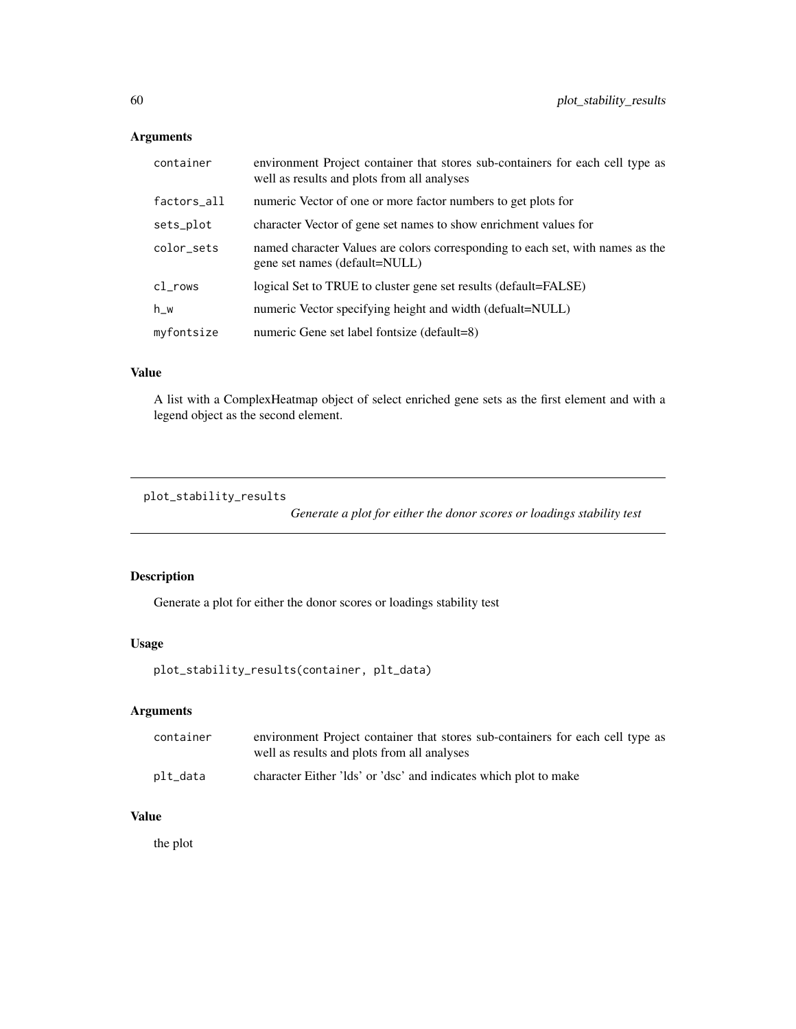## Arguments

| | |
|---|---|
| `container` | environment Project container that stores sub-containers for each cell type as well as results and plots from all analyses |
| `factors_all` | numeric Vector of one or more factor numbers to get plots for |
| `sets_plot` | character Vector of gene set names to show enrichment values for |
| `color_sets` | named character Values are colors corresponding to each set, with names as the gene set names (default=NULL) |
| `cl_rows` | logical Set to TRUE to cluster gene set results (default=FALSE) |
| `h_w` | numeric Vector specifying height and width (defualt=NULL) |
| `myfontsize` | numeric Gene set label fontsize (default=8) |

## Value

A list with a ComplexHeatmap object of select enriched gene sets as the first element and with a legend object as the second element.

---

# `plot_stability_results` *Generate a plot for either the donor scores or loadings stability test*

---

## Description

Generate a plot for either the donor scores or loadings stability test

## Usage

```
plot_stability_results(container, plt_data)
```

## Arguments

| | |
|---|---|
| `container` | environment Project container that stores sub-containers for each cell type as well as results and plots from all analyses |
| `plt_data` | character Either 'lds' or 'dsc' and indicates which plot to make |

## Value

the plot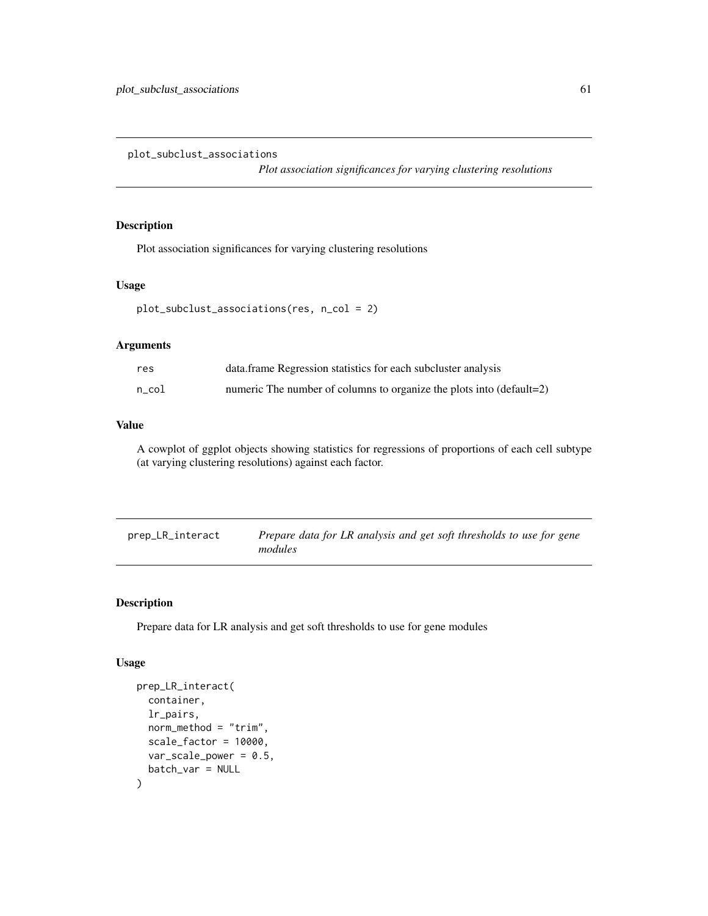## plot_subclust_associations

*Plot association significances for varying clustering resolutions*

### Description

Plot association significances for varying clustering resolutions

### Usage

```
plot_subclust_associations(res, n_col = 2)
```

### Arguments

| | |
|---|---|
| res | data.frame Regression statistics for each subcluster analysis |
| n_col | numeric The number of columns to organize the plots into (default=2) |

### Value

A cowplot of ggplot objects showing statistics for regressions of proportions of each cell subtype (at varying clustering resolutions) against each factor.

## prep_LR_interact

*Prepare data for LR analysis and get soft thresholds to use for gene modules*

### Description

Prepare data for LR analysis and get soft thresholds to use for gene modules

### Usage

```
prep_LR_interact(
  container,
  lr_pairs,
  norm_method = "trim",
  scale_factor = 10000,
  var_scale_power = 0.5,
  batch_var = NULL
)
```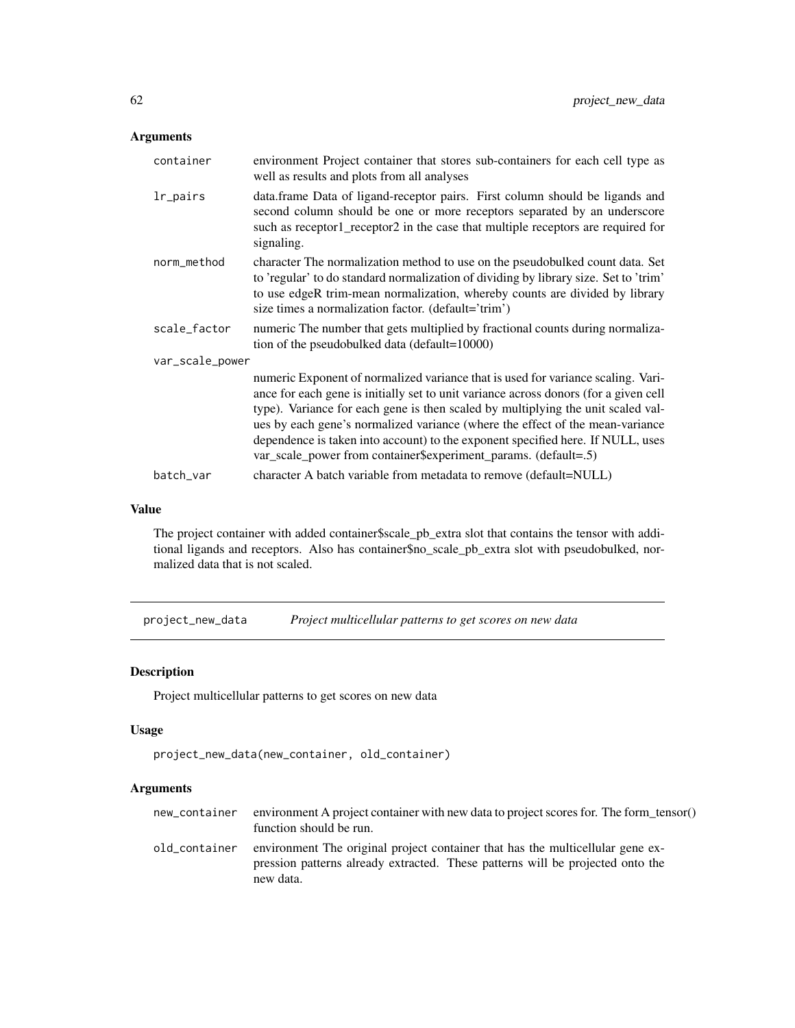## Arguments

**container** environment Project container that stores sub-containers for each cell type as well as results and plots from all analyses

**lr_pairs** data.frame Data of ligand-receptor pairs. First column should be ligands and second column should be one or more receptors separated by an underscore such as receptor1_receptor2 in the case that multiple receptors are required for signaling.

**norm_method** character The normalization method to use on the pseudobulked count data. Set to 'regular' to do standard normalization of dividing by library size. Set to 'trim' to use edgeR trim-mean normalization, whereby counts are divided by library size times a normalization factor. (default='trim')

**scale_factor** numeric The number that gets multiplied by fractional counts during normalization of the pseudobulked data (default=10000)

**var_scale_power** numeric Exponent of normalized variance that is used for variance scaling. Variance for each gene is initially set to unit variance across donors (for a given cell type). Variance for each gene is then scaled by multiplying the unit scaled values by each gene's normalized variance (where the effect of the mean-variance dependence is taken into account) to the exponent specified here. If NULL, uses var_scale_power from container$experiment_params. (default=.5)

**batch_var** character A batch variable from metadata to remove (default=NULL)

## Value

The project container with added container$scale_pb_extra slot that contains the tensor with additional ligands and receptors. Also has container$no_scale_pb_extra slot with pseudobulked, normalized data that is not scaled.

---

# project_new_data — *Project multicellular patterns to get scores on new data*

## Description

Project multicellular patterns to get scores on new data

## Usage

```
project_new_data(new_container, old_container)
```

## Arguments

**new_container** environment A project container with new data to project scores for. The form_tensor() function should be run.

**old_container** environment The original project container that has the multicellular gene expression patterns already extracted. These patterns will be projected onto the new data.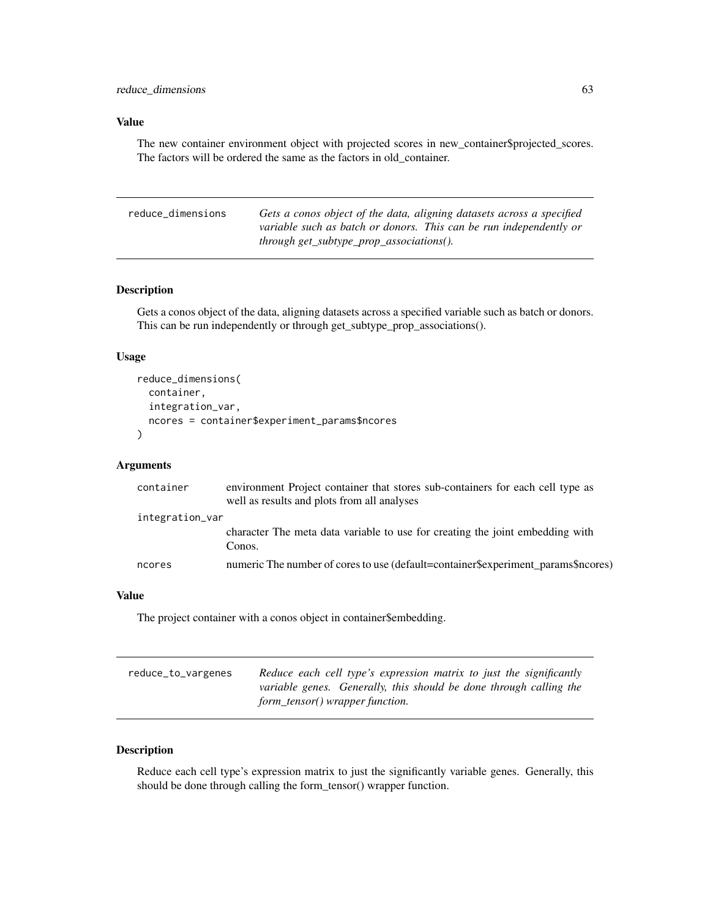### Value

The new container environment object with projected scores in new_container$projected_scores. The factors will be ordered the same as the factors in old_container.

---

## reduce_dimensions

*Gets a conos object of the data, aligning datasets across a specified variable such as batch or donors. This can be run independently or through get_subtype_prop_associations().*

---

### Description

Gets a conos object of the data, aligning datasets across a specified variable such as batch or donors. This can be run independently or through get_subtype_prop_associations().

### Usage

```
reduce_dimensions(
  container,
  integration_var,
  ncores = container$experiment_params$ncores
)
```

### Arguments

| | |
|---|---|
| container | environment Project container that stores sub-containers for each cell type as well as results and plots from all analyses |
| integration_var | character The meta data variable to use for creating the joint embedding with Conos. |
| ncores | numeric The number of cores to use (default=container$experiment_params$ncores) |

### Value

The project container with a conos object in container$embedding.

---

## reduce_to_vargenes

*Reduce each cell type's expression matrix to just the significantly variable genes. Generally, this should be done through calling the form_tensor() wrapper function.*

---

### Description

Reduce each cell type's expression matrix to just the significantly variable genes. Generally, this should be done through calling the form_tensor() wrapper function.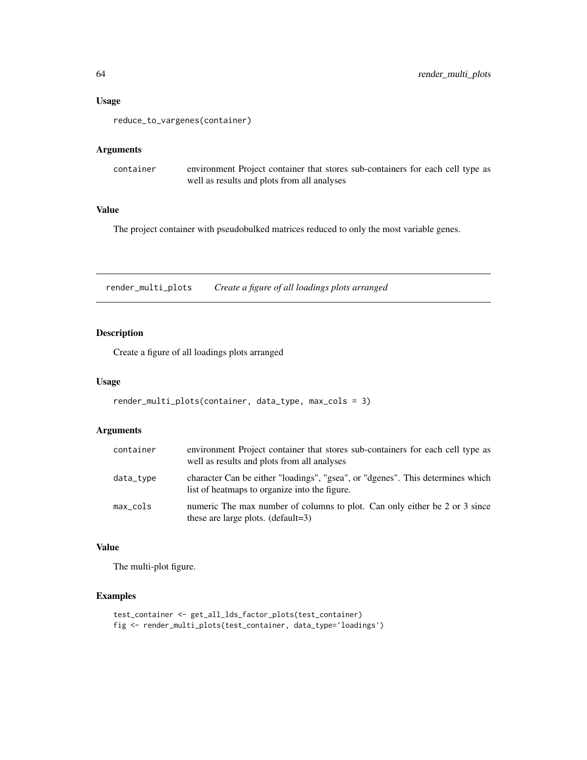## Usage

```
reduce_to_vargenes(container)
```

## Arguments

| | |
|---|---|
| container | environment Project container that stores sub-containers for each cell type as well as results and plots from all analyses |

## Value

The project container with pseudobulked matrices reduced to only the most variable genes.

---

# render_multi_plots *Create a figure of all loadings plots arranged*

---

## Description

Create a figure of all loadings plots arranged

## Usage

```
render_multi_plots(container, data_type, max_cols = 3)
```

## Arguments

| | |
|---|---|
| container | environment Project container that stores sub-containers for each cell type as well as results and plots from all analyses |
| data_type | character Can be either "loadings", "gsea", or "dgenes". This determines which list of heatmaps to organize into the figure. |
| max_cols | numeric The max number of columns to plot. Can only either be 2 or 3 since these are large plots. (default=3) |

## Value

The multi-plot figure.

## Examples

```
test_container <- get_all_lds_factor_plots(test_container)
fig <- render_multi_plots(test_container, data_type='loadings')
```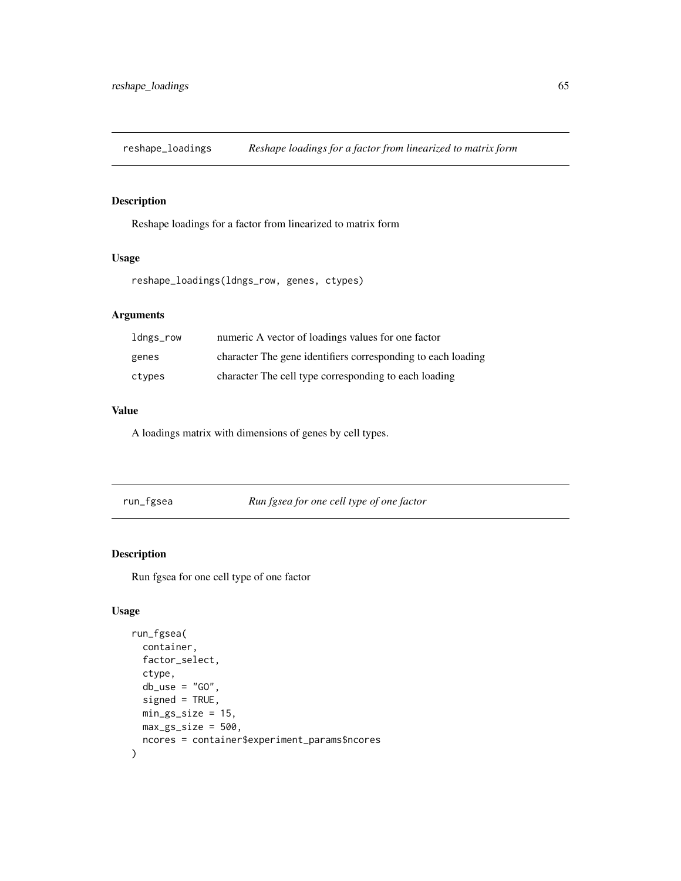## reshape_loadings — *Reshape loadings for a factor from linearized to matrix form*

### Description

Reshape loadings for a factor from linearized to matrix form

### Usage

```
reshape_loadings(ldngs_row, genes, ctypes)
```

### Arguments

| | |
|---|---|
| ldngs_row | numeric A vector of loadings values for one factor |
| genes | character The gene identifiers corresponding to each loading |
| ctypes | character The cell type corresponding to each loading |

### Value

A loadings matrix with dimensions of genes by cell types.

## run_fgsea — *Run fgsea for one cell type of one factor*

### Description

Run fgsea for one cell type of one factor

### Usage

```
run_fgsea(
  container,
  factor_select,
  ctype,
  db_use = "GO",
  signed = TRUE,
  min_gs_size = 15,
  max_gs_size = 500,
  ncores = container$experiment_params$ncores
)
```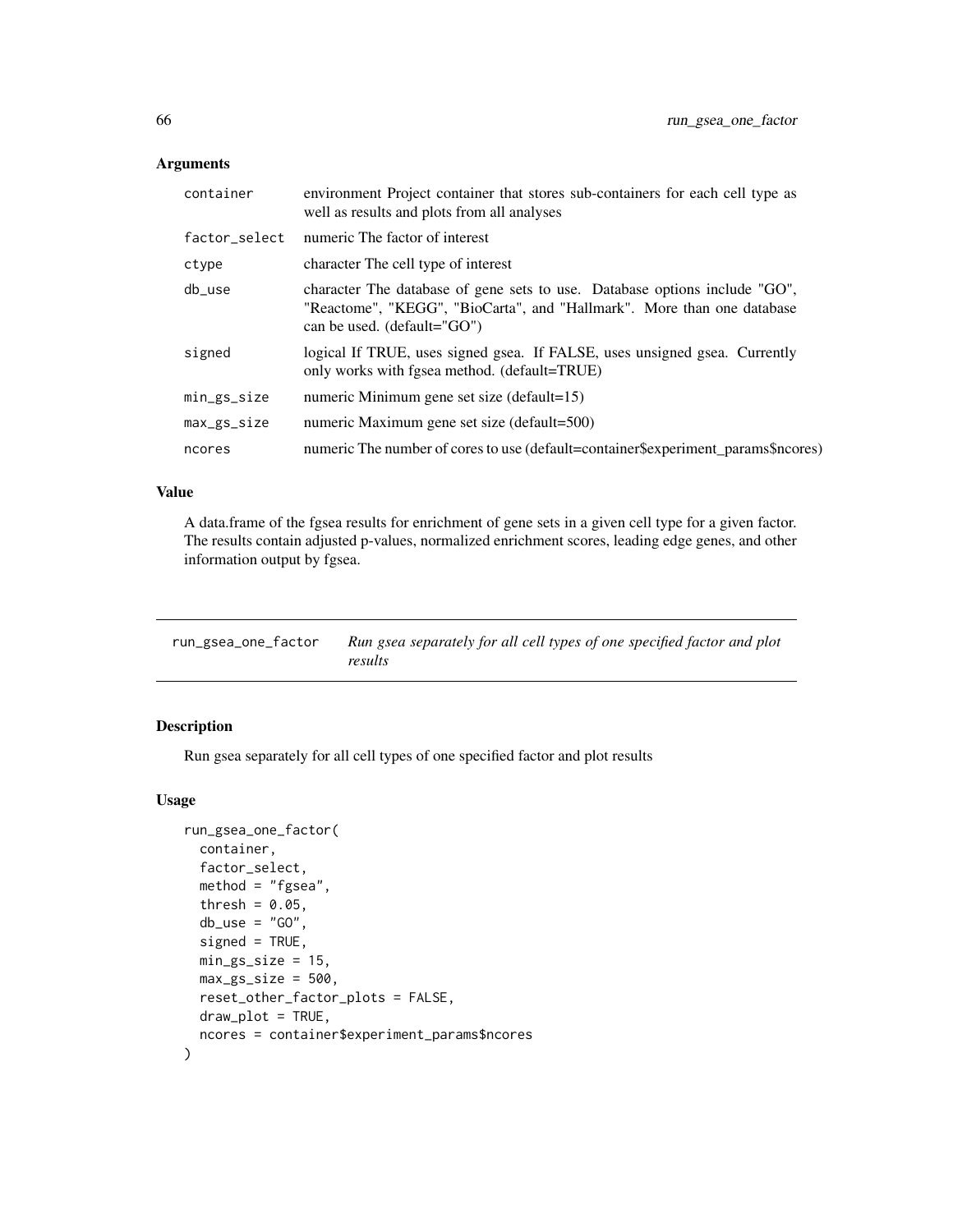### Arguments

| | |
|---|---|
| container | environment Project container that stores sub-containers for each cell type as well as results and plots from all analyses |
| factor_select | numeric The factor of interest |
| ctype | character The cell type of interest |
| db_use | character The database of gene sets to use. Database options include "GO", "Reactome", "KEGG", "BioCarta", and "Hallmark". More than one database can be used. (default="GO") |
| signed | logical If TRUE, uses signed gsea. If FALSE, uses unsigned gsea. Currently only works with fgsea method. (default=TRUE) |
| min_gs_size | numeric Minimum gene set size (default=15) |
| max_gs_size | numeric Maximum gene set size (default=500) |
| ncores | numeric The number of cores to use (default=container$experiment_params$ncores) |

### Value

A data.frame of the fgsea results for enrichment of gene sets in a given cell type for a given factor. The results contain adjusted p-values, normalized enrichment scores, leading edge genes, and other information output by fgsea.

---

## run_gsea_one_factor — *Run gsea separately for all cell types of one specified factor and plot results*

### Description

Run gsea separately for all cell types of one specified factor and plot results

### Usage

```
run_gsea_one_factor(
  container,
  factor_select,
  method = "fgsea",
  thresh = 0.05,
  db_use = "GO",
  signed = TRUE,
  min_gs_size = 15,
  max_gs_size = 500,
  reset_other_factor_plots = FALSE,
  draw_plot = TRUE,
  ncores = container$experiment_params$ncores
)
```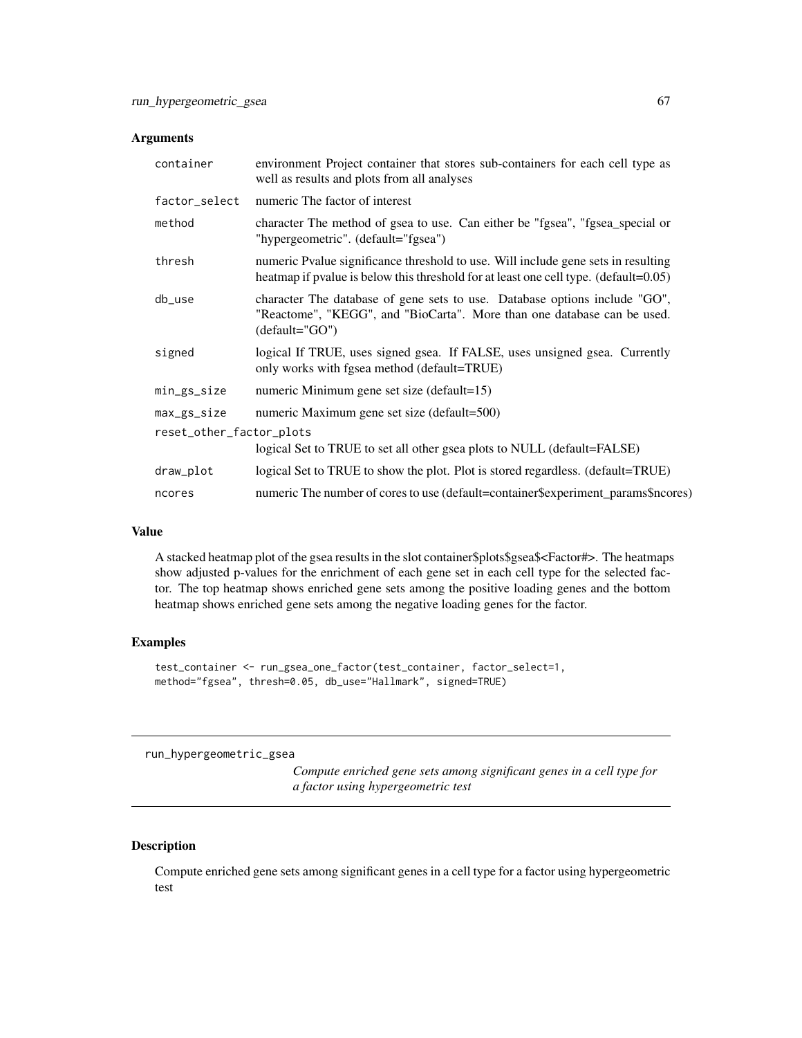## Arguments

| | |
|---|---|
| container | environment Project container that stores sub-containers for each cell type as well as results and plots from all analyses |
| factor_select | numeric The factor of interest |
| method | character The method of gsea to use. Can either be "fgsea", "fgsea_special or "hypergeometric". (default="fgsea") |
| thresh | numeric Pvalue significance threshold to use. Will include gene sets in resulting heatmap if pvalue is below this threshold for at least one cell type. (default=0.05) |
| db_use | character The database of gene sets to use. Database options include "GO", "Reactome", "KEGG", and "BioCarta". More than one database can be used. (default="GO") |
| signed | logical If TRUE, uses signed gsea. If FALSE, uses unsigned gsea. Currently only works with fgsea method (default=TRUE) |
| min_gs_size | numeric Minimum gene set size (default=15) |
| max_gs_size | numeric Maximum gene set size (default=500) |
| reset_other_factor_plots | logical Set to TRUE to set all other gsea plots to NULL (default=FALSE) |
| draw_plot | logical Set to TRUE to show the plot. Plot is stored regardless. (default=TRUE) |
| ncores | numeric The number of cores to use (default=container$experiment_params$ncores) |

## Value

A stacked heatmap plot of the gsea results in the slot container$plots$gsea$<Factor#>. The heatmaps show adjusted p-values for the enrichment of each gene set in each cell type for the selected factor. The top heatmap shows enriched gene sets among the positive loading genes and the bottom heatmap shows enriched gene sets among the negative loading genes for the factor.

## Examples

```
test_container <- run_gsea_one_factor(test_container, factor_select=1,
method="fgsea", thresh=0.05, db_use="Hallmark", signed=TRUE)
```

---

# run_hypergeometric_gsea

*Compute enriched gene sets among significant genes in a cell type for a factor using hypergeometric test*

---

## Description

Compute enriched gene sets among significant genes in a cell type for a factor using hypergeometric test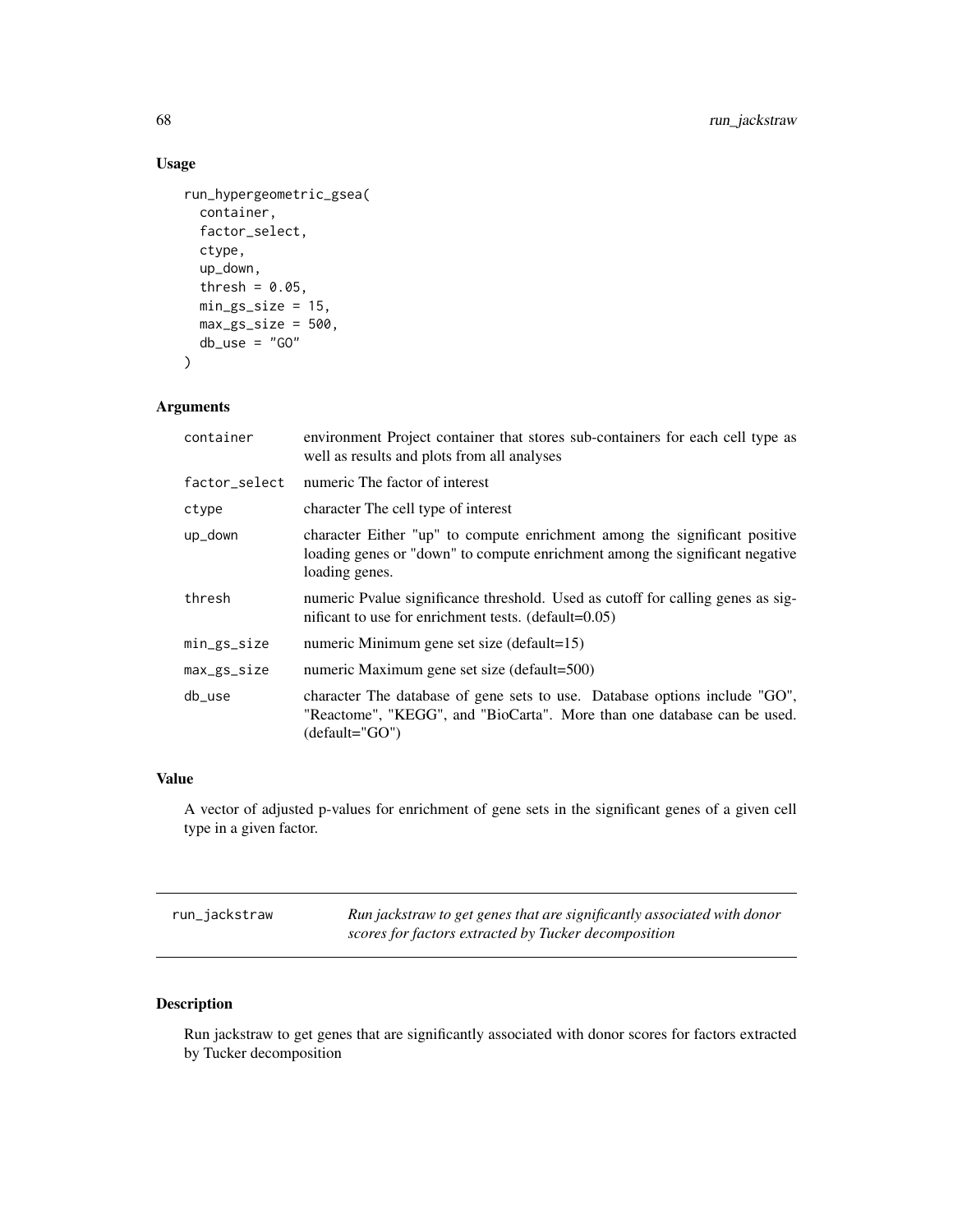## Usage

```
run_hypergeometric_gsea(
  container,
  factor_select,
  ctype,
  up_down,
  thresh = 0.05,
  min_gs_size = 15,
  max_gs_size = 500,
  db_use = "GO"
)
```

## Arguments

| | |
|---|---|
| container | environment Project container that stores sub-containers for each cell type as well as results and plots from all analyses |
| factor_select | numeric The factor of interest |
| ctype | character The cell type of interest |
| up_down | character Either "up" to compute enrichment among the significant positive loading genes or "down" to compute enrichment among the significant negative loading genes. |
| thresh | numeric Pvalue significance threshold. Used as cutoff for calling genes as significant to use for enrichment tests. (default=0.05) |
| min_gs_size | numeric Minimum gene set size (default=15) |
| max_gs_size | numeric Maximum gene set size (default=500) |
| db_use | character The database of gene sets to use. Database options include "GO", "Reactome", "KEGG", and "BioCarta". More than one database can be used. (default="GO") |

## Value

A vector of adjusted p-values for enrichment of gene sets in the significant genes of a given cell type in a given factor.

---

# run_jackstraw

*Run jackstraw to get genes that are significantly associated with donor scores for factors extracted by Tucker decomposition*

---

## Description

Run jackstraw to get genes that are significantly associated with donor scores for factors extracted by Tucker decomposition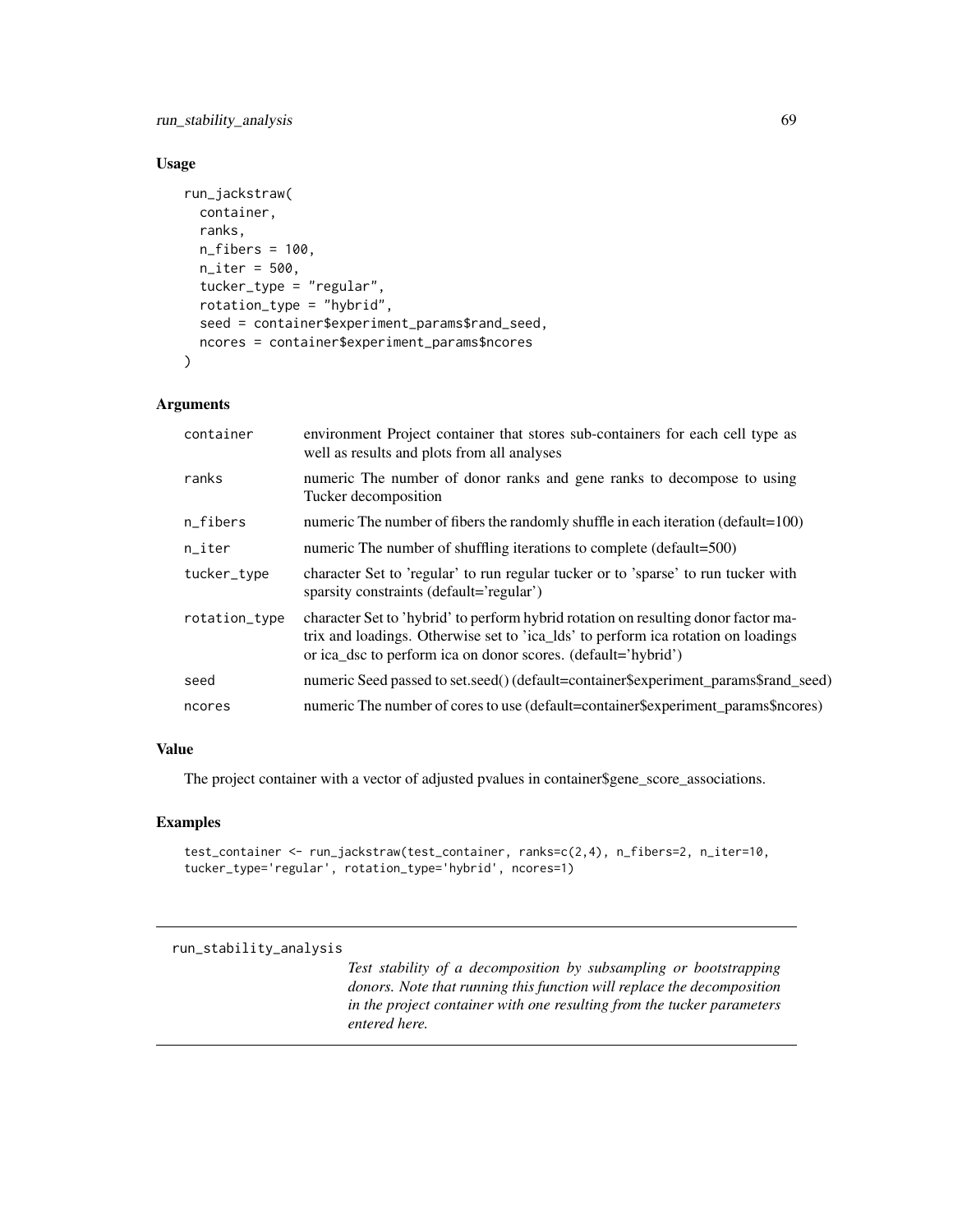## Usage

```
run_jackstraw(
  container,
  ranks,
  n_fibers = 100,
  n_iter = 500,
  tucker_type = "regular",
  rotation_type = "hybrid",
  seed = container$experiment_params$rand_seed,
  ncores = container$experiment_params$ncores
)
```

## Arguments

| | |
|---|---|
| container | environment Project container that stores sub-containers for each cell type as well as results and plots from all analyses |
| ranks | numeric The number of donor ranks and gene ranks to decompose to using Tucker decomposition |
| n_fibers | numeric The number of fibers the randomly shuffle in each iteration (default=100) |
| n_iter | numeric The number of shuffling iterations to complete (default=500) |
| tucker_type | character Set to 'regular' to run regular tucker or to 'sparse' to run tucker with sparsity constraints (default='regular') |
| rotation_type | character Set to 'hybrid' to perform hybrid rotation on resulting donor factor matrix and loadings. Otherwise set to 'ica_lds' to perform ica rotation on loadings or ica_dsc to perform ica on donor scores. (default='hybrid') |
| seed | numeric Seed passed to set.seed() (default=container$experiment_params$rand_seed) |
| ncores | numeric The number of cores to use (default=container$experiment_params$ncores) |

## Value

The project container with a vector of adjusted pvalues in container$gene_score_associations.

## Examples

```
test_container <- run_jackstraw(test_container, ranks=c(2,4), n_fibers=2, n_iter=10,
tucker_type='regular', rotation_type='hybrid', ncores=1)
```

---

# run_stability_analysis

*Test stability of a decomposition by subsampling or bootstrapping donors. Note that running this function will replace the decomposition in the project container with one resulting from the tucker parameters entered here.*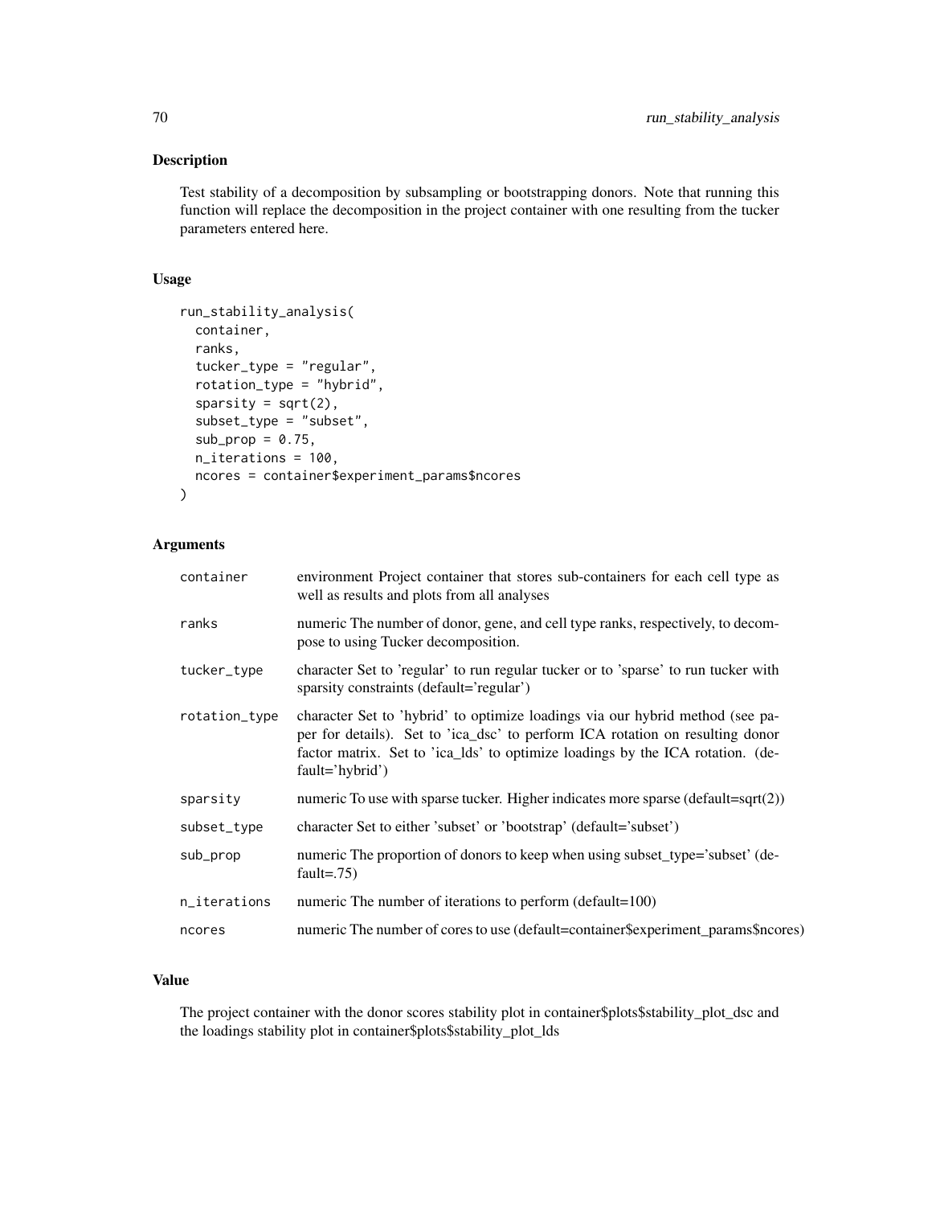## Description

Test stability of a decomposition by subsampling or bootstrapping donors. Note that running this function will replace the decomposition in the project container with one resulting from the tucker parameters entered here.

## Usage

```
run_stability_analysis(
  container,
  ranks,
  tucker_type = "regular",
  rotation_type = "hybrid",
  sparsity = sqrt(2),
  subset_type = "subset",
  sub_prop = 0.75,
  n_iterations = 100,
  ncores = container$experiment_params$ncores
)
```

## Arguments

| | |
|---|---|
| container | environment Project container that stores sub-containers for each cell type as well as results and plots from all analyses |
| ranks | numeric The number of donor, gene, and cell type ranks, respectively, to decompose to using Tucker decomposition. |
| tucker_type | character Set to 'regular' to run regular tucker or to 'sparse' to run tucker with sparsity constraints (default='regular') |
| rotation_type | character Set to 'hybrid' to optimize loadings via our hybrid method (see paper for details). Set to 'ica_dsc' to perform ICA rotation on resulting donor factor matrix. Set to 'ica_lds' to optimize loadings by the ICA rotation. (default='hybrid') |
| sparsity | numeric To use with sparse tucker. Higher indicates more sparse (default=sqrt(2)) |
| subset_type | character Set to either 'subset' or 'bootstrap' (default='subset') |
| sub_prop | numeric The proportion of donors to keep when using subset_type='subset' (default=.75) |
| n_iterations | numeric The number of iterations to perform (default=100) |
| ncores | numeric The number of cores to use (default=container$experiment_params$ncores) |

## Value

The project container with the donor scores stability plot in container$plots$stability_plot_dsc and the loadings stability plot in container$plots$stability_plot_lds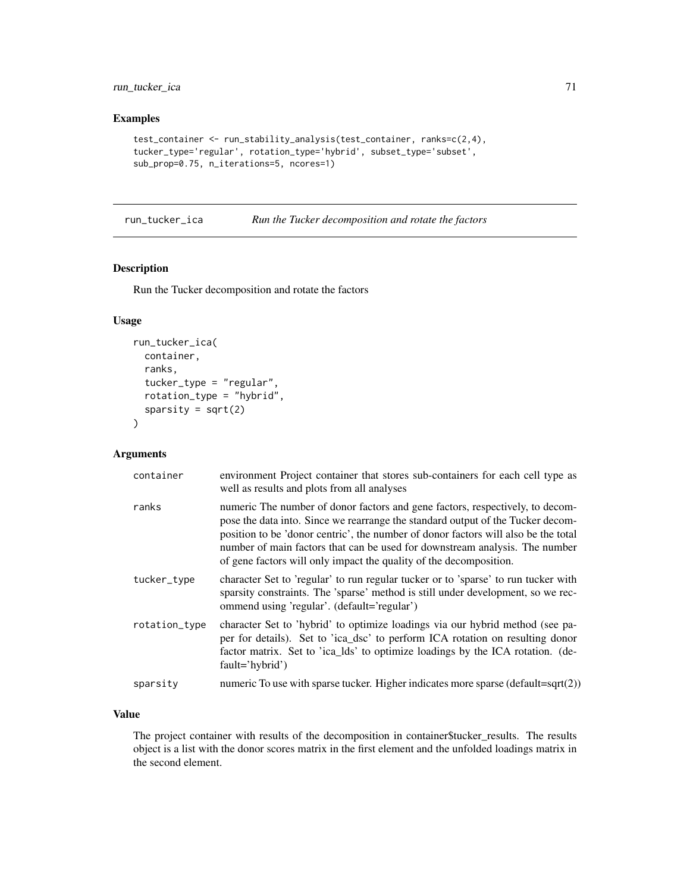## Examples

```
test_container <- run_stability_analysis(test_container, ranks=c(2,4),
tucker_type='regular', rotation_type='hybrid', subset_type='subset',
sub_prop=0.75, n_iterations=5, ncores=1)
```

---

## run_tucker_ica — *Run the Tucker decomposition and rotate the factors*

### Description

Run the Tucker decomposition and rotate the factors

### Usage

```
run_tucker_ica(
  container,
  ranks,
  tucker_type = "regular",
  rotation_type = "hybrid",
  sparsity = sqrt(2)
)
```

### Arguments

| | |
|---|---|
| container | environment Project container that stores sub-containers for each cell type as well as results and plots from all analyses |
| ranks | numeric The number of donor factors and gene factors, respectively, to decompose the data into. Since we rearrange the standard output of the Tucker decomposition to be 'donor centric', the number of donor factors will also be the total number of main factors that can be used for downstream analysis. The number of gene factors will only impact the quality of the decomposition. |
| tucker_type | character Set to 'regular' to run regular tucker or to 'sparse' to run tucker with sparsity constraints. The 'sparse' method is still under development, so we recommend using 'regular'. (default='regular') |
| rotation_type | character Set to 'hybrid' to optimize loadings via our hybrid method (see paper for details). Set to 'ica_dsc' to perform ICA rotation on resulting donor factor matrix. Set to 'ica_lds' to optimize loadings by the ICA rotation. (default='hybrid') |
| sparsity | numeric To use with sparse tucker. Higher indicates more sparse (default=sqrt(2)) |

### Value

The project container with results of the decomposition in container$tucker_results. The results object is a list with the donor scores matrix in the first element and the unfolded loadings matrix in the second element.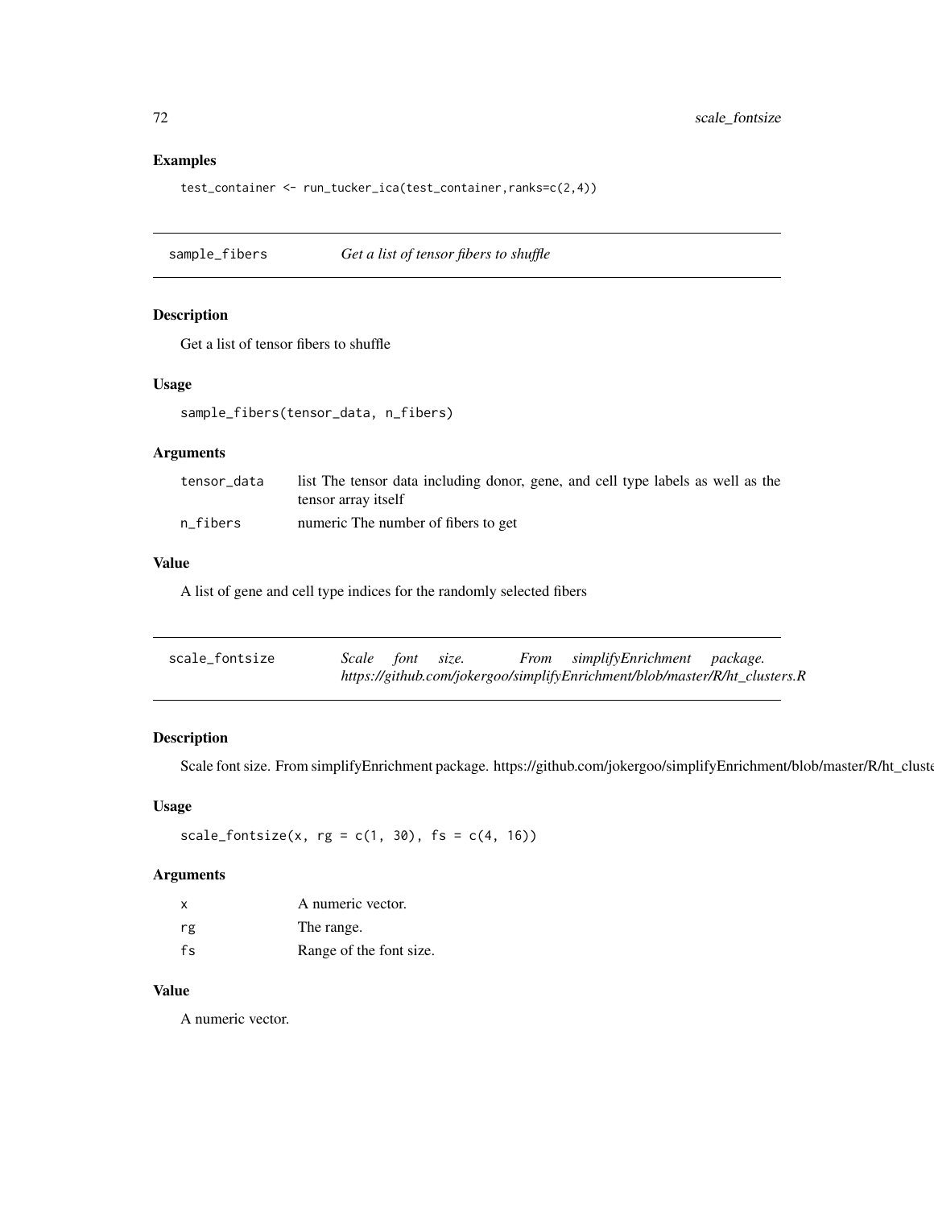## Examples

```
test_container <- run_tucker_ica(test_container,ranks=c(2,4))
```

---

## sample_fibers — *Get a list of tensor fibers to shuffle*

### Description

Get a list of tensor fibers to shuffle

### Usage

```
sample_fibers(tensor_data, n_fibers)
```

### Arguments

| | |
|---|---|
| tensor_data | list The tensor data including donor, gene, and cell type labels as well as the tensor array itself |
| n_fibers | numeric The number of fibers to get |

### Value

A list of gene and cell type indices for the randomly selected fibers

---

## scale_fontsize — *Scale font size. From simplifyEnrichment package. https://github.com/jokergoo/simplifyEnrichment/blob/master/R/ht_clusters.R*

### Description

Scale font size. From simplifyEnrichment package. https://github.com/jokergoo/simplifyEnrichment/blob/master/R/ht_cluste

### Usage

```
scale_fontsize(x, rg = c(1, 30), fs = c(4, 16))
```

### Arguments

| | |
|---|---|
| x | A numeric vector. |
| rg | The range. |
| fs | Range of the font size. |

### Value

A numeric vector.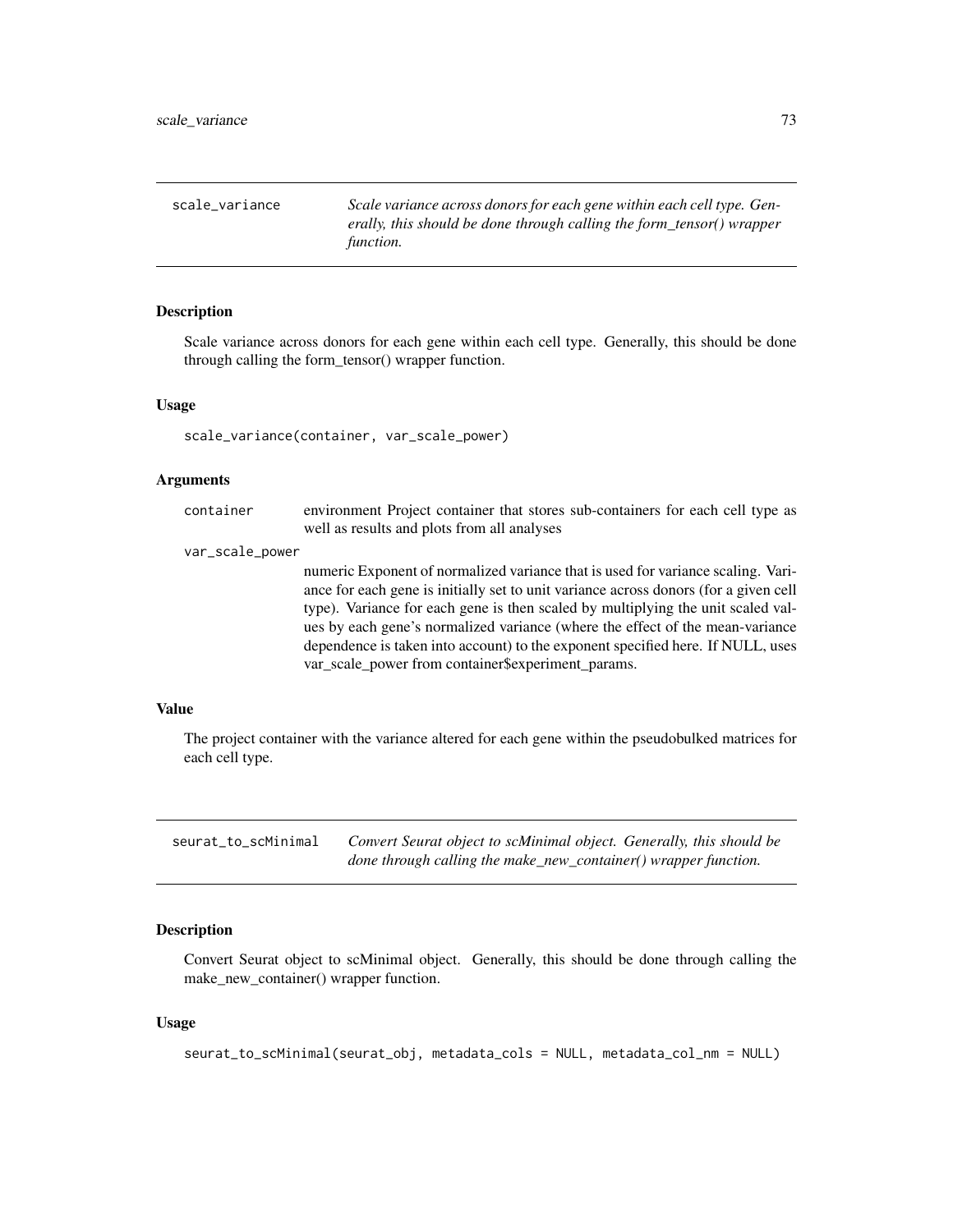## scale_variance

*Scale variance across donors for each gene within each cell type. Generally, this should be done through calling the form_tensor() wrapper function.*

### Description

Scale variance across donors for each gene within each cell type. Generally, this should be done through calling the form_tensor() wrapper function.

### Usage

```
scale_variance(container, var_scale_power)
```

### Arguments

container
: environment Project container that stores sub-containers for each cell type as well as results and plots from all analyses

var_scale_power
: numeric Exponent of normalized variance that is used for variance scaling. Variance for each gene is initially set to unit variance across donors (for a given cell type). Variance for each gene is then scaled by multiplying the unit scaled values by each gene's normalized variance (where the effect of the mean-variance dependence is taken into account) to the exponent specified here. If NULL, uses var_scale_power from container$experiment_params.

### Value

The project container with the variance altered for each gene within the pseudobulked matrices for each cell type.

## seurat_to_scMinimal

*Convert Seurat object to scMinimal object. Generally, this should be done through calling the make_new_container() wrapper function.*

### Description

Convert Seurat object to scMinimal object. Generally, this should be done through calling the make_new_container() wrapper function.

### Usage

```
seurat_to_scMinimal(seurat_obj, metadata_cols = NULL, metadata_col_nm = NULL)
```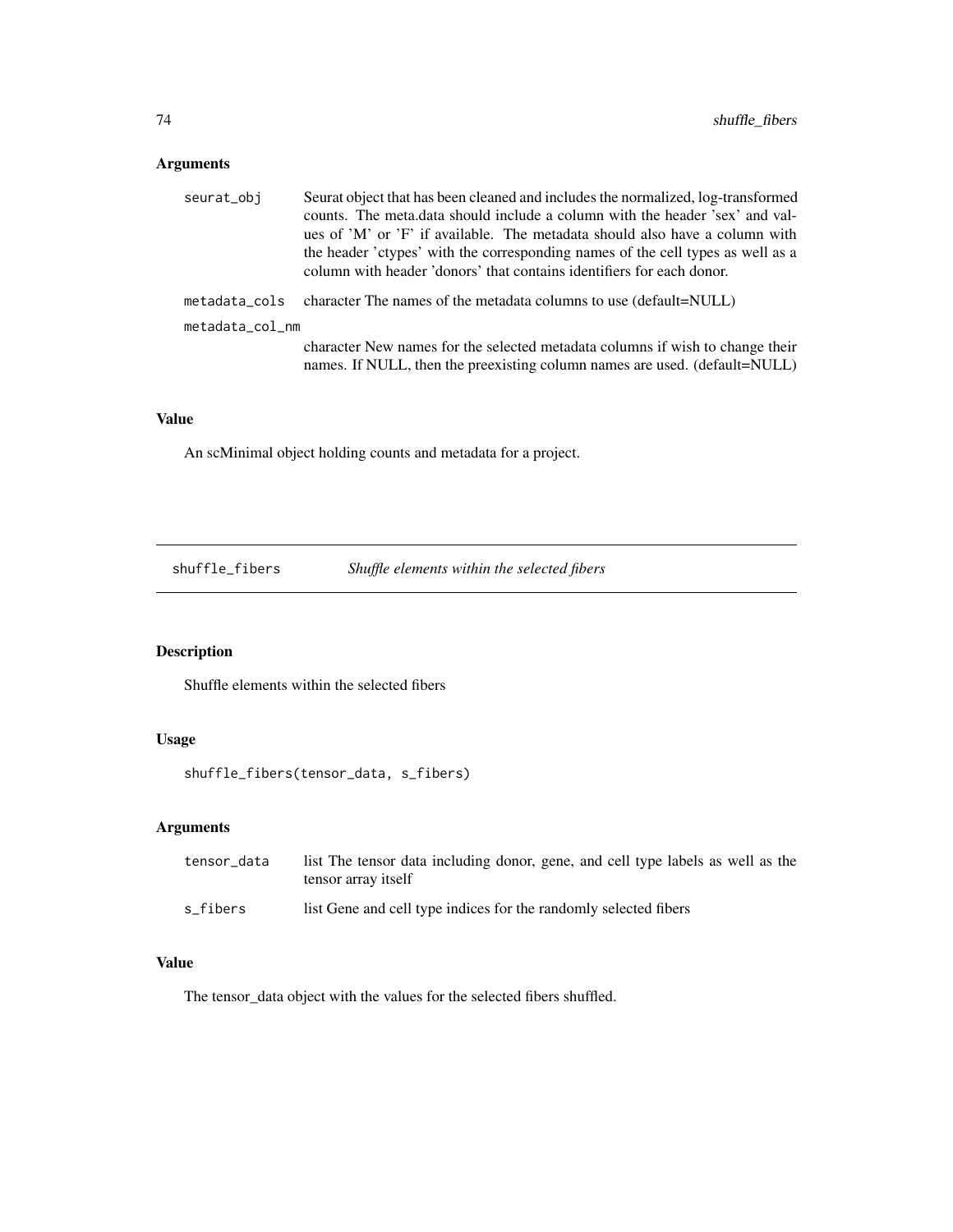## Arguments

| | |
|---|---|
| `seurat_obj` | Seurat object that has been cleaned and includes the normalized, log-transformed counts. The meta.data should include a column with the header 'sex' and values of 'M' or 'F' if available. The metadata should also have a column with the header 'ctypes' with the corresponding names of the cell types as well as a column with header 'donors' that contains identifiers for each donor. |
| `metadata_cols` | character The names of the metadata columns to use (default=NULL) |
| `metadata_col_nm` | character New names for the selected metadata columns if wish to change their names. If NULL, then the preexisting column names are used. (default=NULL) |

## Value

An scMinimal object holding counts and metadata for a project.

---

# shuffle_fibers    *Shuffle elements within the selected fibers*

---

## Description

Shuffle elements within the selected fibers

## Usage

```
shuffle_fibers(tensor_data, s_fibers)
```

## Arguments

| | |
|---|---|
| `tensor_data` | list The tensor data including donor, gene, and cell type labels as well as the tensor array itself |
| `s_fibers` | list Gene and cell type indices for the randomly selected fibers |

## Value

The tensor_data object with the values for the selected fibers shuffled.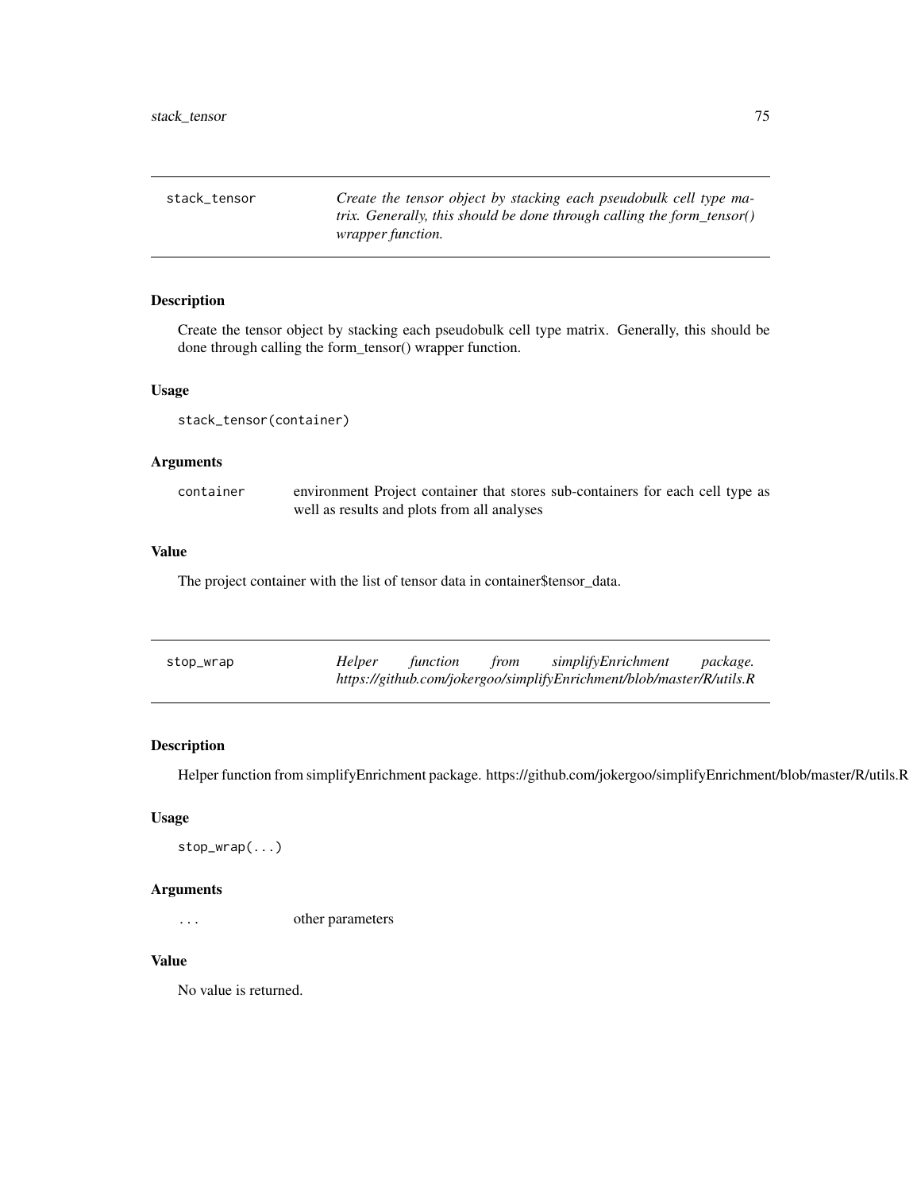## stack_tensor

*Create the tensor object by stacking each pseudobulk cell type matrix. Generally, this should be done through calling the form_tensor() wrapper function.*

### Description

Create the tensor object by stacking each pseudobulk cell type matrix. Generally, this should be done through calling the form_tensor() wrapper function.

### Usage

```
stack_tensor(container)
```

### Arguments

| | |
|---|---|
| container | environment Project container that stores sub-containers for each cell type as well as results and plots from all analyses |

### Value

The project container with the list of tensor data in container$tensor_data.

## stop_wrap

*Helper function from simplifyEnrichment package. https://github.com/jokergoo/simplifyEnrichment/blob/master/R/utils.R*

### Description

Helper function from simplifyEnrichment package. https://github.com/jokergoo/simplifyEnrichment/blob/master/R/utils.R

### Usage

```
stop_wrap(...)
```

### Arguments

| | |
|---|---|
| ... | other parameters |

### Value

No value is returned.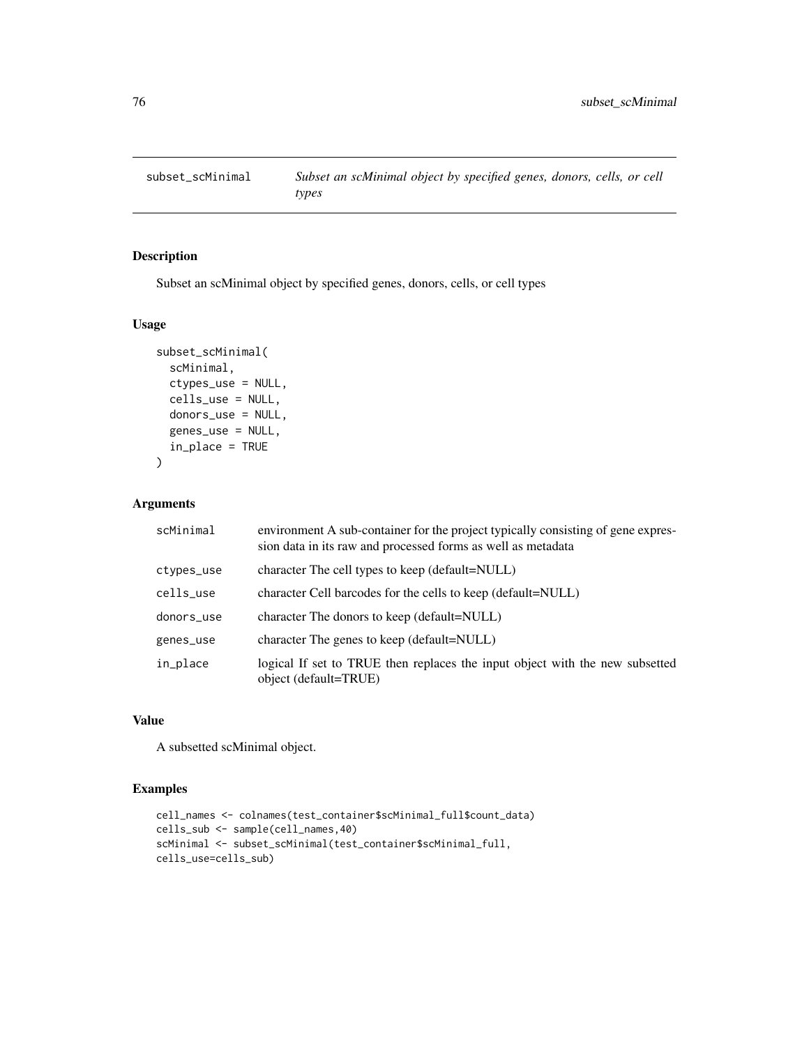## subset_scMinimal — *Subset an scMinimal object by specified genes, donors, cells, or cell types*

### Description

Subset an scMinimal object by specified genes, donors, cells, or cell types

### Usage

```
subset_scMinimal(
  scMinimal,
  ctypes_use = NULL,
  cells_use = NULL,
  donors_use = NULL,
  genes_use = NULL,
  in_place = TRUE
)
```

### Arguments

| | |
|---|---|
| `scMinimal` | environment A sub-container for the project typically consisting of gene expression data in its raw and processed forms as well as metadata |
| `ctypes_use` | character The cell types to keep (default=NULL) |
| `cells_use` | character Cell barcodes for the cells to keep (default=NULL) |
| `donors_use` | character The donors to keep (default=NULL) |
| `genes_use` | character The genes to keep (default=NULL) |
| `in_place` | logical If set to TRUE then replaces the input object with the new subsetted object (default=TRUE) |

### Value

A subsetted scMinimal object.

### Examples

```
cell_names <- colnames(test_container$scMinimal_full$count_data)
cells_sub <- sample(cell_names,40)
scMinimal <- subset_scMinimal(test_container$scMinimal_full,
cells_use=cells_sub)
```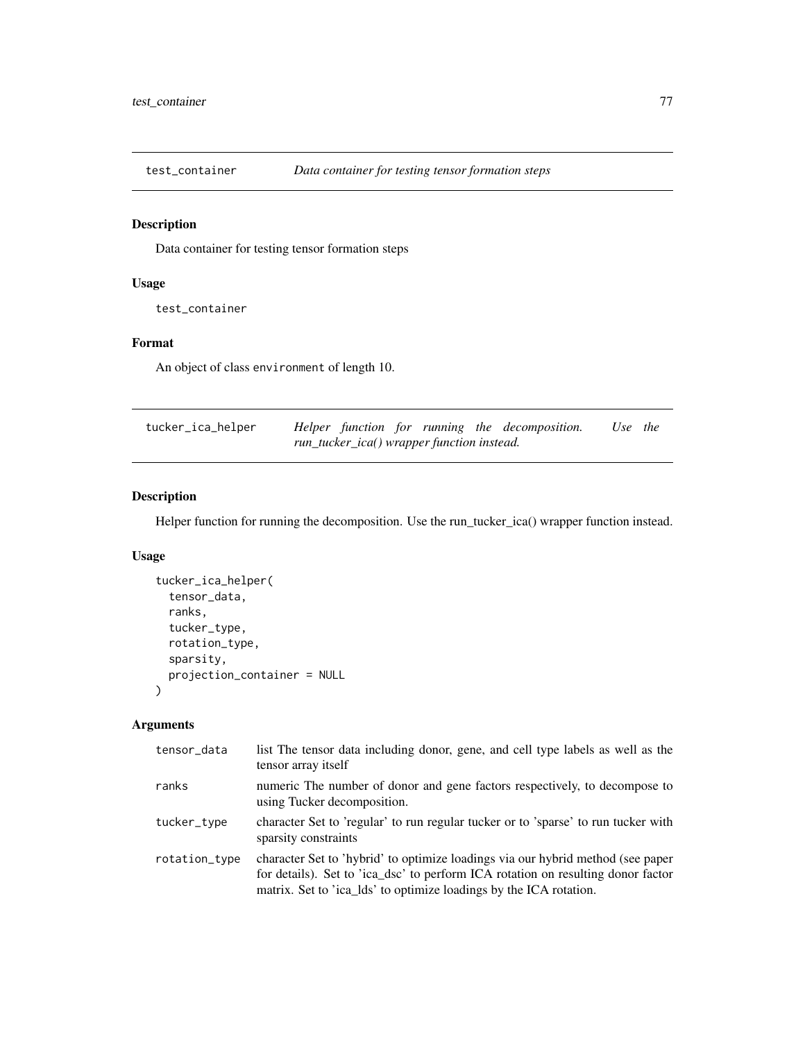## test_container — *Data container for testing tensor formation steps*

### Description

Data container for testing tensor formation steps

### Usage

```
test_container
```

### Format

An object of class environment of length 10.

## tucker_ica_helper — *Helper function for running the decomposition. Use the run_tucker_ica() wrapper function instead.*

### Description

Helper function for running the decomposition. Use the run_tucker_ica() wrapper function instead.

### Usage

```
tucker_ica_helper(
  tensor_data,
  ranks,
  tucker_type,
  rotation_type,
  sparsity,
  projection_container = NULL
)
```

### Arguments

| Argument | Description |
|---|---|
| tensor_data | list The tensor data including donor, gene, and cell type labels as well as the tensor array itself |
| ranks | numeric The number of donor and gene factors respectively, to decompose to using Tucker decomposition. |
| tucker_type | character Set to 'regular' to run regular tucker or to 'sparse' to run tucker with sparsity constraints |
| rotation_type | character Set to 'hybrid' to optimize loadings via our hybrid method (see paper for details). Set to 'ica_dsc' to perform ICA rotation on resulting donor factor matrix. Set to 'ica_lds' to optimize loadings by the ICA rotation. |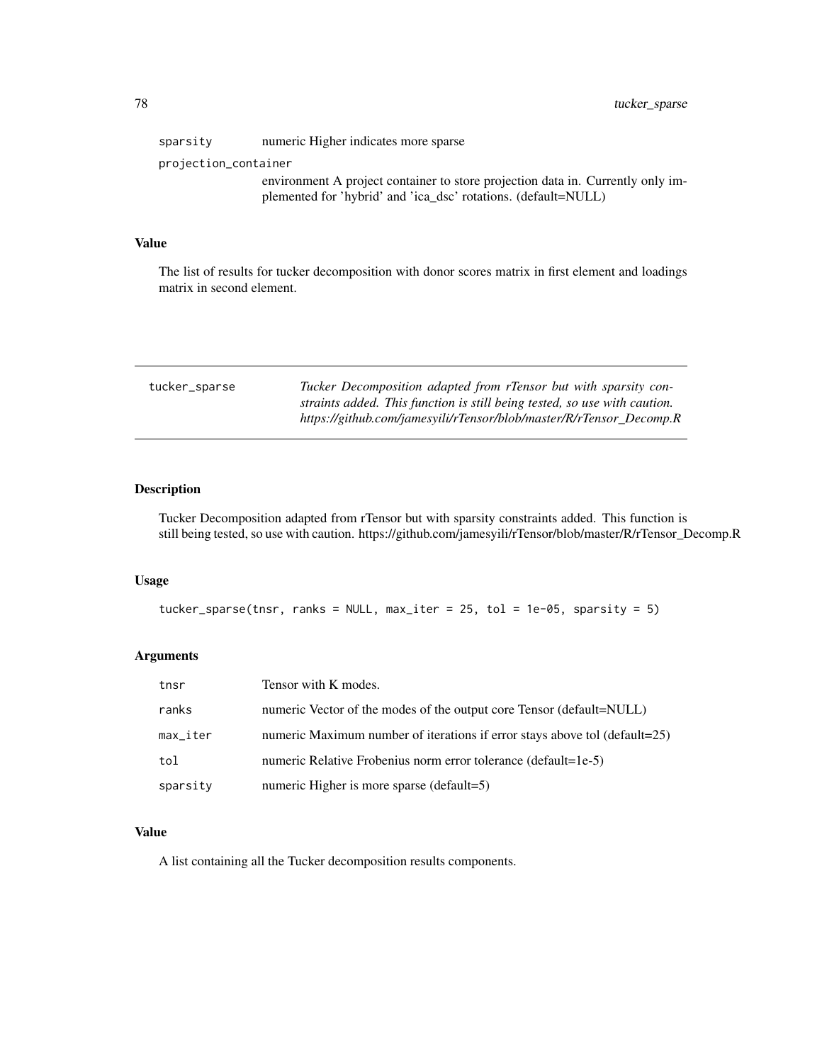| | |
|---|---|
| sparsity | numeric Higher indicates more sparse |
| projection_container | environment A project container to store projection data in. Currently only implemented for 'hybrid' and 'ica_dsc' rotations. (default=NULL) |

### Value

The list of results for tucker decomposition with donor scores matrix in first element and loadings matrix in second element.

---

## tucker_sparse

*Tucker Decomposition adapted from rTensor but with sparsity constraints added. This function is still being tested, so use with caution. https://github.com/jamesyili/rTensor/blob/master/R/rTensor_Decomp.R*

---

### Description

Tucker Decomposition adapted from rTensor but with sparsity constraints added. This function is still being tested, so use with caution. https://github.com/jamesyili/rTensor/blob/master/R/rTensor_Decomp.R

### Usage

```
tucker_sparse(tnsr, ranks = NULL, max_iter = 25, tol = 1e-05, sparsity = 5)
```

### Arguments

| | |
|---|---|
| tnsr | Tensor with K modes. |
| ranks | numeric Vector of the modes of the output core Tensor (default=NULL) |
| max_iter | numeric Maximum number of iterations if error stays above tol (default=25) |
| tol | numeric Relative Frobenius norm error tolerance (default=1e-5) |
| sparsity | numeric Higher is more sparse (default=5) |

### Value

A list containing all the Tucker decomposition results components.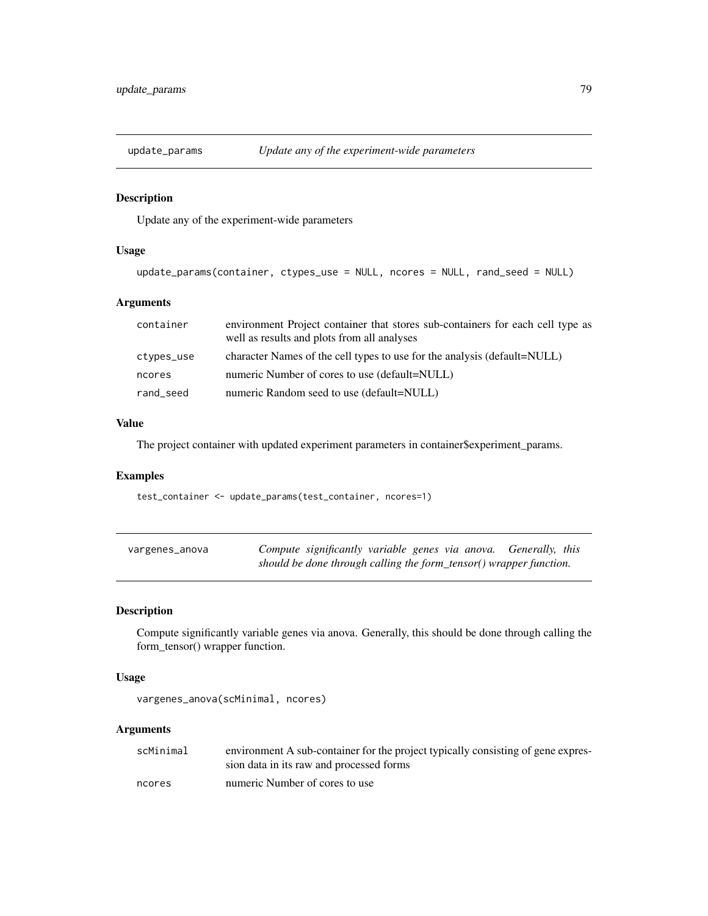## update_params — *Update any of the experiment-wide parameters*

### Description

Update any of the experiment-wide parameters

### Usage

```
update_params(container, ctypes_use = NULL, ncores = NULL, rand_seed = NULL)
```

### Arguments

| | |
|---|---|
| container | environment Project container that stores sub-containers for each cell type as well as results and plots from all analyses |
| ctypes_use | character Names of the cell types to use for the analysis (default=NULL) |
| ncores | numeric Number of cores to use (default=NULL) |
| rand_seed | numeric Random seed to use (default=NULL) |

### Value

The project container with updated experiment parameters in container$experiment_params.

### Examples

```
test_container <- update_params(test_container, ncores=1)
```

## vargenes_anova — *Compute significantly variable genes via anova. Generally, this should be done through calling the form_tensor() wrapper function.*

### Description

Compute significantly variable genes via anova. Generally, this should be done through calling the form_tensor() wrapper function.

### Usage

```
vargenes_anova(scMinimal, ncores)
```

### Arguments

| | |
|---|---|
| scMinimal | environment A sub-container for the project typically consisting of gene expression data in its raw and processed forms |
| ncores | numeric Number of cores to use |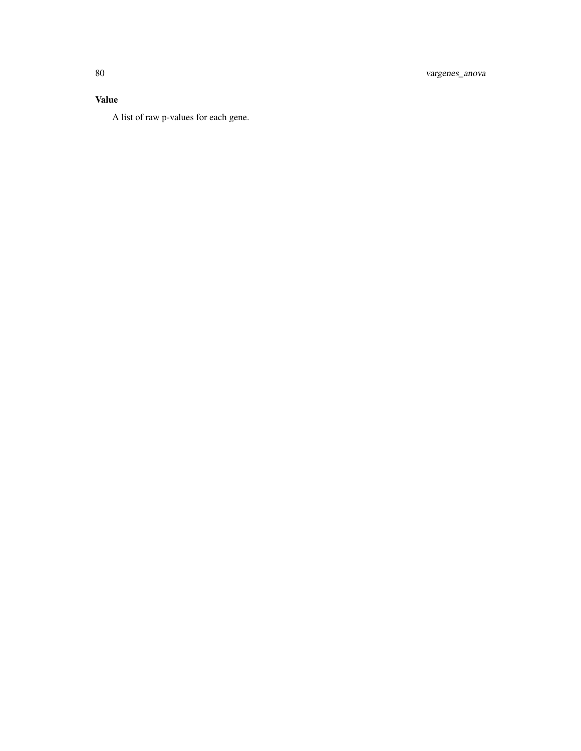### Value

A list of raw p-values for each gene.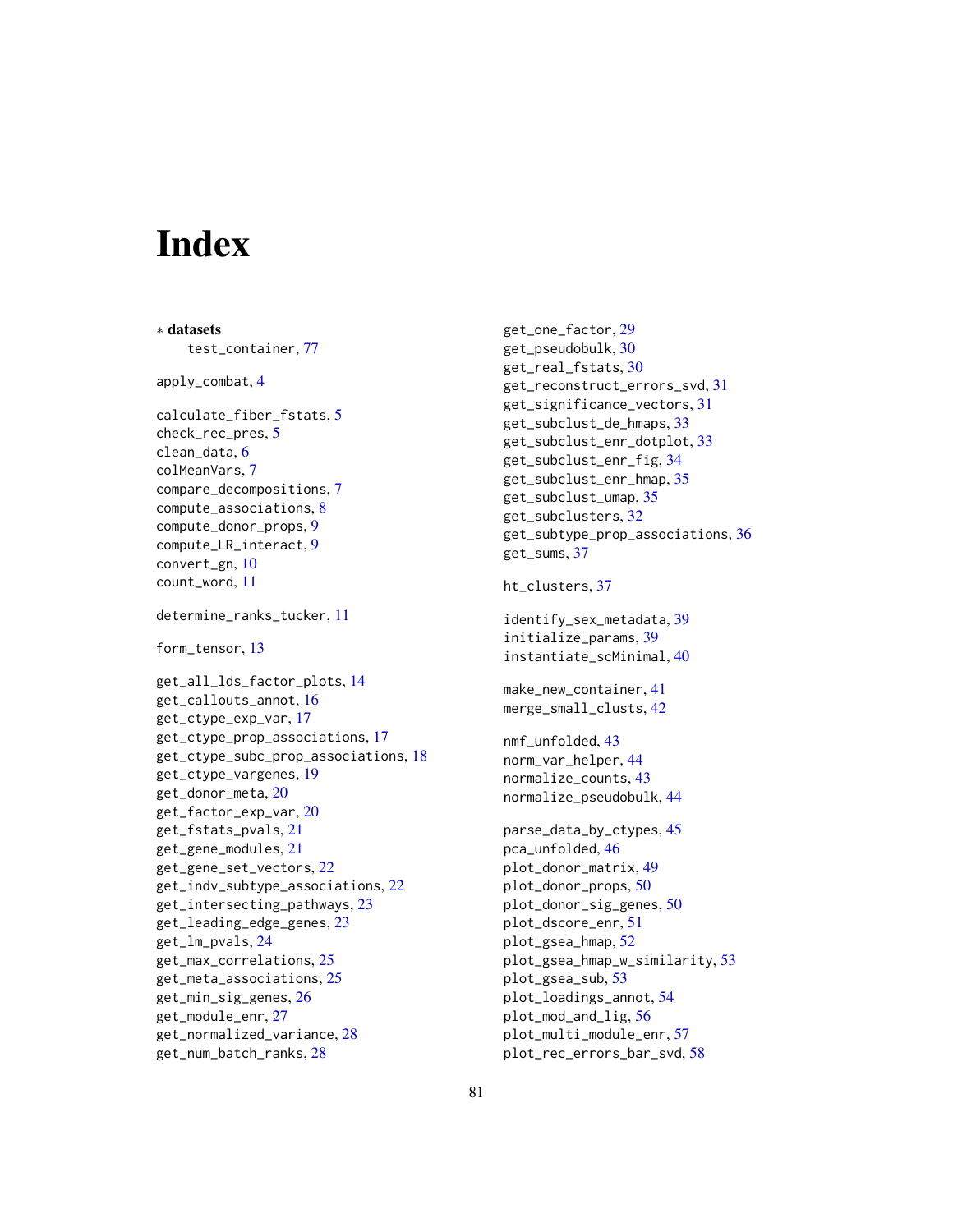# Index

* **datasets**
    test_container, 77

apply_combat, 4

calculate_fiber_fstats, 5
check_rec_pres, 5
clean_data, 6
colMeanVars, 7
compare_decompositions, 7
compute_associations, 8
compute_donor_props, 9
compute_LR_interact, 9
convert_gn, 10
count_word, 11

determine_ranks_tucker, 11

form_tensor, 13

get_all_lds_factor_plots, 14
get_callouts_annot, 16
get_ctype_exp_var, 17
get_ctype_prop_associations, 17
get_ctype_subc_prop_associations, 18
get_ctype_vargenes, 19
get_donor_meta, 20
get_factor_exp_var, 20
get_fstats_pvals, 21
get_gene_modules, 21
get_gene_set_vectors, 22
get_indv_subtype_associations, 22
get_intersecting_pathways, 23
get_leading_edge_genes, 23
get_lm_pvals, 24
get_max_correlations, 25
get_meta_associations, 25
get_min_sig_genes, 26
get_module_enr, 27
get_normalized_variance, 28
get_num_batch_ranks, 28
get_one_factor, 29
get_pseudobulk, 30
get_real_fstats, 30
get_reconstruct_errors_svd, 31
get_significance_vectors, 31
get_subclust_de_hmaps, 33
get_subclust_enr_dotplot, 33
get_subclust_enr_fig, 34
get_subclust_enr_hmap, 35
get_subclust_umap, 35
get_subclusters, 32
get_subtype_prop_associations, 36
get_sums, 37

ht_clusters, 37

identify_sex_metadata, 39
initialize_params, 39
instantiate_scMinimal, 40

make_new_container, 41
merge_small_clusts, 42

nmf_unfolded, 43
norm_var_helper, 44
normalize_counts, 43
normalize_pseudobulk, 44

parse_data_by_ctypes, 45
pca_unfolded, 46
plot_donor_matrix, 49
plot_donor_props, 50
plot_donor_sig_genes, 50
plot_dscore_enr, 51
plot_gsea_hmap, 52
plot_gsea_hmap_w_similarity, 53
plot_gsea_sub, 53
plot_loadings_annot, 54
plot_mod_and_lig, 56
plot_multi_module_enr, 57
plot_rec_errors_bar_svd, 58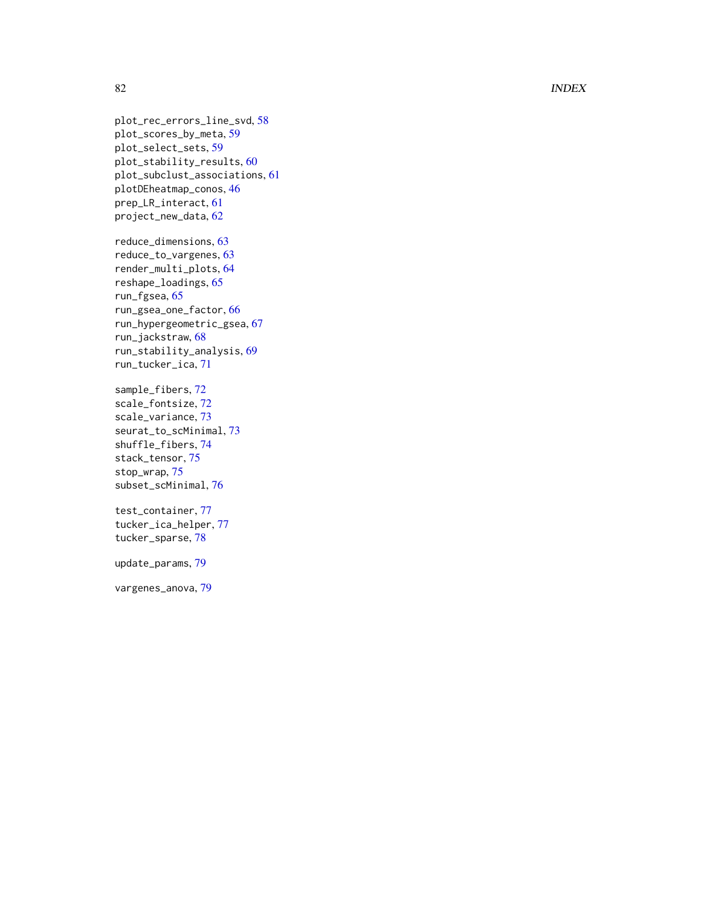plot_rec_errors_line_svd, 58
plot_scores_by_meta, 59
plot_select_sets, 59
plot_stability_results, 60
plot_subclust_associations, 61
plotDEheatmap_conos, 46
prep_LR_interact, 61
project_new_data, 62

reduce_dimensions, 63
reduce_to_vargenes, 63
render_multi_plots, 64
reshape_loadings, 65
run_fgsea, 65
run_gsea_one_factor, 66
run_hypergeometric_gsea, 67
run_jackstraw, 68
run_stability_analysis, 69
run_tucker_ica, 71

sample_fibers, 72
scale_fontsize, 72
scale_variance, 73
seurat_to_scMinimal, 73
shuffle_fibers, 74
stack_tensor, 75
stop_wrap, 75
subset_scMinimal, 76

test_container, 77
tucker_ica_helper, 77
tucker_sparse, 78

update_params, 79

vargenes_anova, 79